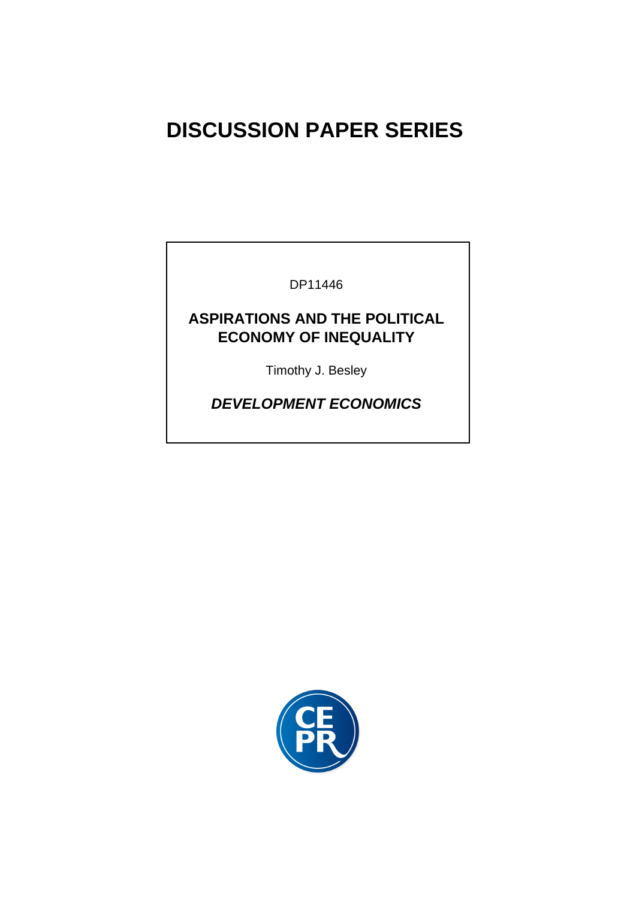# DISCUSSION PAPER SERIES

DP11446

## ASPIRATIONS AND THE POLITICAL ECONOMY OF INEQUALITY

Timothy J. Besley

***DEVELOPMENT ECONOMICS***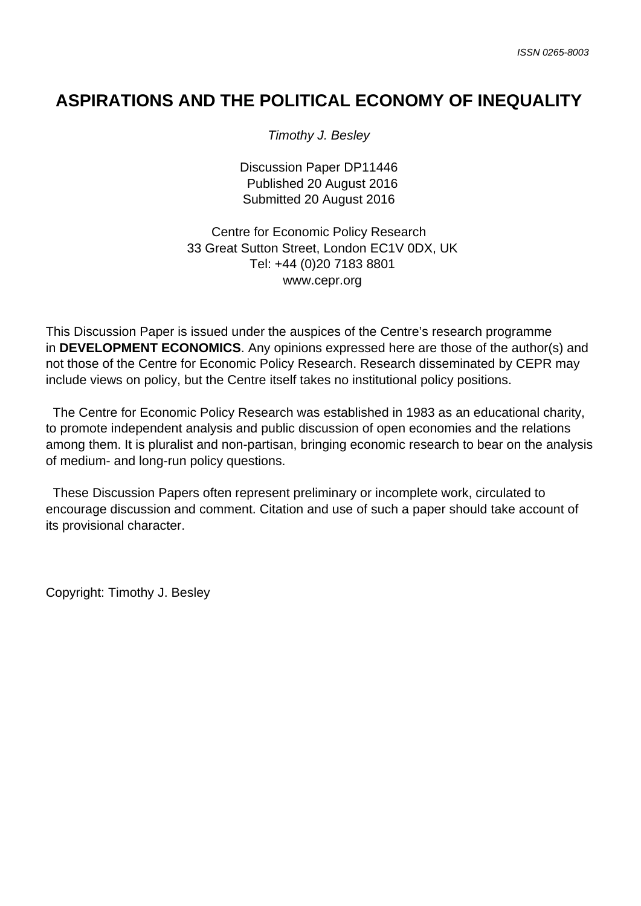ISSN 0265-8003

# ASPIRATIONS AND THE POLITICAL ECONOMY OF INEQUALITY

*Timothy J. Besley*

Discussion Paper DP11446
Published 20 August 2016
Submitted 20 August 2016

Centre for Economic Policy Research
33 Great Sutton Street, London EC1V 0DX, UK
Tel: +44 (0)20 7183 8801
www.cepr.org

This Discussion Paper is issued under the auspices of the Centre's research programme in **DEVELOPMENT ECONOMICS**. Any opinions expressed here are those of the author(s) and not those of the Centre for Economic Policy Research. Research disseminated by CEPR may include views on policy, but the Centre itself takes no institutional policy positions.

The Centre for Economic Policy Research was established in 1983 as an educational charity, to promote independent analysis and public discussion of open economies and the relations among them. It is pluralist and non-partisan, bringing economic research to bear on the analysis of medium- and long-run policy questions.

These Discussion Papers often represent preliminary or incomplete work, circulated to encourage discussion and comment. Citation and use of such a paper should take account of its provisional character.

Copyright: Timothy J. Besley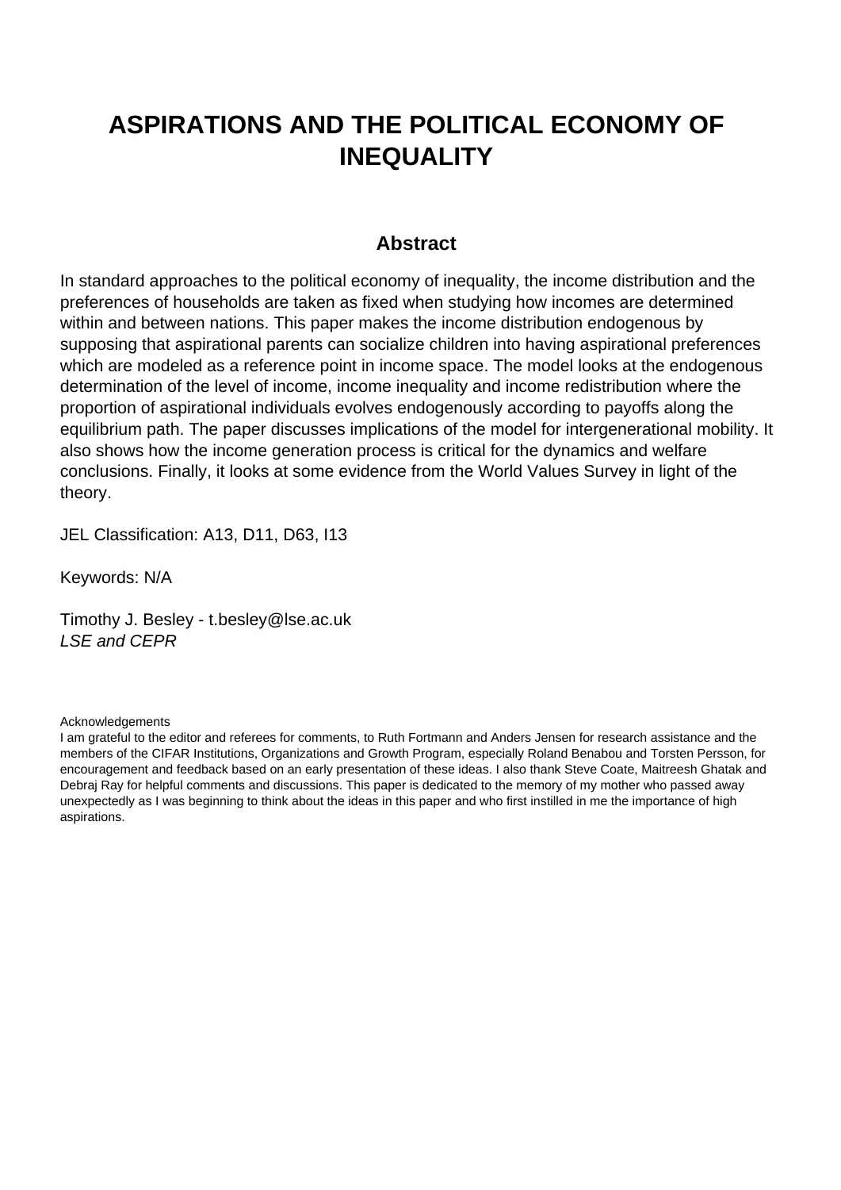# ASPIRATIONS AND THE POLITICAL ECONOMY OF INEQUALITY

## Abstract

In standard approaches to the political economy of inequality, the income distribution and the preferences of households are taken as fixed when studying how incomes are determined within and between nations. This paper makes the income distribution endogenous by supposing that aspirational parents can socialize children into having aspirational preferences which are modeled as a reference point in income space. The model looks at the endogenous determination of the level of income, income inequality and income redistribution where the proportion of aspirational individuals evolves endogenously according to payoffs along the equilibrium path. The paper discusses implications of the model for intergenerational mobility. It also shows how the income generation process is critical for the dynamics and welfare conclusions. Finally, it looks at some evidence from the World Values Survey in light of the theory.

JEL Classification: A13, D11, D63, I13

Keywords: N/A

Timothy J. Besley - t.besley@lse.ac.uk
*LSE and CEPR*

Acknowledgements
I am grateful to the editor and referees for comments, to Ruth Fortmann and Anders Jensen for research assistance and the members of the CIFAR Institutions, Organizations and Growth Program, especially Roland Benabou and Torsten Persson, for encouragement and feedback based on an early presentation of these ideas. I also thank Steve Coate, Maitreesh Ghatak and Debraj Ray for helpful comments and discussions. This paper is dedicated to the memory of my mother who passed away unexpectedly as I was beginning to think about the ideas in this paper and who first instilled in me the importance of high aspirations.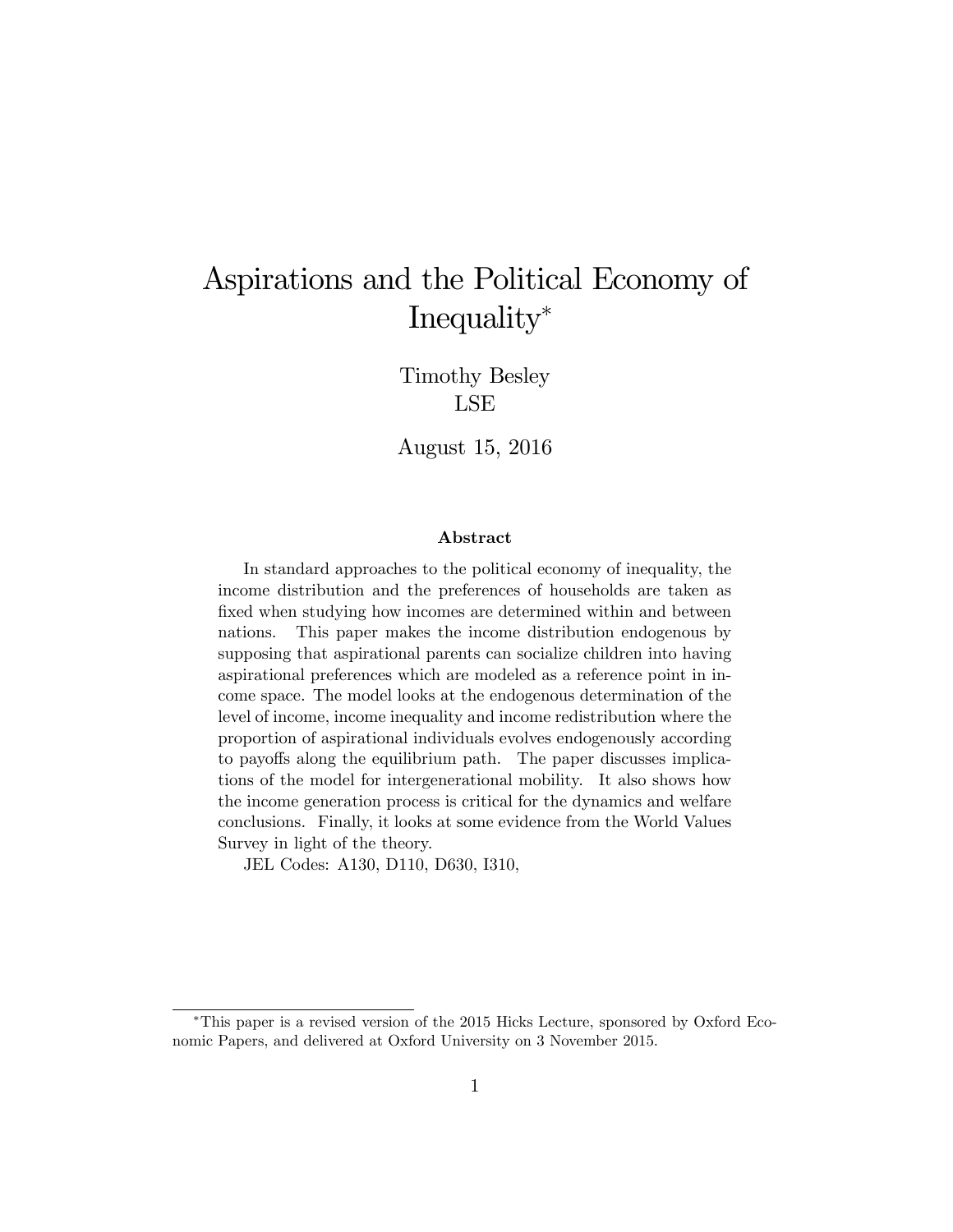# Aspirations and the Political Economy of Inequality[*]

Timothy Besley
LSE

August 15, 2016

### Abstract

In standard approaches to the political economy of inequality, the income distribution and the preferences of households are taken as fixed when studying how incomes are determined within and between nations. This paper makes the income distribution endogenous by supposing that aspirational parents can socialize children into having aspirational preferences which are modeled as a reference point in income space. The model looks at the endogenous determination of the level of income, income inequality and income redistribution where the proportion of aspirational individuals evolves endogenously according to payoffs along the equilibrium path. The paper discusses implications of the model for intergenerational mobility. It also shows how the income generation process is critical for the dynamics and welfare conclusions. Finally, it looks at some evidence from the World Values Survey in light of the theory.

JEL Codes: A130, D110, D630, I310,

[*]This paper is a revised version of the 2015 Hicks Lecture, sponsored by Oxford Economic Papers, and delivered at Oxford University on 3 November 2015.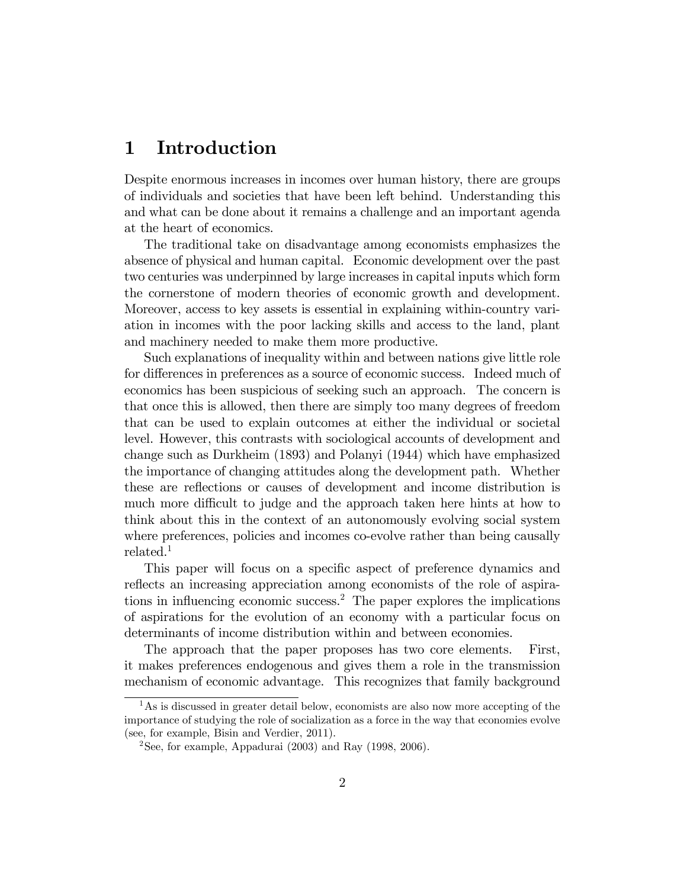# 1 Introduction

Despite enormous increases in incomes over human history, there are groups of individuals and societies that have been left behind. Understanding this and what can be done about it remains a challenge and an important agenda at the heart of economics.

The traditional take on disadvantage among economists emphasizes the absence of physical and human capital. Economic development over the past two centuries was underpinned by large increases in capital inputs which form the cornerstone of modern theories of economic growth and development. Moreover, access to key assets is essential in explaining within-country variation in incomes with the poor lacking skills and access to the land, plant and machinery needed to make them more productive.

Such explanations of inequality within and between nations give little role for differences in preferences as a source of economic success. Indeed much of economics has been suspicious of seeking such an approach. The concern is that once this is allowed, then there are simply too many degrees of freedom that can be used to explain outcomes at either the individual or societal level. However, this contrasts with sociological accounts of development and change such as Durkheim (1893) and Polanyi (1944) which have emphasized the importance of changing attitudes along the development path. Whether these are reflections or causes of development and income distribution is much more difficult to judge and the approach taken here hints at how to think about this in the context of an autonomously evolving social system where preferences, policies and incomes co-evolve rather than being causally related.[1]

This paper will focus on a specific aspect of preference dynamics and reflects an increasing appreciation among economists of the role of aspirations in influencing economic success.[2] The paper explores the implications of aspirations for the evolution of an economy with a particular focus on determinants of income distribution within and between economies.

The approach that the paper proposes has two core elements. First, it makes preferences endogenous and gives them a role in the transmission mechanism of economic advantage. This recognizes that family background

[1] As is discussed in greater detail below, economists are also now more accepting of the importance of studying the role of socialization as a force in the way that economies evolve (see, for example, Bisin and Verdier, 2011).

[2] See, for example, Appadurai (2003) and Ray (1998, 2006).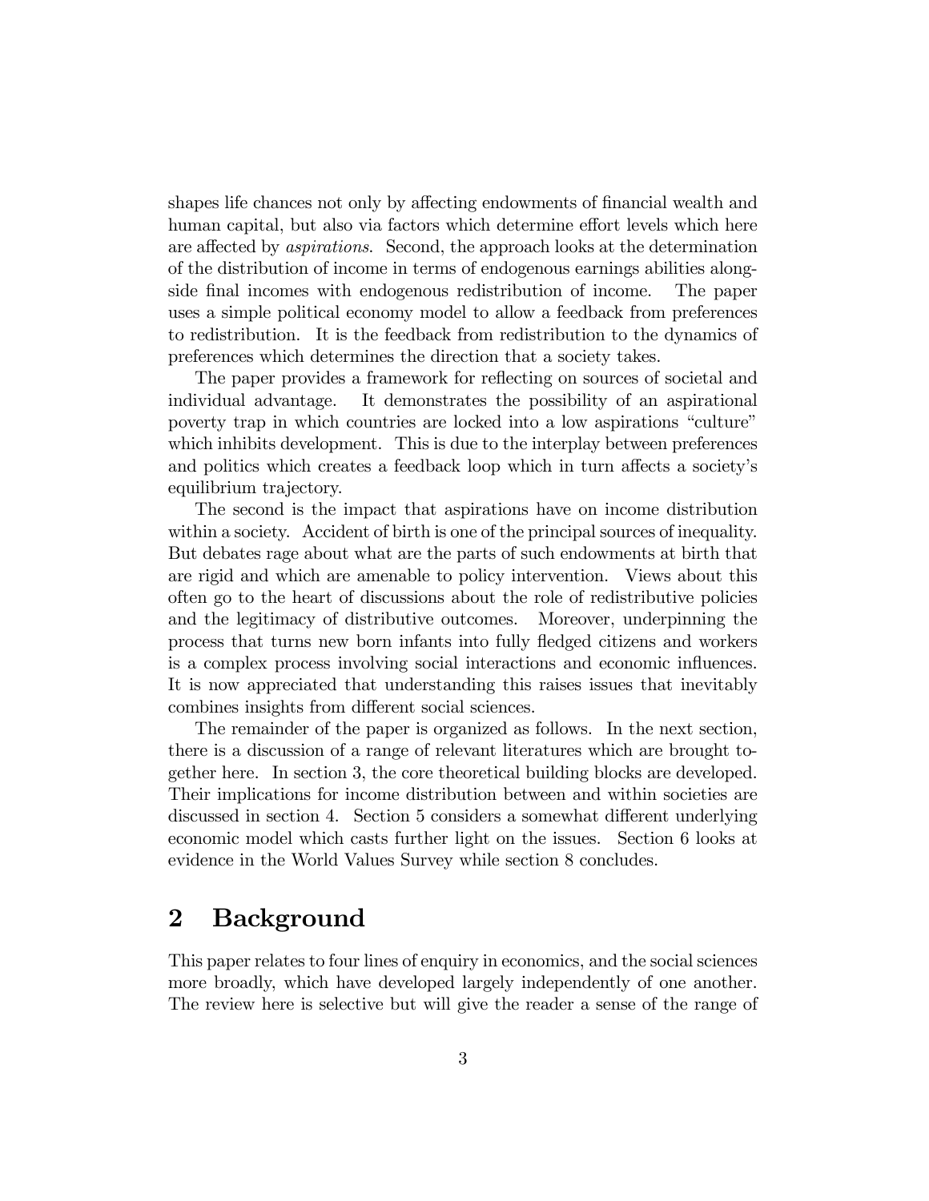shapes life chances not only by affecting endowments of financial wealth and human capital, but also via factors which determine effort levels which here are affected by *aspirations*. Second, the approach looks at the determination of the distribution of income in terms of endogenous earnings abilities alongside final incomes with endogenous redistribution of income. The paper uses a simple political economy model to allow a feedback from preferences to redistribution. It is the feedback from redistribution to the dynamics of preferences which determines the direction that a society takes.

The paper provides a framework for reflecting on sources of societal and individual advantage. It demonstrates the possibility of an aspirational poverty trap in which countries are locked into a low aspirations "culture" which inhibits development. This is due to the interplay between preferences and politics which creates a feedback loop which in turn affects a society's equilibrium trajectory.

The second is the impact that aspirations have on income distribution within a society. Accident of birth is one of the principal sources of inequality. But debates rage about what are the parts of such endowments at birth that are rigid and which are amenable to policy intervention. Views about this often go to the heart of discussions about the role of redistributive policies and the legitimacy of distributive outcomes. Moreover, underpinning the process that turns new born infants into fully fledged citizens and workers is a complex process involving social interactions and economic influences. It is now appreciated that understanding this raises issues that inevitably combines insights from different social sciences.

The remainder of the paper is organized as follows. In the next section, there is a discussion of a range of relevant literatures which are brought together here. In section 3, the core theoretical building blocks are developed. Their implications for income distribution between and within societies are discussed in section 4. Section 5 considers a somewhat different underlying economic model which casts further light on the issues. Section 6 looks at evidence in the World Values Survey while section 8 concludes.

## 2 Background

This paper relates to four lines of enquiry in economics, and the social sciences more broadly, which have developed largely independently of one another. The review here is selective but will give the reader a sense of the range of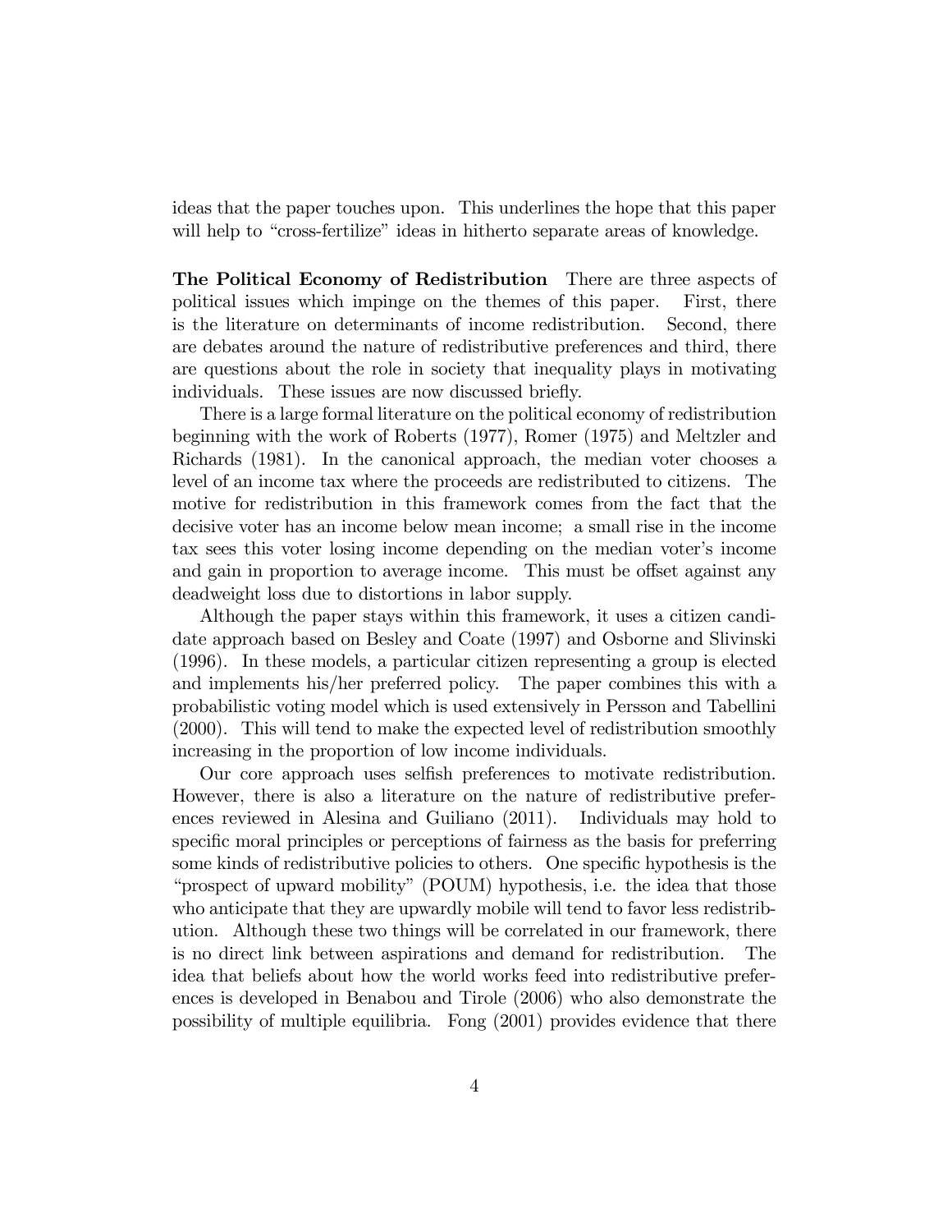ideas that the paper touches upon. This underlines the hope that this paper will help to "cross-fertilize" ideas in hitherto separate areas of knowledge.

**The Political Economy of Redistribution** There are three aspects of political issues which impinge on the themes of this paper. First, there is the literature on determinants of income redistribution. Second, there are debates around the nature of redistributive preferences and third, there are questions about the role in society that inequality plays in motivating individuals. These issues are now discussed briefly.

There is a large formal literature on the political economy of redistribution beginning with the work of Roberts (1977), Romer (1975) and Meltzler and Richards (1981). In the canonical approach, the median voter chooses a level of an income tax where the proceeds are redistributed to citizens. The motive for redistribution in this framework comes from the fact that the decisive voter has an income below mean income; a small rise in the income tax sees this voter losing income depending on the median voter's income and gain in proportion to average income. This must be offset against any deadweight loss due to distortions in labor supply.

Although the paper stays within this framework, it uses a citizen candidate approach based on Besley and Coate (1997) and Osborne and Slivinski (1996). In these models, a particular citizen representing a group is elected and implements his/her preferred policy. The paper combines this with a probabilistic voting model which is used extensively in Persson and Tabellini (2000). This will tend to make the expected level of redistribution smoothly increasing in the proportion of low income individuals.

Our core approach uses selfish preferences to motivate redistribution. However, there is also a literature on the nature of redistributive preferences reviewed in Alesina and Guiliano (2011). Individuals may hold to specific moral principles or perceptions of fairness as the basis for preferring some kinds of redistributive policies to others. One specific hypothesis is the "prospect of upward mobility" (POUM) hypothesis, i.e. the idea that those who anticipate that they are upwardly mobile will tend to favor less redistribution. Although these two things will be correlated in our framework, there is no direct link between aspirations and demand for redistribution. The idea that beliefs about how the world works feed into redistributive preferences is developed in Benabou and Tirole (2006) who also demonstrate the possibility of multiple equilibria. Fong (2001) provides evidence that there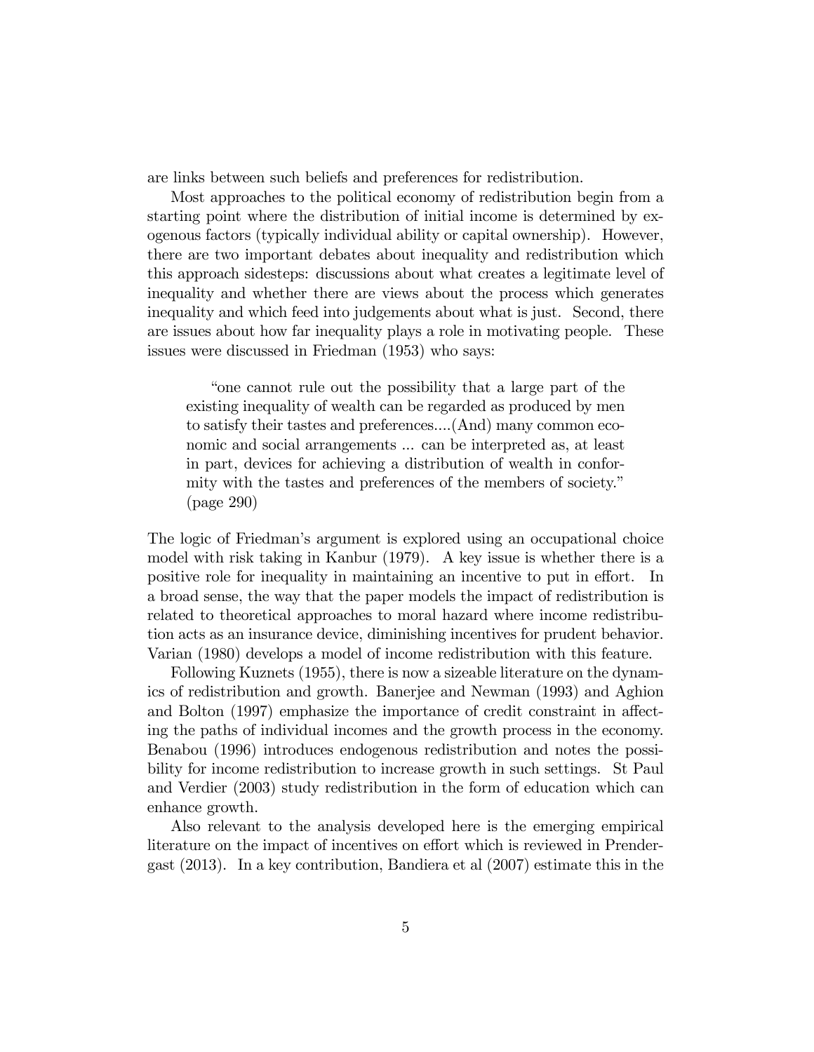are links between such beliefs and preferences for redistribution.

Most approaches to the political economy of redistribution begin from a starting point where the distribution of initial income is determined by exogenous factors (typically individual ability or capital ownership). However, there are two important debates about inequality and redistribution which this approach sidesteps: discussions about what creates a legitimate level of inequality and whether there are views about the process which generates inequality and which feed into judgements about what is just. Second, there are issues about how far inequality plays a role in motivating people. These issues were discussed in Friedman (1953) who says:

> "one cannot rule out the possibility that a large part of the existing inequality of wealth can be regarded as produced by men to satisfy their tastes and preferences....(And) many common economic and social arrangements ... can be interpreted as, at least in part, devices for achieving a distribution of wealth in conformity with the tastes and preferences of the members of society." (page 290)

The logic of Friedman's argument is explored using an occupational choice model with risk taking in Kanbur (1979). A key issue is whether there is a positive role for inequality in maintaining an incentive to put in effort. In a broad sense, the way that the paper models the impact of redistribution is related to theoretical approaches to moral hazard where income redistribution acts as an insurance device, diminishing incentives for prudent behavior. Varian (1980) develops a model of income redistribution with this feature.

Following Kuznets (1955), there is now a sizeable literature on the dynamics of redistribution and growth. Banerjee and Newman (1993) and Aghion and Bolton (1997) emphasize the importance of credit constraint in affecting the paths of individual incomes and the growth process in the economy. Benabou (1996) introduces endogenous redistribution and notes the possibility for income redistribution to increase growth in such settings. St Paul and Verdier (2003) study redistribution in the form of education which can enhance growth.

Also relevant to the analysis developed here is the emerging empirical literature on the impact of incentives on effort which is reviewed in Prendergast (2013). In a key contribution, Bandiera et al (2007) estimate this in the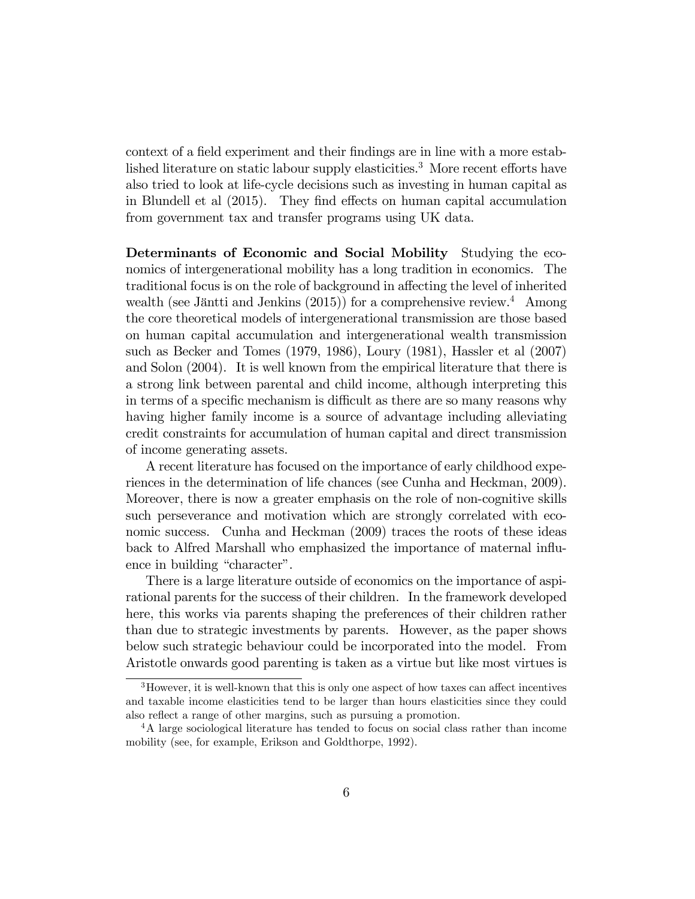context of a field experiment and their findings are in line with a more established literature on static labour supply elasticities.[3] More recent efforts have also tried to look at life-cycle decisions such as investing in human capital as in Blundell et al (2015). They find effects on human capital accumulation from government tax and transfer programs using UK data.

**Determinants of Economic and Social Mobility** Studying the economics of intergenerational mobility has a long tradition in economics. The traditional focus is on the role of background in affecting the level of inherited wealth (see Jäntti and Jenkins (2015)) for a comprehensive review.[4] Among the core theoretical models of intergenerational transmission are those based on human capital accumulation and intergenerational wealth transmission such as Becker and Tomes (1979, 1986), Loury (1981), Hassler et al (2007) and Solon (2004). It is well known from the empirical literature that there is a strong link between parental and child income, although interpreting this in terms of a specific mechanism is difficult as there are so many reasons why having higher family income is a source of advantage including alleviating credit constraints for accumulation of human capital and direct transmission of income generating assets.

A recent literature has focused on the importance of early childhood experiences in the determination of life chances (see Cunha and Heckman, 2009). Moreover, there is now a greater emphasis on the role of non-cognitive skills such perseverance and motivation which are strongly correlated with economic success. Cunha and Heckman (2009) traces the roots of these ideas back to Alfred Marshall who emphasized the importance of maternal influence in building "character".

There is a large literature outside of economics on the importance of aspirational parents for the success of their children. In the framework developed here, this works via parents shaping the preferences of their children rather than due to strategic investments by parents. However, as the paper shows below such strategic behaviour could be incorporated into the model. From Aristotle onwards good parenting is taken as a virtue but like most virtues is

[3] However, it is well-known that this is only one aspect of how taxes can affect incentives and taxable income elasticities tend to be larger than hours elasticities since they could also reflect a range of other margins, such as pursuing a promotion.

[4] A large sociological literature has tended to focus on social class rather than income mobility (see, for example, Erikson and Goldthorpe, 1992).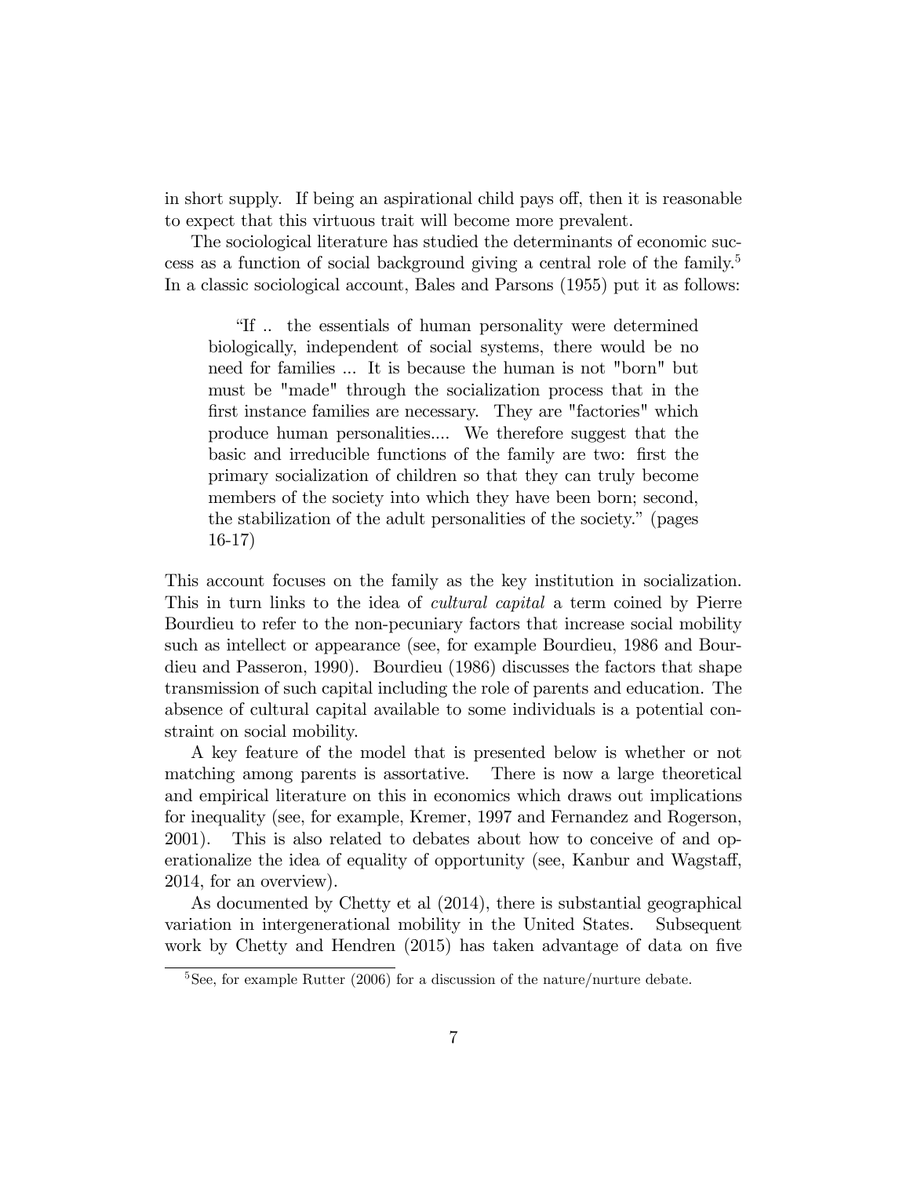in short supply. If being an aspirational child pays off, then it is reasonable to expect that this virtuous trait will become more prevalent.

The sociological literature has studied the determinants of economic success as a function of social background giving a central role of the family.[5] In a classic sociological account, Bales and Parsons (1955) put it as follows:

> "If .. the essentials of human personality were determined biologically, independent of social systems, there would be no need for families ... It is because the human is not "born" but must be "made" through the socialization process that in the first instance families are necessary. They are "factories" which produce human personalities.... We therefore suggest that the basic and irreducible functions of the family are two: first the primary socialization of children so that they can truly become members of the society into which they have been born; second, the stabilization of the adult personalities of the society." (pages 16-17)

This account focuses on the family as the key institution in socialization. This in turn links to the idea of *cultural capital* a term coined by Pierre Bourdieu to refer to the non-pecuniary factors that increase social mobility such as intellect or appearance (see, for example Bourdieu, 1986 and Bourdieu and Passeron, 1990). Bourdieu (1986) discusses the factors that shape transmission of such capital including the role of parents and education. The absence of cultural capital available to some individuals is a potential constraint on social mobility.

A key feature of the model that is presented below is whether or not matching among parents is assortative. There is now a large theoretical and empirical literature on this in economics which draws out implications for inequality (see, for example, Kremer, 1997 and Fernandez and Rogerson, 2001). This is also related to debates about how to conceive of and operationalize the idea of equality of opportunity (see, Kanbur and Wagstaff, 2014, for an overview).

As documented by Chetty et al (2014), there is substantial geographical variation in intergenerational mobility in the United States. Subsequent work by Chetty and Hendren (2015) has taken advantage of data on five

[5] See, for example Rutter (2006) for a discussion of the nature/nurture debate.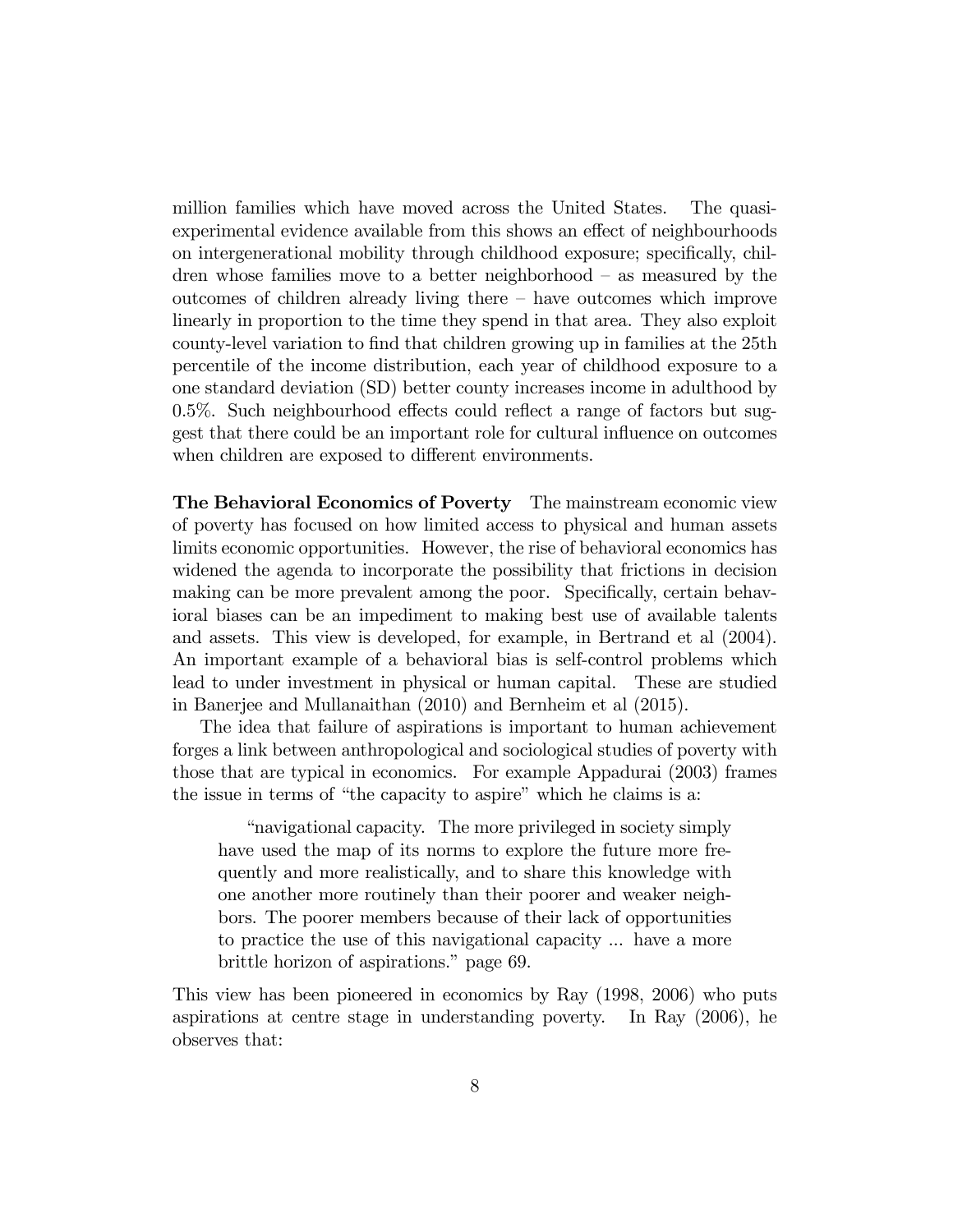million families which have moved across the United States. The quasi-experimental evidence available from this shows an effect of neighbourhoods on intergenerational mobility through childhood exposure; specifically, children whose families move to a better neighborhood – as measured by the outcomes of children already living there – have outcomes which improve linearly in proportion to the time they spend in that area. They also exploit county-level variation to find that children growing up in families at the 25th percentile of the income distribution, each year of childhood exposure to a one standard deviation (SD) better county increases income in adulthood by 0.5%. Such neighbourhood effects could reflect a range of factors but suggest that there could be an important role for cultural influence on outcomes when children are exposed to different environments.

**The Behavioral Economics of Poverty** The mainstream economic view of poverty has focused on how limited access to physical and human assets limits economic opportunities. However, the rise of behavioral economics has widened the agenda to incorporate the possibility that frictions in decision making can be more prevalent among the poor. Specifically, certain behavioral biases can be an impediment to making best use of available talents and assets. This view is developed, for example, in Bertrand et al (2004). An important example of a behavioral bias is self-control problems which lead to under investment in physical or human capital. These are studied in Banerjee and Mullanaithan (2010) and Bernheim et al (2015).

The idea that failure of aspirations is important to human achievement forges a link between anthropological and sociological studies of poverty with those that are typical in economics. For example Appadurai (2003) frames the issue in terms of "the capacity to aspire" which he claims is a:

> "navigational capacity. The more privileged in society simply have used the map of its norms to explore the future more frequently and more realistically, and to share this knowledge with one another more routinely than their poorer and weaker neighbors. The poorer members because of their lack of opportunities to practice the use of this navigational capacity ... have a more brittle horizon of aspirations." page 69.

This view has been pioneered in economics by Ray (1998, 2006) who puts aspirations at centre stage in understanding poverty. In Ray (2006), he observes that: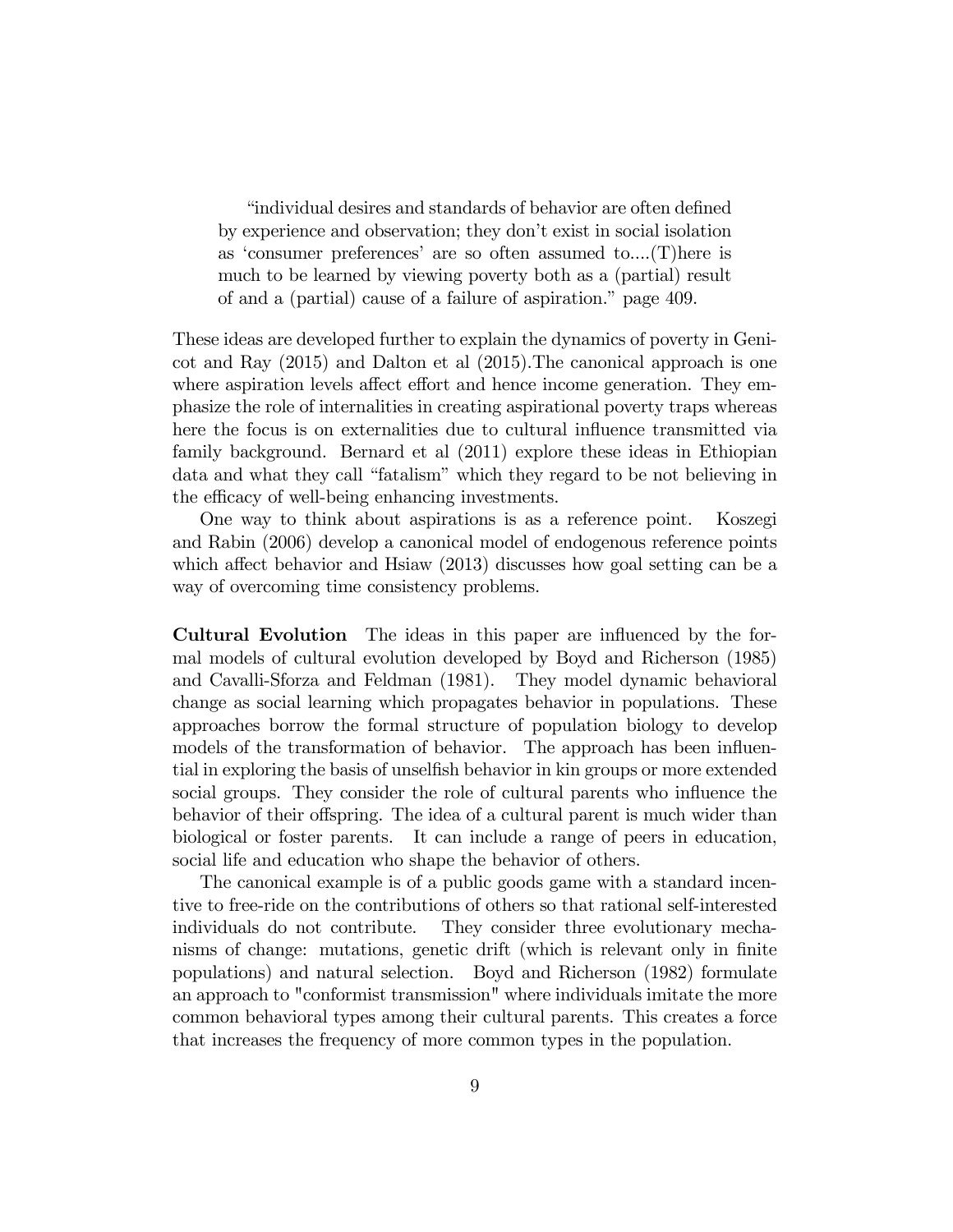> "individual desires and standards of behavior are often defined by experience and observation; they don't exist in social isolation as 'consumer preferences' are so often assumed to....(T)here is much to be learned by viewing poverty both as a (partial) result of and a (partial) cause of a failure of aspiration." page 409.

These ideas are developed further to explain the dynamics of poverty in Genicot and Ray (2015) and Dalton et al (2015).The canonical approach is one where aspiration levels affect effort and hence income generation. They emphasize the role of internalities in creating aspirational poverty traps whereas here the focus is on externalities due to cultural influence transmitted via family background. Bernard et al (2011) explore these ideas in Ethiopian data and what they call "fatalism" which they regard to be not believing in the efficacy of well-being enhancing investments.

One way to think about aspirations is as a reference point. Koszegi and Rabin (2006) develop a canonical model of endogenous reference points which affect behavior and Hsiaw (2013) discusses how goal setting can be a way of overcoming time consistency problems.

**Cultural Evolution** The ideas in this paper are influenced by the formal models of cultural evolution developed by Boyd and Richerson (1985) and Cavalli-Sforza and Feldman (1981). They model dynamic behavioral change as social learning which propagates behavior in populations. These approaches borrow the formal structure of population biology to develop models of the transformation of behavior. The approach has been influential in exploring the basis of unselfish behavior in kin groups or more extended social groups. They consider the role of cultural parents who influence the behavior of their offspring. The idea of a cultural parent is much wider than biological or foster parents. It can include a range of peers in education, social life and education who shape the behavior of others.

The canonical example is of a public goods game with a standard incentive to free-ride on the contributions of others so that rational self-interested individuals do not contribute. They consider three evolutionary mechanisms of change: mutations, genetic drift (which is relevant only in finite populations) and natural selection. Boyd and Richerson (1982) formulate an approach to "conformist transmission" where individuals imitate the more common behavioral types among their cultural parents. This creates a force that increases the frequency of more common types in the population.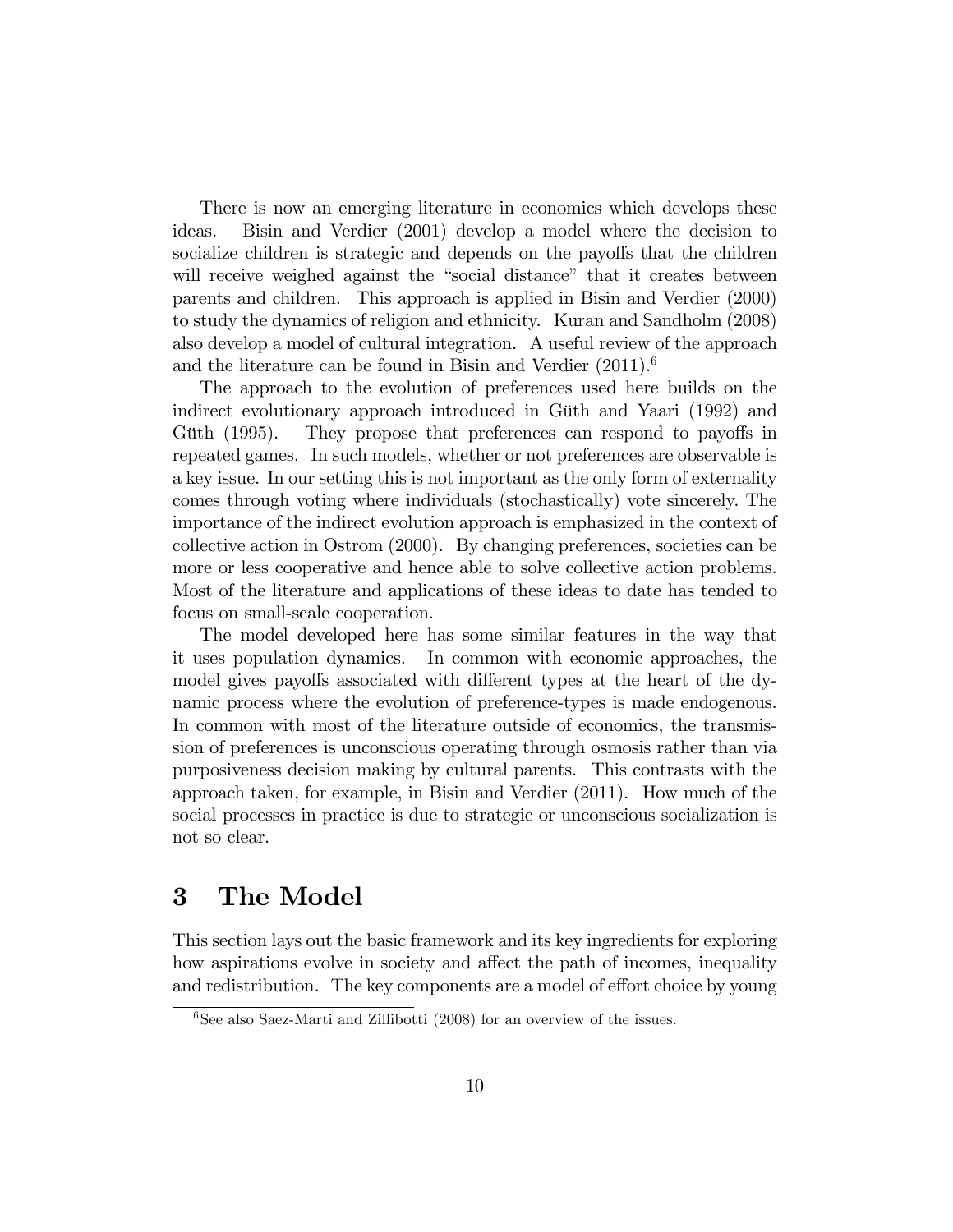There is now an emerging literature in economics which develops these ideas. Bisin and Verdier (2001) develop a model where the decision to socialize children is strategic and depends on the payoffs that the children will receive weighed against the "social distance" that it creates between parents and children. This approach is applied in Bisin and Verdier (2000) to study the dynamics of religion and ethnicity. Kuran and Sandholm (2008) also develop a model of cultural integration. A useful review of the approach and the literature can be found in Bisin and Verdier (2011).[6]

The approach to the evolution of preferences used here builds on the indirect evolutionary approach introduced in Güth and Yaari (1992) and Güth (1995). They propose that preferences can respond to payoffs in repeated games. In such models, whether or not preferences are observable is a key issue. In our setting this is not important as the only form of externality comes through voting where individuals (stochastically) vote sincerely. The importance of the indirect evolution approach is emphasized in the context of collective action in Ostrom (2000). By changing preferences, societies can be more or less cooperative and hence able to solve collective action problems. Most of the literature and applications of these ideas to date has tended to focus on small-scale cooperation.

The model developed here has some similar features in the way that it uses population dynamics. In common with economic approaches, the model gives payoffs associated with different types at the heart of the dynamic process where the evolution of preference-types is made endogenous. In common with most of the literature outside of economics, the transmission of preferences is unconscious operating through osmosis rather than via purposiveness decision making by cultural parents. This contrasts with the approach taken, for example, in Bisin and Verdier (2011). How much of the social processes in practice is due to strategic or unconscious socialization is not so clear.

# 3 The Model

This section lays out the basic framework and its key ingredients for exploring how aspirations evolve in society and affect the path of incomes, inequality and redistribution. The key components are a model of effort choice by young

[6] See also Saez-Marti and Zillibotti (2008) for an overview of the issues.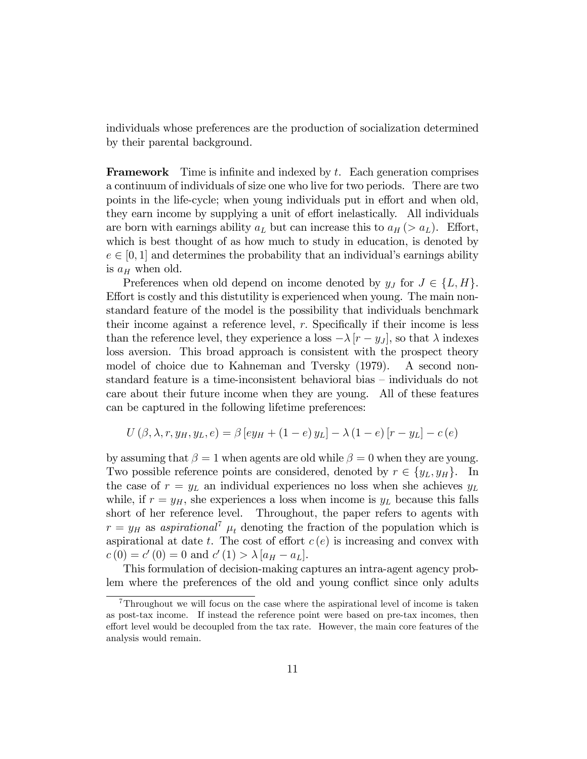individuals whose preferences are the production of socialization determined by their parental background.

**Framework** Time is infinite and indexed by $t$. Each generation comprises a continuum of individuals of size one who live for two periods. There are two points in the life-cycle; when young individuals put in effort and when old, they earn income by supplying a unit of effort inelastically. All individuals are born with earnings ability $a_L$ but can increase this to $a_H$ ($> a_L$). Effort, which is best thought of as how much to study in education, is denoted by $e \in [0, 1]$ and determines the probability that an individual's earnings ability is $a_H$ when old.

Preferences when old depend on income denoted by $y_J$ for $J \in \{L, H\}$. Effort is costly and this distutility is experienced when young. The main non-standard feature of the model is the possibility that individuals benchmark their income against a reference level, $r$. Specifically if their income is less than the reference level, they experience a loss $-\lambda [r - y_J]$, so that $\lambda$ indexes loss aversion. This broad approach is consistent with the prospect theory model of choice due to Kahneman and Tversky (1979). A second non-standard feature is a time-inconsistent behavioral bias – individuals do not care about their future income when they are young. All of these features can be captured in the following lifetime preferences:

$$U(\beta, \lambda, r, y_H, y_L, e) = \beta [e y_H + (1 - e) y_L] - \lambda (1 - e) [r - y_L] - c(e)$$

by assuming that $\beta = 1$ when agents are old while $\beta = 0$ when they are young. Two possible reference points are considered, denoted by $r \in \{y_L, y_H\}$. In the case of $r = y_L$ an individual experiences no loss when she achieves $y_L$ while, if $r = y_H$, she experiences a loss when income is $y_L$ because this falls short of her reference level. Throughout, the paper refers to agents with $r = y_H$ as *aspirational*[7] $\mu_t$ denoting the fraction of the population which is aspirational at date $t$. The cost of effort $c(e)$ is increasing and convex with $c(0) = c'(0) = 0$ and $c'(1) > \lambda [a_H - a_L]$.

This formulation of decision-making captures an intra-agent agency problem where the preferences of the old and young conflict since only adults

[7] Throughout we will focus on the case where the aspirational level of income is taken as post-tax income. If instead the reference point were based on pre-tax incomes, then effort level would be decoupled from the tax rate. However, the main core features of the analysis would remain.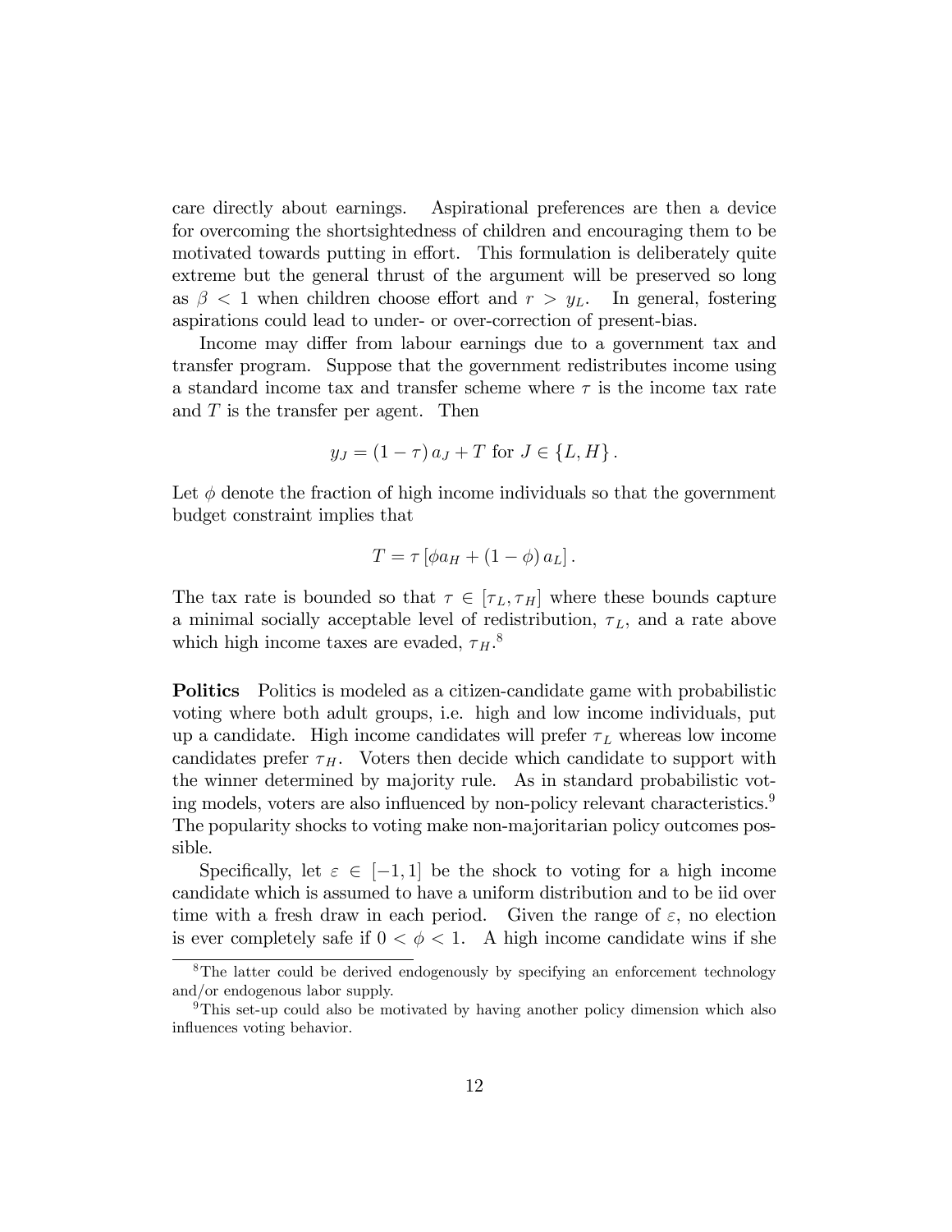care directly about earnings. Aspirational preferences are then a device for overcoming the shortsightedness of children and encouraging them to be motivated towards putting in effort. This formulation is deliberately quite extreme but the general thrust of the argument will be preserved so long as $\beta < 1$ when children choose effort and $r > y_L$. In general, fostering aspirations could lead to under- or over-correction of present-bias.

Income may differ from labour earnings due to a government tax and transfer program. Suppose that the government redistributes income using a standard income tax and transfer scheme where $\tau$ is the income tax rate and $T$ is the transfer per agent. Then

$$y_J = (1 - \tau)\, a_J + T \text{ for } J \in \{L, H\}.$$

Let $\phi$ denote the fraction of high income individuals so that the government budget constraint implies that

$$T = \tau \left[\phi a_H + (1 - \phi)\, a_L\right].$$

The tax rate is bounded so that $\tau \in [\tau_L, \tau_H]$ where these bounds capture a minimal socially acceptable level of redistribution, $\tau_L$, and a rate above which high income taxes are evaded, $\tau_H$.[8]

**Politics** Politics is modeled as a citizen-candidate game with probabilistic voting where both adult groups, i.e. high and low income individuals, put up a candidate. High income candidates will prefer $\tau_L$ whereas low income candidates prefer $\tau_H$. Voters then decide which candidate to support with the winner determined by majority rule. As in standard probabilistic voting models, voters are also influenced by non-policy relevant characteristics.[9] The popularity shocks to voting make non-majoritarian policy outcomes possible.

Specifically, let $\varepsilon \in [-1, 1]$ be the shock to voting for a high income candidate which is assumed to have a uniform distribution and to be iid over time with a fresh draw in each period. Given the range of $\varepsilon$, no election is ever completely safe if $0 < \phi < 1$. A high income candidate wins if she

[8] The latter could be derived endogenously by specifying an enforcement technology and/or endogenous labor supply.

[9] This set-up could also be motivated by having another policy dimension which also influences voting behavior.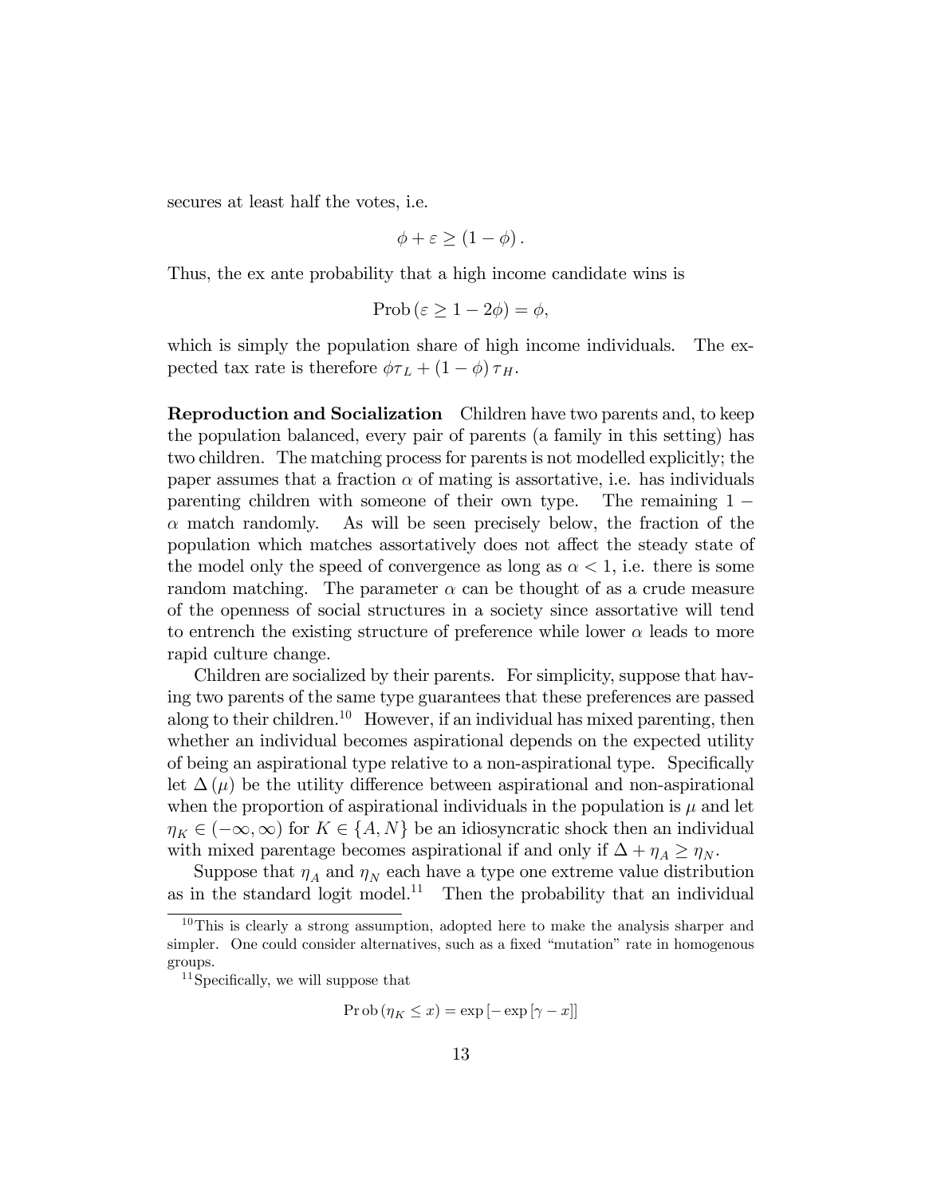secures at least half the votes, i.e.

$$\phi + \varepsilon \geq (1 - \phi).$$

Thus, the ex ante probability that a high income candidate wins is

$$\text{Prob}(\varepsilon \geq 1 - 2\phi) = \phi,$$

which is simply the population share of high income individuals. The expected tax rate is therefore $\phi\tau_L + (1 - \phi)\tau_H$.

**Reproduction and Socialization** Children have two parents and, to keep the population balanced, every pair of parents (a family in this setting) has two children. The matching process for parents is not modelled explicitly; the paper assumes that a fraction $\alpha$ of mating is assortative, i.e. has individuals parenting children with someone of their own type. The remaining $1 - \alpha$ match randomly. As will be seen precisely below, the fraction of the population which matches assortatively does not affect the steady state of the model only the speed of convergence as long as $\alpha < 1$, i.e. there is some random matching. The parameter $\alpha$ can be thought of as a crude measure of the openness of social structures in a society since assortative will tend to entrench the existing structure of preference while lower $\alpha$ leads to more rapid culture change.

Children are socialized by their parents. For simplicity, suppose that having two parents of the same type guarantees that these preferences are passed along to their children.[10] However, if an individual has mixed parenting, then whether an individual becomes aspirational depends on the expected utility of being an aspirational type relative to a non-aspirational type. Specifically let $\Delta(\mu)$ be the utility difference between aspirational and non-aspirational when the proportion of aspirational individuals in the population is $\mu$ and let $\eta_K \in (-\infty, \infty)$ for $K \in \{A, N\}$ be an idiosyncratic shock then an individual with mixed parentage becomes aspirational if and only if $\Delta + \eta_A \geq \eta_N$.

Suppose that $\eta_A$ and $\eta_N$ each have a type one extreme value distribution as in the standard logit model.[11] Then the probability that an individual

---

[10] This is clearly a strong assumption, adopted here to make the analysis sharper and simpler. One could consider alternatives, such as a fixed "mutation" rate in homogenous groups.

[11] Specifically, we will suppose that

$$\Pr\text{ob}(\eta_K \leq x) = \exp[-\exp[\gamma - x]]$$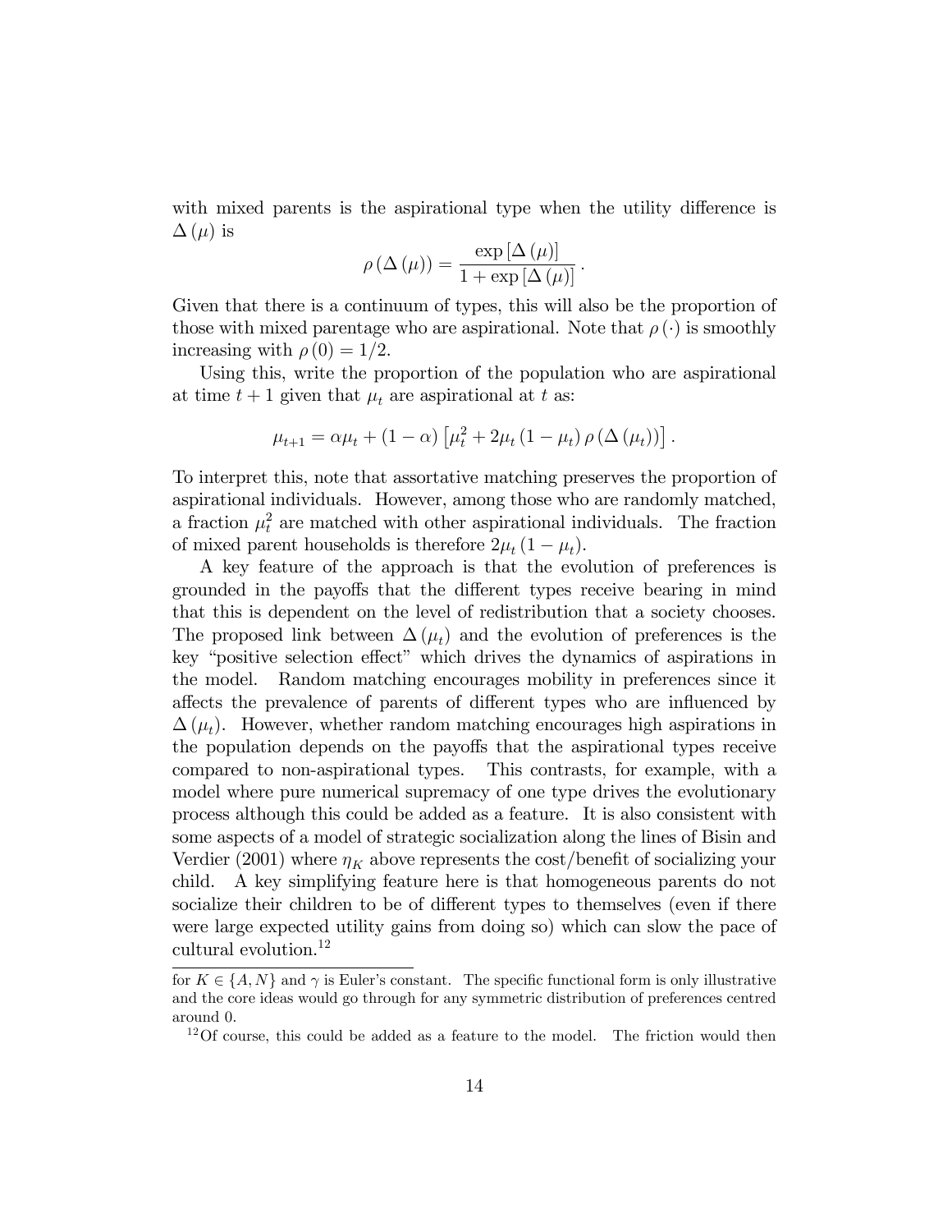with mixed parents is the aspirational type when the utility difference is $\Delta(\mu)$ is

$$\rho(\Delta(\mu)) = \frac{\exp[\Delta(\mu)]}{1 + \exp[\Delta(\mu)]}.$$

Given that there is a continuum of types, this will also be the proportion of those with mixed parentage who are aspirational. Note that $\rho(\cdot)$ is smoothly increasing with $\rho(0) = 1/2$.

Using this, write the proportion of the population who are aspirational at time $t+1$ given that $\mu_t$ are aspirational at $t$ as:

$$\mu_{t+1} = \alpha \mu_t + (1 - \alpha) \left[ \mu_t^2 + 2\mu_t (1 - \mu_t) \rho(\Delta(\mu_t)) \right].$$

To interpret this, note that assortative matching preserves the proportion of aspirational individuals. However, among those who are randomly matched, a fraction $\mu_t^2$ are matched with other aspirational individuals. The fraction of mixed parent households is therefore $2\mu_t (1 - \mu_t)$.

A key feature of the approach is that the evolution of preferences is grounded in the payoffs that the different types receive bearing in mind that this is dependent on the level of redistribution that a society chooses. The proposed link between $\Delta(\mu_t)$ and the evolution of preferences is the key "positive selection effect" which drives the dynamics of aspirations in the model. Random matching encourages mobility in preferences since it affects the prevalence of parents of different types who are influenced by $\Delta(\mu_t)$. However, whether random matching encourages high aspirations in the population depends on the payoffs that the aspirational types receive compared to non-aspirational types. This contrasts, for example, with a model where pure numerical supremacy of one type drives the evolutionary process although this could be added as a feature. It is also consistent with some aspects of a model of strategic socialization along the lines of Bisin and Verdier (2001) where $\eta_K$ above represents the cost/benefit of socializing your child. A key simplifying feature here is that homogeneous parents do not socialize their children to be of different types to themselves (even if there were large expected utility gains from doing so) which can slow the pace of cultural evolution.[12]

for $K \in \{A, N\}$ and $\gamma$ is Euler's constant. The specific functional form is only illustrative and the core ideas would go through for any symmetric distribution of preferences centred around 0.

[12] Of course, this could be added as a feature to the model. The friction would then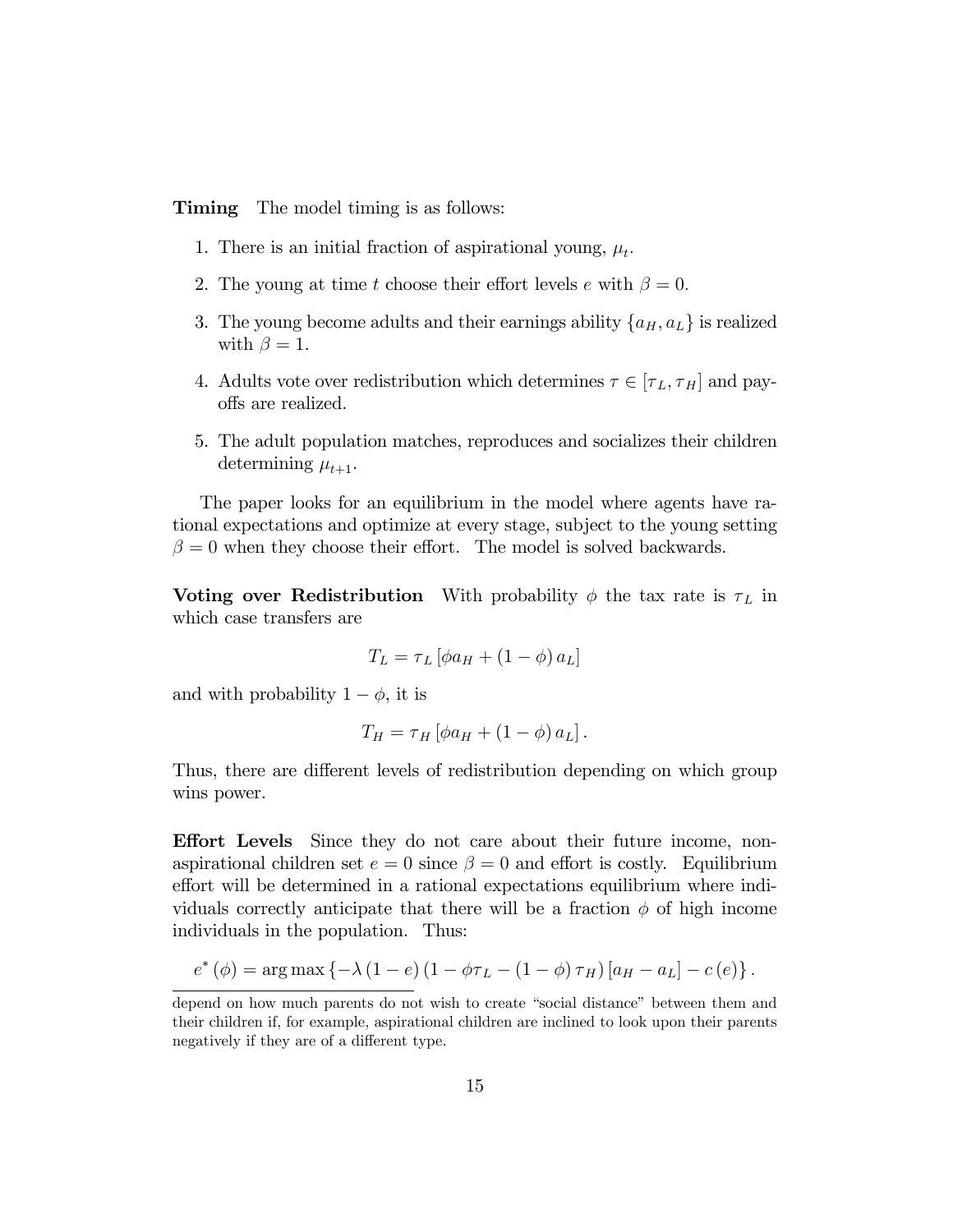**Timing** The model timing is as follows:

1. There is an initial fraction of aspirational young, $\mu_t$.
2. The young at time $t$ choose their effort levels $e$ with $\beta = 0$.
3. The young become adults and their earnings ability $\{a_H, a_L\}$ is realized with $\beta = 1$.
4. Adults vote over redistribution which determines $\tau \in [\tau_L, \tau_H]$ and payoffs are realized.
5. The adult population matches, reproduces and socializes their children determining $\mu_{t+1}$.

The paper looks for an equilibrium in the model where agents have rational expectations and optimize at every stage, subject to the young setting $\beta = 0$ when they choose their effort. The model is solved backwards.

**Voting over Redistribution** With probability $\phi$ the tax rate is $\tau_L$ in which case transfers are

$$T_L = \tau_L \left[\phi a_H + (1 - \phi) a_L\right]$$

and with probability $1 - \phi$, it is

$$T_H = \tau_H \left[\phi a_H + (1 - \phi) a_L\right].$$

Thus, there are different levels of redistribution depending on which group wins power.

**Effort Levels** Since they do not care about their future income, non-aspirational children set $e = 0$ since $\beta = 0$ and effort is costly. Equilibrium effort will be determined in a rational expectations equilibrium where individuals correctly anticipate that there will be a fraction $\phi$ of high income individuals in the population. Thus:

$$e^*(\phi) = \arg\max\left\{-\lambda(1 - e)(1 - \phi\tau_L - (1 - \phi)\tau_H)[a_H - a_L] - c(e)\right\}.$$

depend on how much parents do not wish to create "social distance" between them and their children if, for example, aspirational children are inclined to look upon their parents negatively if they are of a different type.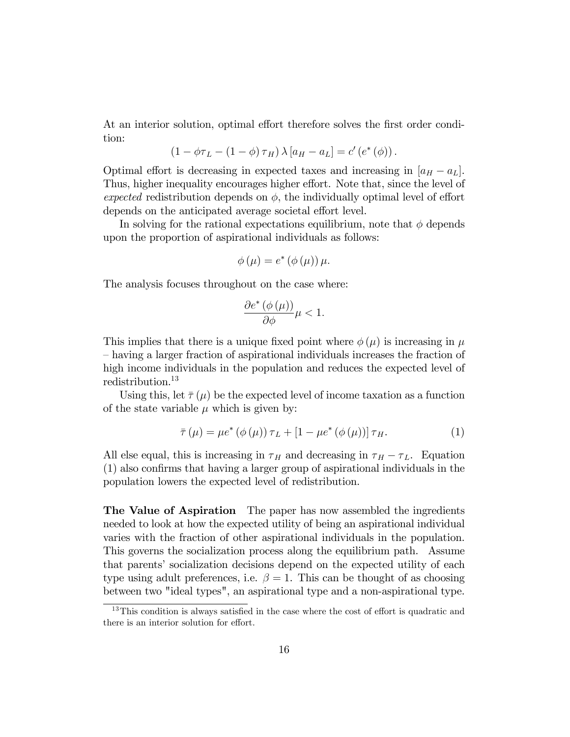At an interior solution, optimal effort therefore solves the first order condition:

$$\left(1-\phi\tau_L-(1-\phi)\,\tau_H\right)\lambda\left[a_H-a_L\right]=c'\left(e^*\left(\phi\right)\right).$$

Optimal effort is decreasing in expected taxes and increasing in $[a_H - a_L]$. Thus, higher inequality encourages higher effort. Note that, since the level of *expected* redistribution depends on $\phi$, the individually optimal level of effort depends on the anticipated average societal effort level.

In solving for the rational expectations equilibrium, note that $\phi$ depends upon the proportion of aspirational individuals as follows:

$$\phi\left(\mu\right)=e^*\left(\phi\left(\mu\right)\right)\mu.$$

The analysis focuses throughout on the case where:

$$\frac{\partial e^*\left(\phi\left(\mu\right)\right)}{\partial\phi}\mu<1.$$

This implies that there is a unique fixed point where $\phi(\mu)$ is increasing in $\mu$ – having a larger fraction of aspirational individuals increases the fraction of high income individuals in the population and reduces the expected level of redistribution.[13]

Using this, let $\bar{\tau}(\mu)$ be the expected level of income taxation as a function of the state variable $\mu$ which is given by:

$$\bar{\tau}\left(\mu\right)=\mu e^*\left(\phi\left(\mu\right)\right)\tau_L+\left[1-\mu e^*\left(\phi\left(\mu\right)\right)\right]\tau_H. \tag{1}$$

All else equal, this is increasing in $\tau_H$ and decreasing in $\tau_H - \tau_L$. Equation (1) also confirms that having a larger group of aspirational individuals in the population lowers the expected level of redistribution.

**The Value of Aspiration** The paper has now assembled the ingredients needed to look at how the expected utility of being an aspirational individual varies with the fraction of other aspirational individuals in the population. This governs the socialization process along the equilibrium path. Assume that parents' socialization decisions depend on the expected utility of each type using adult preferences, i.e. $\beta = 1$. This can be thought of as choosing between two "ideal types", an aspirational type and a non-aspirational type.

[13] This condition is always satisfied in the case where the cost of effort is quadratic and there is an interior solution for effort.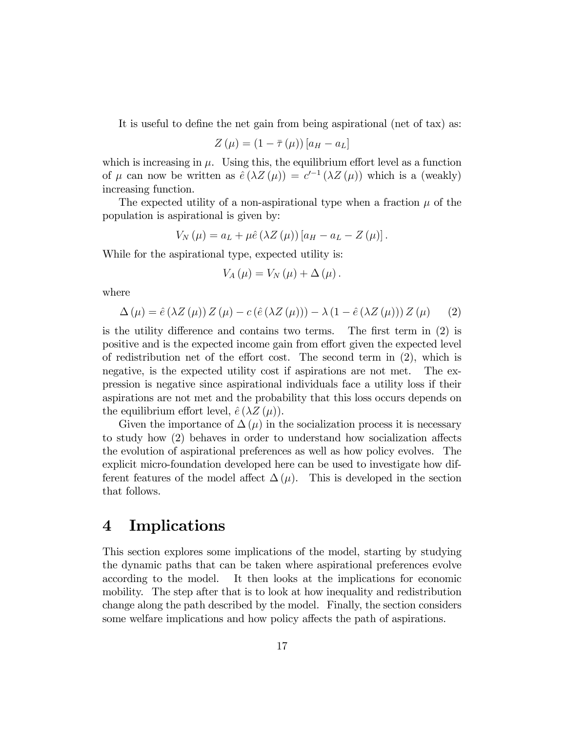It is useful to define the net gain from being aspirational (net of tax) as:

$$Z(\mu) = (1 - \bar{\tau}(\mu))[a_H - a_L]$$

which is increasing in $\mu$. Using this, the equilibrium effort level as a function of $\mu$ can now be written as $\hat{e}(\lambda Z(\mu)) = c'^{-1}(\lambda Z(\mu))$ which is a (weakly) increasing function.

The expected utility of a non-aspirational type when a fraction $\mu$ of the population is aspirational is given by:

$$V_N(\mu) = a_L + \mu \hat{e}(\lambda Z(\mu))[a_H - a_L - Z(\mu)].$$

While for the aspirational type, expected utility is:

$$V_A(\mu) = V_N(\mu) + \Delta(\mu).$$

where

$$\Delta(\mu) = \hat{e}(\lambda Z(\mu)) Z(\mu) - c(\hat{e}(\lambda Z(\mu))) - \lambda(1 - \hat{e}(\lambda Z(\mu))) Z(\mu) \qquad (2)$$

is the utility difference and contains two terms. The first term in (2) is positive and is the expected income gain from effort given the expected level of redistribution net of the effort cost. The second term in (2), which is negative, is the expected utility cost if aspirations are not met. The expression is negative since aspirational individuals face a utility loss if their aspirations are not met and the probability that this loss occurs depends on the equilibrium effort level, $\hat{e}(\lambda Z(\mu))$.

Given the importance of $\Delta(\mu)$ in the socialization process it is necessary to study how (2) behaves in order to understand how socialization affects the evolution of aspirational preferences as well as how policy evolves. The explicit micro-foundation developed here can be used to investigate how different features of the model affect $\Delta(\mu)$. This is developed in the section that follows.

# 4 Implications

This section explores some implications of the model, starting by studying the dynamic paths that can be taken where aspirational preferences evolve according to the model. It then looks at the implications for economic mobility. The step after that is to look at how inequality and redistribution change along the path described by the model. Finally, the section considers some welfare implications and how policy affects the path of aspirations.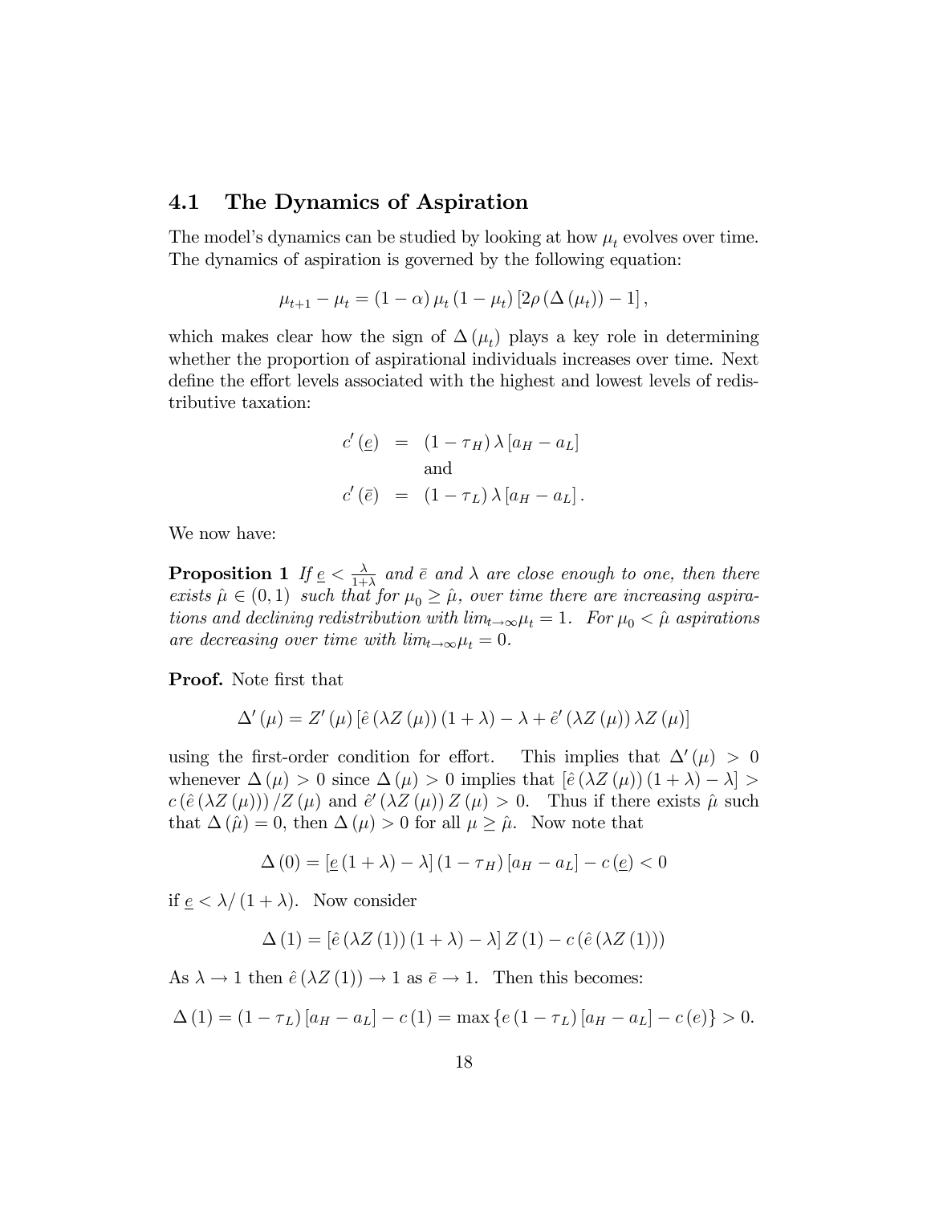### 4.1 The Dynamics of Aspiration

The model's dynamics can be studied by looking at how $\mu_t$ evolves over time. The dynamics of aspiration is governed by the following equation:

$$\mu_{t+1} - \mu_t = (1-\alpha)\,\mu_t\,(1-\mu_t)\left[2\rho\left(\Delta\left(\mu_t\right)\right) - 1\right],$$

which makes clear how the sign of $\Delta(\mu_t)$ plays a key role in determining whether the proportion of aspirational individuals increases over time. Next define the effort levels associated with the highest and lowest levels of redistributive taxation:

$$\begin{aligned} c'\left(\underline{e}\right) &= (1-\tau_H)\,\lambda\left[a_H - a_L\right] \\ &\quad \text{and} \\ c'\left(\bar{e}\right) &= (1-\tau_L)\,\lambda\left[a_H - a_L\right]. \end{aligned}$$

We now have:

**Proposition 1** *If $\underline{e} < \frac{\lambda}{1+\lambda}$ and $\bar{e}$ and $\lambda$ are close enough to one, then there exists $\hat{\mu} \in (0,1)$ such that for $\mu_0 \geq \hat{\mu}$, over time there are increasing aspirations and declining redistribution with $lim_{t\to\infty}\mu_t = 1$. For $\mu_0 < \hat{\mu}$ aspirations are decreasing over time with $lim_{t\to\infty}\mu_t = 0$.*

**Proof.** Note first that

$$\Delta'(\mu) = Z'(\mu)\left[\hat{e}\left(\lambda Z(\mu)\right)(1+\lambda) - \lambda + \hat{e}'\left(\lambda Z(\mu)\right)\lambda Z(\mu)\right]$$

using the first-order condition for effort. This implies that $\Delta'(\mu) > 0$ whenever $\Delta(\mu) > 0$ since $\Delta(\mu) > 0$ implies that $\left[\hat{e}\left(\lambda Z(\mu)\right)(1+\lambda) - \lambda\right] > c\left(\hat{e}\left(\lambda Z(\mu)\right)\right)/Z(\mu)$ and $\hat{e}'\left(\lambda Z(\mu)\right)Z(\mu) > 0$. Thus if there exists $\hat{\mu}$ such that $\Delta(\hat{\mu}) = 0$, then $\Delta(\mu) > 0$ for all $\mu \geq \hat{\mu}$. Now note that

$$\Delta(0) = \left[\underline{e}\,(1+\lambda) - \lambda\right](1-\tau_H)\left[a_H - a_L\right] - c\left(\underline{e}\right) < 0$$

if $\underline{e} < \lambda/(1+\lambda)$. Now consider

$$\Delta(1) = \left[\hat{e}\left(\lambda Z(1)\right)(1+\lambda) - \lambda\right]Z(1) - c\left(\hat{e}\left(\lambda Z(1)\right)\right)$$

As $\lambda \to 1$ then $\hat{e}\left(\lambda Z(1)\right) \to 1$ as $\bar{e} \to 1$. Then this becomes:

$$\Delta(1) = (1-\tau_L)\left[a_H - a_L\right] - c(1) = \max\left\{e\,(1-\tau_L)\left[a_H - a_L\right] - c(e)\right\} > 0.$$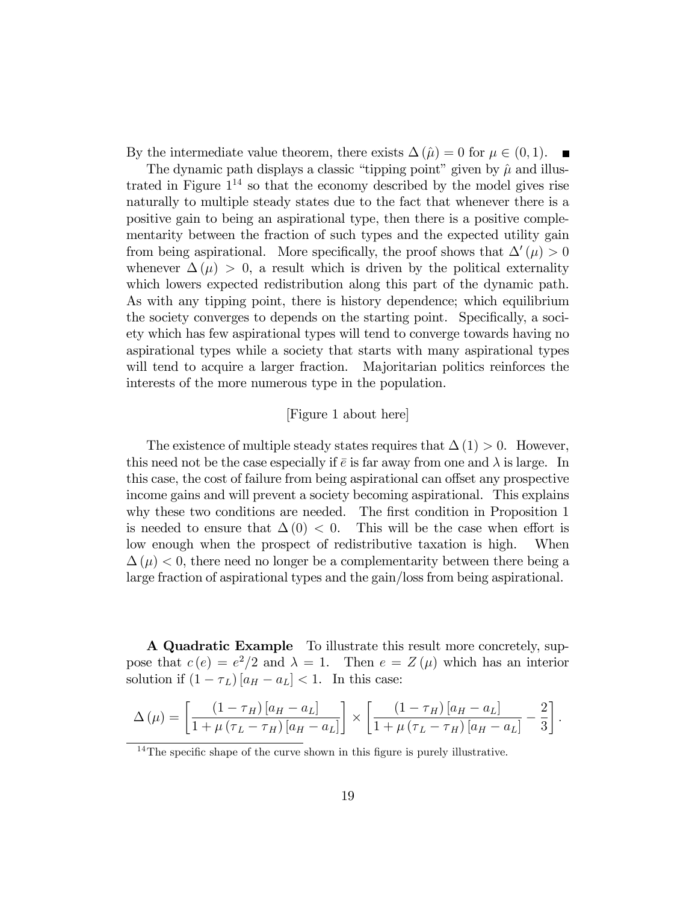By the intermediate value theorem, there exists $\Delta(\hat{\mu}) = 0$ for $\mu \in (0,1)$. ∎

The dynamic path displays a classic "tipping point" given by $\hat{\mu}$ and illustrated in Figure 1[14] so that the economy described by the model gives rise naturally to multiple steady states due to the fact that whenever there is a positive gain to being an aspirational type, then there is a positive complementarity between the fraction of such types and the expected utility gain from being aspirational. More specifically, the proof shows that $\Delta'(\mu) > 0$ whenever $\Delta(\mu) > 0$, a result which is driven by the political externality which lowers expected redistribution along this part of the dynamic path. As with any tipping point, there is history dependence; which equilibrium the society converges to depends on the starting point. Specifically, a society which has few aspirational types will tend to converge towards having no aspirational types while a society that starts with many aspirational types will tend to acquire a larger fraction. Majoritarian politics reinforces the interests of the more numerous type in the population.

[Figure 1 about here]

The existence of multiple steady states requires that $\Delta(1) > 0$. However, this need not be the case especially if $\bar{e}$ is far away from one and $\lambda$ is large. In this case, the cost of failure from being aspirational can offset any prospective income gains and will prevent a society becoming aspirational. This explains why these two conditions are needed. The first condition in Proposition 1 is needed to ensure that $\Delta(0) < 0$. This will be the case when effort is low enough when the prospect of redistributive taxation is high. When $\Delta(\mu) < 0$, there need no longer be a complementarity between there being a large fraction of aspirational types and the gain/loss from being aspirational.

**A Quadratic Example** To illustrate this result more concretely, suppose that $c(e) = e^2/2$ and $\lambda = 1$. Then $e = Z(\mu)$ which has an interior solution if $(1 - \tau_L)[a_H - a_L] < 1$. In this case:

$$\Delta(\mu) = \left[\frac{(1-\tau_H)[a_H - a_L]}{1 + \mu(\tau_L - \tau_H)[a_H - a_L]}\right] \times \left[\frac{(1-\tau_H)[a_H - a_L]}{1 + \mu(\tau_L - \tau_H)[a_H - a_L]} - \frac{2}{3}\right].$$

[14] The specific shape of the curve shown in this figure is purely illustrative.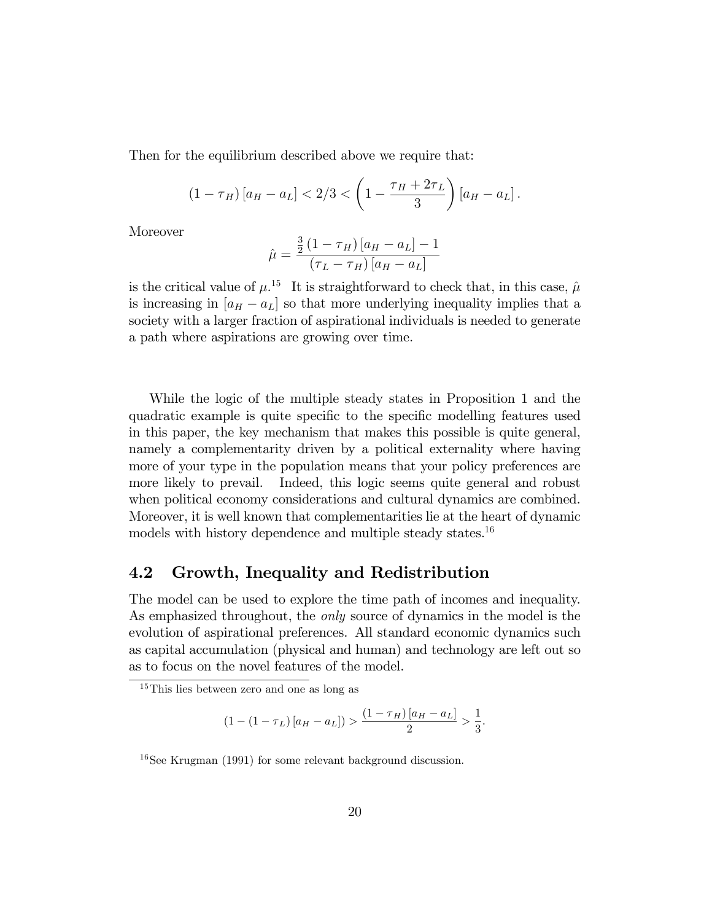Then for the equilibrium described above we require that:

$$(1-\tau_H)[a_H - a_L] < 2/3 < \left(1 - \frac{\tau_H + 2\tau_L}{3}\right)[a_H - a_L].$$

Moreover

$$\hat{\mu} = \frac{\frac{3}{2}(1-\tau_H)[a_H - a_L] - 1}{(\tau_L - \tau_H)[a_H - a_L]}$$

is the critical value of $\mu$.[15] It is straightforward to check that, in this case, $\hat{\mu}$ is increasing in $[a_H - a_L]$ so that more underlying inequality implies that a society with a larger fraction of aspirational individuals is needed to generate a path where aspirations are growing over time.

While the logic of the multiple steady states in Proposition 1 and the quadratic example is quite specific to the specific modelling features used in this paper, the key mechanism that makes this possible is quite general, namely a complementarity driven by a political externality where having more of your type in the population means that your policy preferences are more likely to prevail. Indeed, this logic seems quite general and robust when political economy considerations and cultural dynamics are combined. Moreover, it is well known that complementarities lie at the heart of dynamic models with history dependence and multiple steady states.[16]

## 4.2 Growth, Inequality and Redistribution

The model can be used to explore the time path of incomes and inequality. As emphasized throughout, the *only* source of dynamics in the model is the evolution of aspirational preferences. All standard economic dynamics such as capital accumulation (physical and human) and technology are left out so as to focus on the novel features of the model.

[15] This lies between zero and one as long as

$$(1 - (1-\tau_L)[a_H - a_L]) > \frac{(1-\tau_H)[a_H - a_L]}{2} > \frac{1}{3}.$$

[16] See Krugman (1991) for some relevant background discussion.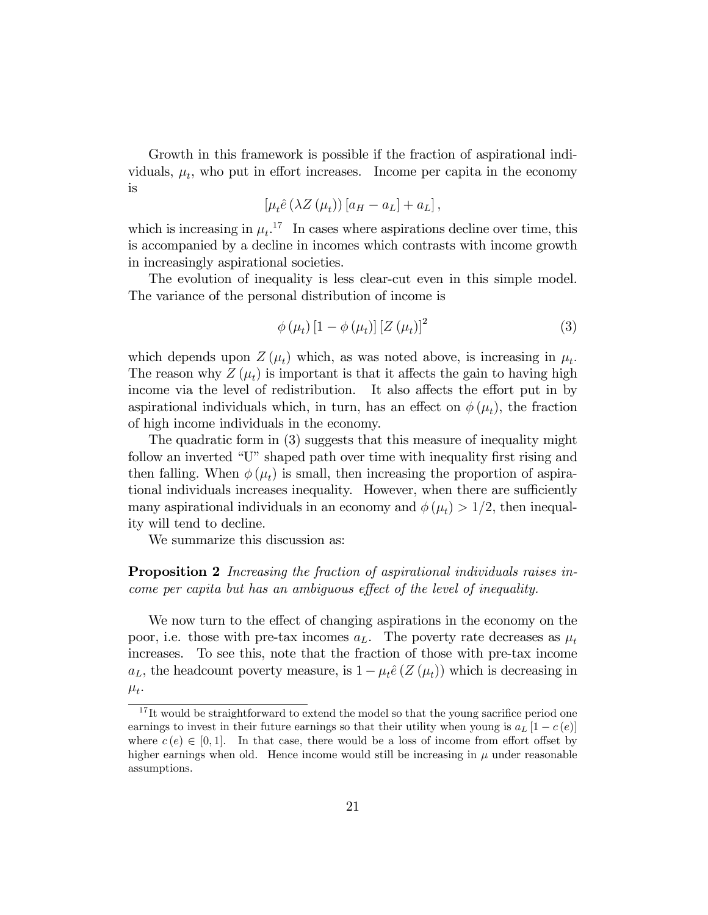Growth in this framework is possible if the fraction of aspirational individuals, $\mu_t$, who put in effort increases. Income per capita in the economy is

$$\left[\mu_t \hat{e}\left(\lambda Z\left(\mu_t\right)\right)\left[a_H - a_L\right] + a_L\right],$$

which is increasing in $\mu_t$.[17] In cases where aspirations decline over time, this is accompanied by a decline in incomes which contrasts with income growth in increasingly aspirational societies.

The evolution of inequality is less clear-cut even in this simple model. The variance of the personal distribution of income is

$$\phi\left(\mu_t\right)\left[1 - \phi\left(\mu_t\right)\right]\left[Z\left(\mu_t\right)\right]^2 \tag{3}$$

which depends upon $Z\left(\mu_t\right)$ which, as was noted above, is increasing in $\mu_t$. The reason why $Z\left(\mu_t\right)$ is important is that it affects the gain to having high income via the level of redistribution. It also affects the effort put in by aspirational individuals which, in turn, has an effect on $\phi\left(\mu_t\right)$, the fraction of high income individuals in the economy.

The quadratic form in (3) suggests that this measure of inequality might follow an inverted "U" shaped path over time with inequality first rising and then falling. When $\phi\left(\mu_t\right)$ is small, then increasing the proportion of aspirational individuals increases inequality. However, when there are sufficiently many aspirational individuals in an economy and $\phi\left(\mu_t\right) > 1/2$, then inequality will tend to decline.

We summarize this discussion as:

**Proposition 2** *Increasing the fraction of aspirational individuals raises income per capita but has an ambiguous effect of the level of inequality.*

We now turn to the effect of changing aspirations in the economy on the poor, i.e. those with pre-tax incomes $a_L$. The poverty rate decreases as $\mu_t$ increases. To see this, note that the fraction of those with pre-tax income $a_L$, the headcount poverty measure, is $1 - \mu_t \hat{e}\left(Z\left(\mu_t\right)\right)$ which is decreasing in $\mu_t$.

---

[17] It would be straightforward to extend the model so that the young sacrifice period one earnings to invest in their future earnings so that their utility when young is $a_L\left[1 - c\left(e\right)\right]$ where $c\left(e\right) \in [0, 1]$. In that case, there would be a loss of income from effort offset by higher earnings when old. Hence income would still be increasing in $\mu$ under reasonable assumptions.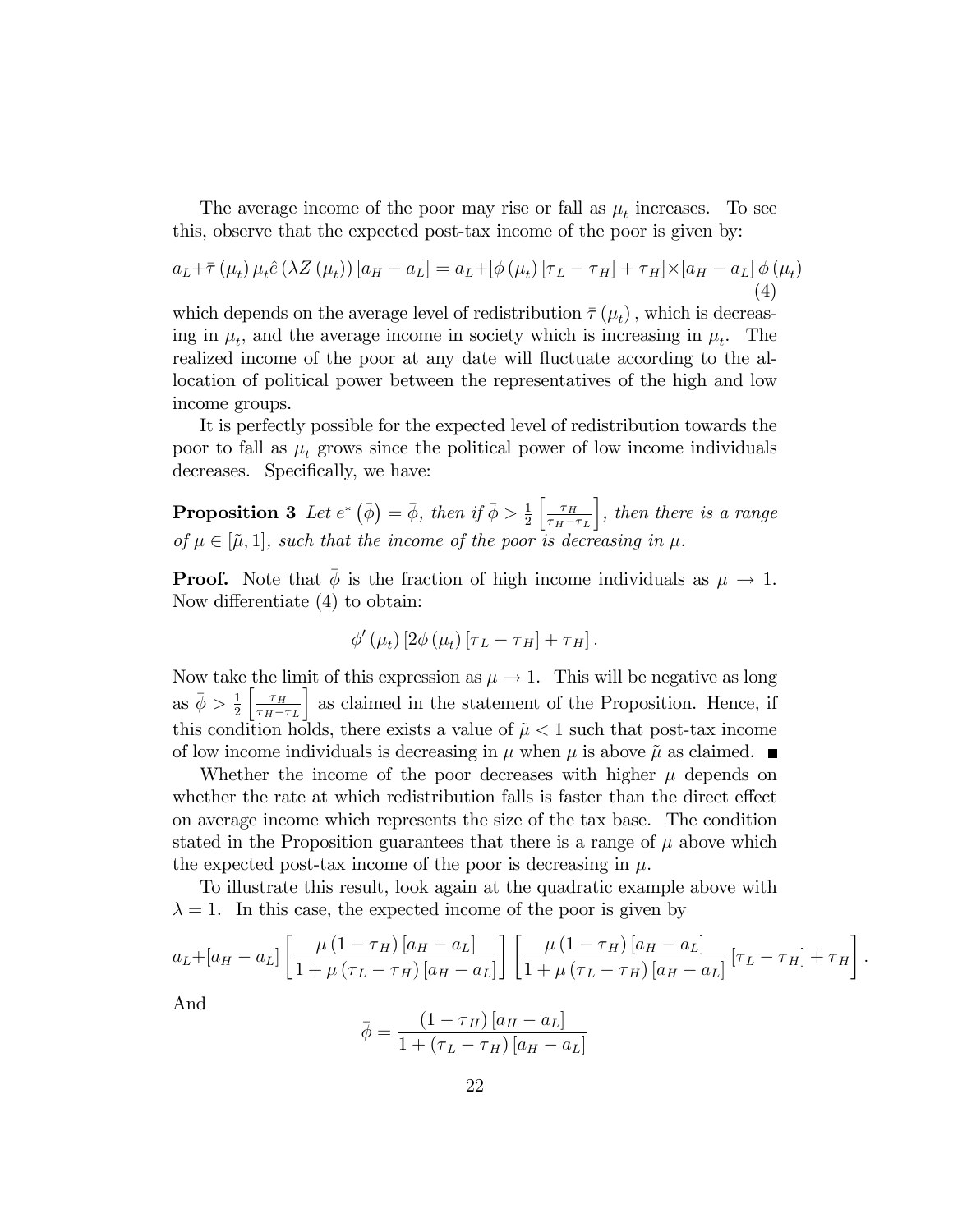The average income of the poor may rise or fall as $\mu_t$ increases. To see this, observe that the expected post-tax income of the poor is given by:

$$a_L + \bar{\tau}(\mu_t)\,\mu_t \hat{e}(\lambda Z(\mu_t))\,[a_H - a_L] = a_L + [\phi(\mu_t)[\tau_L - \tau_H] + \tau_H] \times [a_H - a_L]\,\phi(\mu_t) \tag{4}$$

which depends on the average level of redistribution $\bar{\tau}(\mu_t)$, which is decreasing in $\mu_t$, and the average income in society which is increasing in $\mu_t$. The realized income of the poor at any date will fluctuate according to the allocation of political power between the representatives of the high and low income groups.

It is perfectly possible for the expected level of redistribution towards the poor to fall as $\mu_t$ grows since the political power of low income individuals decreases. Specifically, we have:

**Proposition 3** *Let $e^*(\bar{\phi}) = \bar{\phi}$, then if $\bar{\phi} > \frac{1}{2}\left[\frac{\tau_H}{\tau_H - \tau_L}\right]$, then there is a range of $\mu \in [\tilde{\mu}, 1]$, such that the income of the poor is decreasing in $\mu$.*

**Proof.** Note that $\bar{\phi}$ is the fraction of high income individuals as $\mu \to 1$. Now differentiate (4) to obtain:

$$\phi'(\mu_t)\,[2\phi(\mu_t)[\tau_L - \tau_H] + \tau_H].$$

Now take the limit of this expression as $\mu \to 1$. This will be negative as long as $\bar{\phi} > \frac{1}{2}\left[\frac{\tau_H}{\tau_H - \tau_L}\right]$ as claimed in the statement of the Proposition. Hence, if this condition holds, there exists a value of $\tilde{\mu} < 1$ such that post-tax income of low income individuals is decreasing in $\mu$ when $\mu$ is above $\tilde{\mu}$ as claimed. ∎

Whether the income of the poor decreases with higher $\mu$ depends on whether the rate at which redistribution falls is faster than the direct effect on average income which represents the size of the tax base. The condition stated in the Proposition guarantees that there is a range of $\mu$ above which the expected post-tax income of the poor is decreasing in $\mu$.

To illustrate this result, look again at the quadratic example above with $\lambda = 1$. In this case, the expected income of the poor is given by

$$a_L + [a_H - a_L]\left[\frac{\mu(1-\tau_H)[a_H - a_L]}{1 + \mu(\tau_L - \tau_H)[a_H - a_L]}\right]\left[\frac{\mu(1-\tau_H)[a_H - a_L]}{1 + \mu(\tau_L - \tau_H)[a_H - a_L]}[\tau_L - \tau_H] + \tau_H\right].$$

And

$$\bar{\phi} = \frac{(1-\tau_H)[a_H - a_L]}{1 + (\tau_L - \tau_H)[a_H - a_L]}$$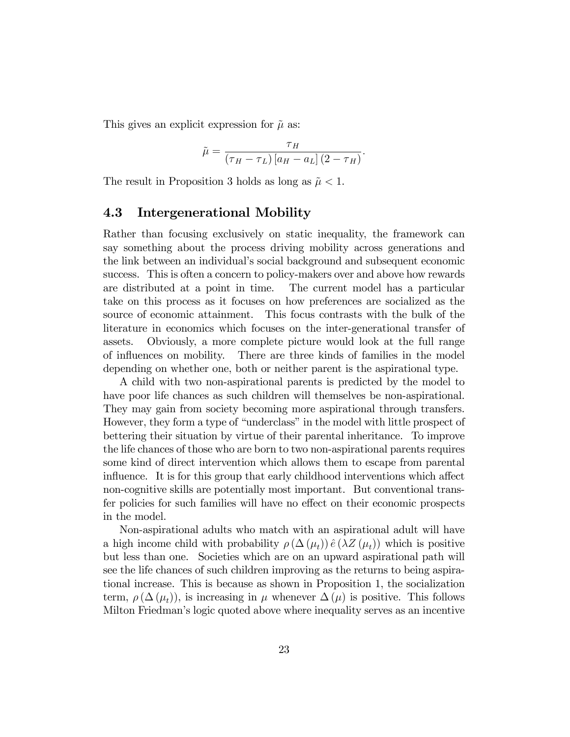This gives an explicit expression for $\tilde{\mu}$ as:

$$\tilde{\mu} = \frac{\tau_H}{(\tau_H - \tau_L)[a_H - a_L](2 - \tau_H)}.$$

The result in Proposition 3 holds as long as $\tilde{\mu} < 1$.

## 4.3 Intergenerational Mobility

Rather than focusing exclusively on static inequality, the framework can say something about the process driving mobility across generations and the link between an individual's social background and subsequent economic success. This is often a concern to policy-makers over and above how rewards are distributed at a point in time. The current model has a particular take on this process as it focuses on how preferences are socialized as the source of economic attainment. This focus contrasts with the bulk of the literature in economics which focuses on the inter-generational transfer of assets. Obviously, a more complete picture would look at the full range of influences on mobility. There are three kinds of families in the model depending on whether one, both or neither parent is the aspirational type.

A child with two non-aspirational parents is predicted by the model to have poor life chances as such children will themselves be non-aspirational. They may gain from society becoming more aspirational through transfers. However, they form a type of "underclass" in the model with little prospect of bettering their situation by virtue of their parental inheritance. To improve the life chances of those who are born to two non-aspirational parents requires some kind of direct intervention which allows them to escape from parental influence. It is for this group that early childhood interventions which affect non-cognitive skills are potentially most important. But conventional transfer policies for such families will have no effect on their economic prospects in the model.

Non-aspirational adults who match with an aspirational adult will have a high income child with probability $\rho(\Delta(\mu_t))\hat{e}(\lambda Z(\mu_t))$ which is positive but less than one. Societies which are on an upward aspirational path will see the life chances of such children improving as the returns to being aspirational increase. This is because as shown in Proposition 1, the socialization term, $\rho(\Delta(\mu_t))$, is increasing in $\mu$ whenever $\Delta(\mu)$ is positive. This follows Milton Friedman's logic quoted above where inequality serves as an incentive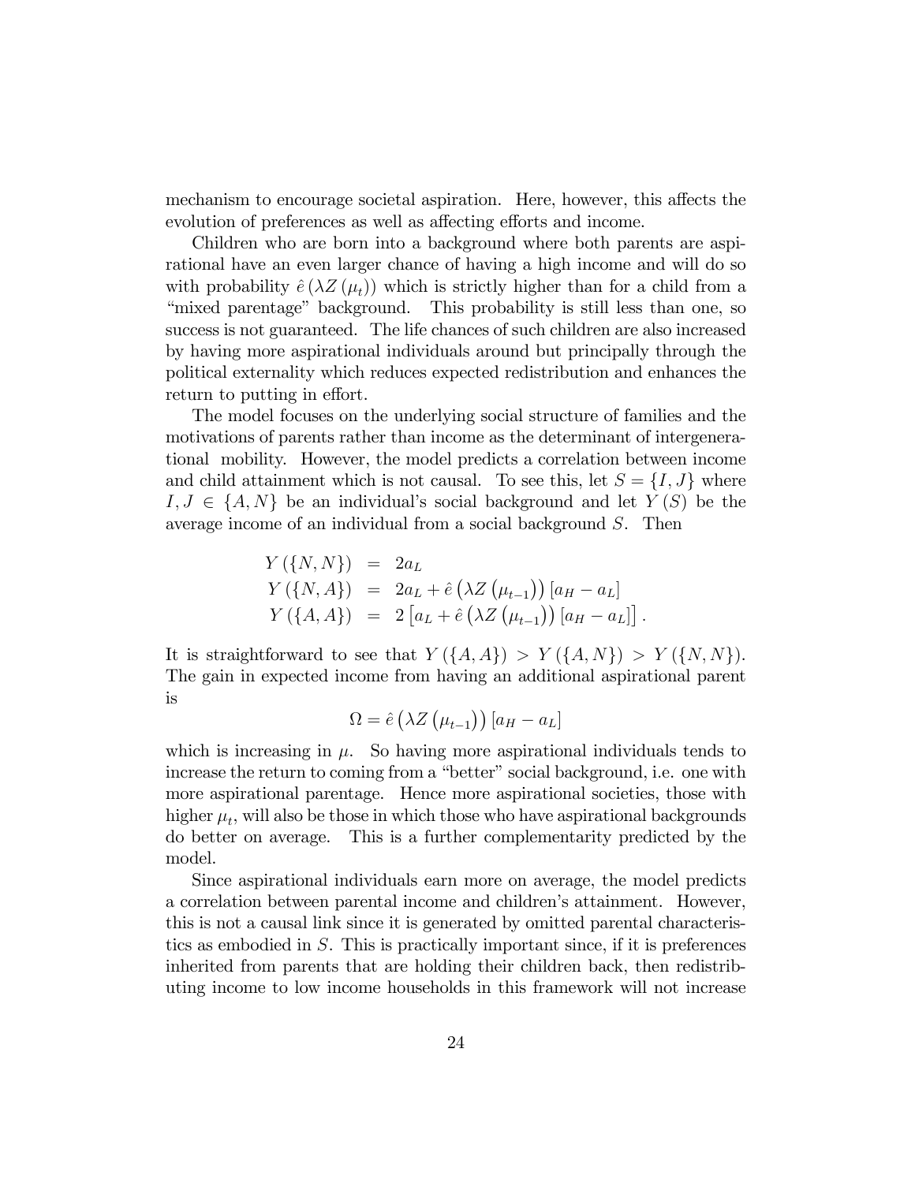mechanism to encourage societal aspiration. Here, however, this affects the evolution of preferences as well as affecting efforts and income.

Children who are born into a background where both parents are aspirational have an even larger chance of having a high income and will do so with probability $\hat{e}(\lambda Z(\mu_t))$ which is strictly higher than for a child from a "mixed parentage" background. This probability is still less than one, so success is not guaranteed. The life chances of such children are also increased by having more aspirational individuals around but principally through the political externality which reduces expected redistribution and enhances the return to putting in effort.

The model focuses on the underlying social structure of families and the motivations of parents rather than income as the determinant of intergenerational mobility. However, the model predicts a correlation between income and child attainment which is not causal. To see this, let $S = \{I, J\}$ where $I, J \in \{A, N\}$ be an individual's social background and let $Y(S)$ be the average income of an individual from a social background $S$. Then

$$
\begin{aligned}
Y(\{N, N\}) &= 2a_L \\
Y(\{N, A\}) &= 2a_L + \hat{e}\left(\lambda Z\left(\mu_{t-1}\right)\right)[a_H - a_L] \\
Y(\{A, A\}) &= 2\left[a_L + \hat{e}\left(\lambda Z\left(\mu_{t-1}\right)\right)[a_H - a_L]\right].
\end{aligned}
$$

It is straightforward to see that $Y(\{A, A\}) > Y(\{A, N\}) > Y(\{N, N\})$. The gain in expected income from having an additional aspirational parent is

$$
\Omega = \hat{e}\left(\lambda Z\left(\mu_{t-1}\right)\right)[a_H - a_L]
$$

which is increasing in $\mu$. So having more aspirational individuals tends to increase the return to coming from a "better" social background, i.e. one with more aspirational parentage. Hence more aspirational societies, those with higher $\mu_t$, will also be those in which those who have aspirational backgrounds do better on average. This is a further complementarity predicted by the model.

Since aspirational individuals earn more on average, the model predicts a correlation between parental income and children's attainment. However, this is not a causal link since it is generated by omitted parental characteristics as embodied in $S$. This is practically important since, if it is preferences inherited from parents that are holding their children back, then redistributing income to low income households in this framework will not increase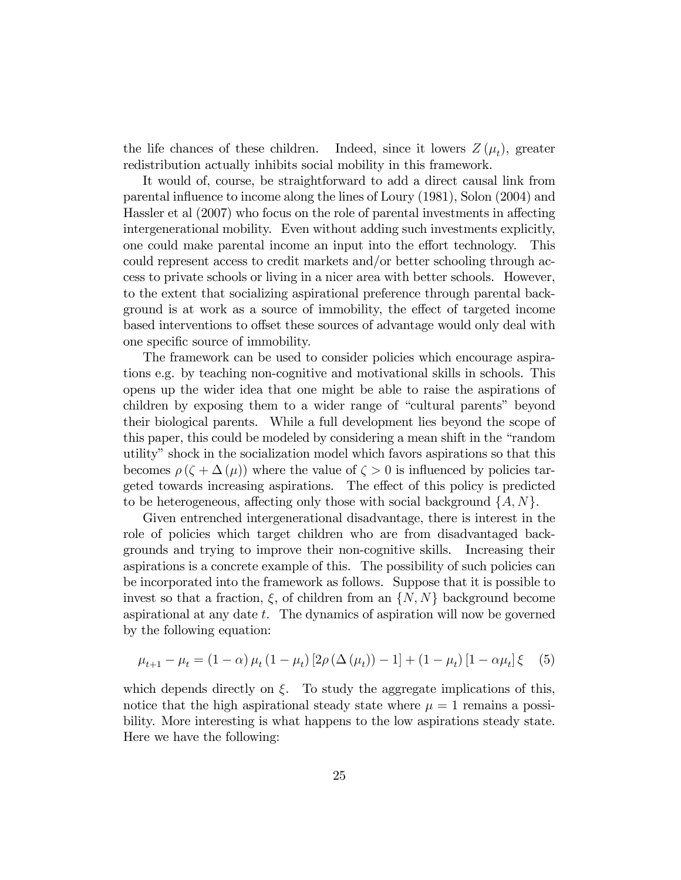the life chances of these children. Indeed, since it lowers $Z(\mu_t)$, greater redistribution actually inhibits social mobility in this framework.

It would of, course, be straightforward to add a direct causal link from parental influence to income along the lines of Loury (1981), Solon (2004) and Hassler et al (2007) who focus on the role of parental investments in affecting intergenerational mobility. Even without adding such investments explicitly, one could make parental income an input into the effort technology. This could represent access to credit markets and/or better schooling through access to private schools or living in a nicer area with better schools. However, to the extent that socializing aspirational preference through parental background is at work as a source of immobility, the effect of targeted income based interventions to offset these sources of advantage would only deal with one specific source of immobility.

The framework can be used to consider policies which encourage aspirations e.g. by teaching non-cognitive and motivational skills in schools. This opens up the wider idea that one might be able to raise the aspirations of children by exposing them to a wider range of "cultural parents" beyond their biological parents. While a full development lies beyond the scope of this paper, this could be modeled by considering a mean shift in the "random utility" shock in the socialization model which favors aspirations so that this becomes $\rho(\zeta + \Delta(\mu))$ where the value of $\zeta > 0$ is influenced by policies targeted towards increasing aspirations. The effect of this policy is predicted to be heterogeneous, affecting only those with social background $\{A, N\}$.

Given entrenched intergenerational disadvantage, there is interest in the role of policies which target children who are from disadvantaged backgrounds and trying to improve their non-cognitive skills. Increasing their aspirations is a concrete example of this. The possibility of such policies can be incorporated into the framework as follows. Suppose that it is possible to invest so that a fraction, $\xi$, of children from an $\{N, N\}$ background become aspirational at any date $t$. The dynamics of aspiration will now be governed by the following equation:

$$\mu_{t+1} - \mu_t = (1-\alpha)\,\mu_t\,(1-\mu_t)\,[2\rho\,(\Delta(\mu_t)) - 1] + (1-\mu_t)\,[1-\alpha\mu_t]\,\xi \quad (5)$$

which depends directly on $\xi$. To study the aggregate implications of this, notice that the high aspirational steady state where $\mu = 1$ remains a possibility. More interesting is what happens to the low aspirations steady state. Here we have the following: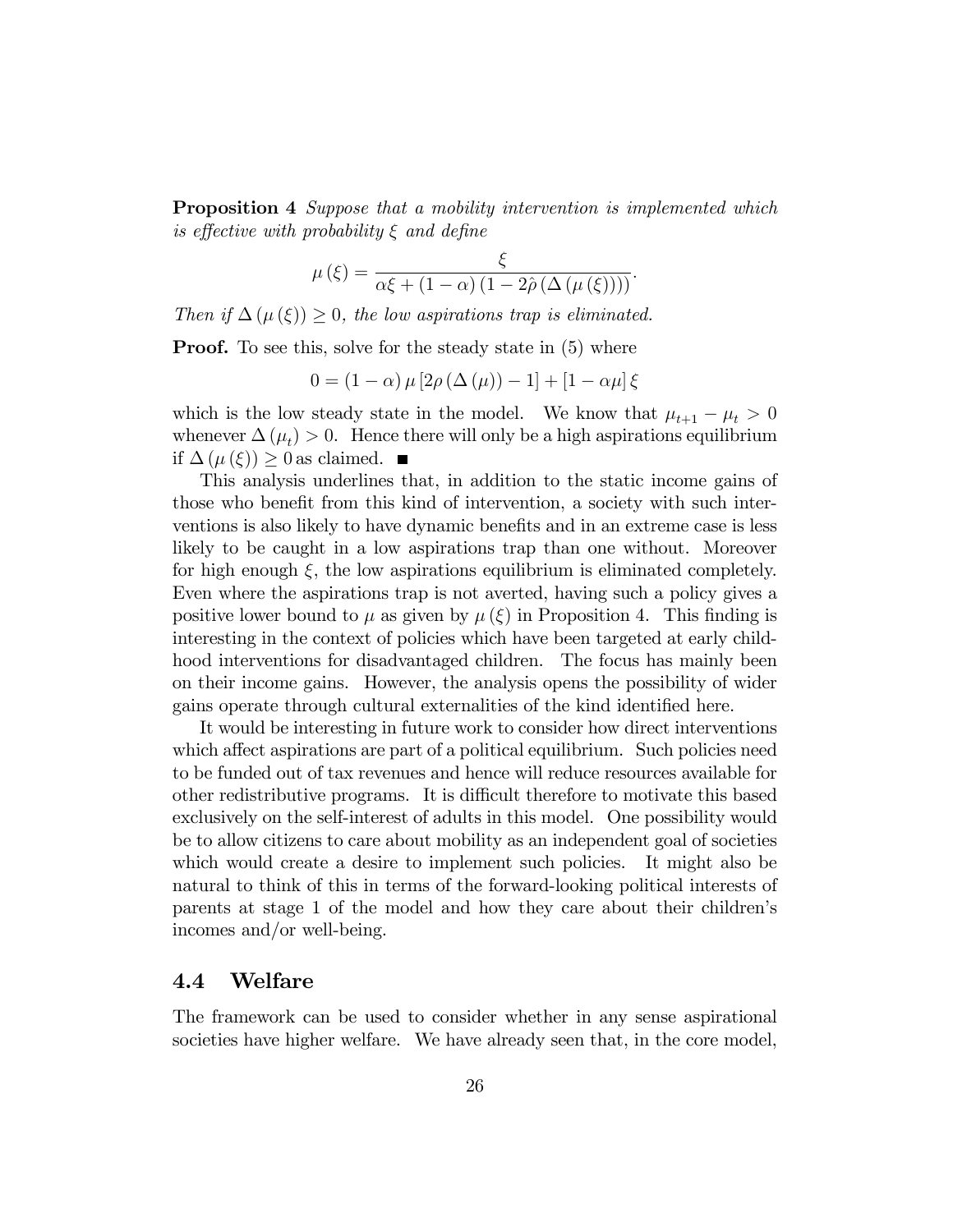**Proposition 4** *Suppose that a mobility intervention is implemented which is effective with probability $\xi$ and define*

$$\mu(\xi) = \frac{\xi}{\alpha\xi + (1-\alpha)(1 - 2\hat{\rho}(\Delta(\mu(\xi))))}.$$

*Then if $\Delta(\mu(\xi)) \geq 0$, the low aspirations trap is eliminated.*

**Proof.** To see this, solve for the steady state in (5) where

$$0 = (1-\alpha)\mu[2\rho(\Delta(\mu)) - 1] + [1 - \alpha\mu]\xi$$

which is the low steady state in the model. We know that $\mu_{t+1} - \mu_t > 0$ whenever $\Delta(\mu_t) > 0$. Hence there will only be a high aspirations equilibrium if $\Delta(\mu(\xi)) \geq 0$ as claimed. ■

This analysis underlines that, in addition to the static income gains of those who benefit from this kind of intervention, a society with such interventions is also likely to have dynamic benefits and in an extreme case is less likely to be caught in a low aspirations trap than one without. Moreover for high enough $\xi$, the low aspirations equilibrium is eliminated completely. Even where the aspirations trap is not averted, having such a policy gives a positive lower bound to $\mu$ as given by $\mu(\xi)$ in Proposition 4. This finding is interesting in the context of policies which have been targeted at early childhood interventions for disadvantaged children. The focus has mainly been on their income gains. However, the analysis opens the possibility of wider gains operate through cultural externalities of the kind identified here.

It would be interesting in future work to consider how direct interventions which affect aspirations are part of a political equilibrium. Such policies need to be funded out of tax revenues and hence will reduce resources available for other redistributive programs. It is difficult therefore to motivate this based exclusively on the self-interest of adults in this model. One possibility would be to allow citizens to care about mobility as an independent goal of societies which would create a desire to implement such policies. It might also be natural to think of this in terms of the forward-looking political interests of parents at stage 1 of the model and how they care about their children's incomes and/or well-being.

## 4.4 Welfare

The framework can be used to consider whether in any sense aspirational societies have higher welfare. We have already seen that, in the core model,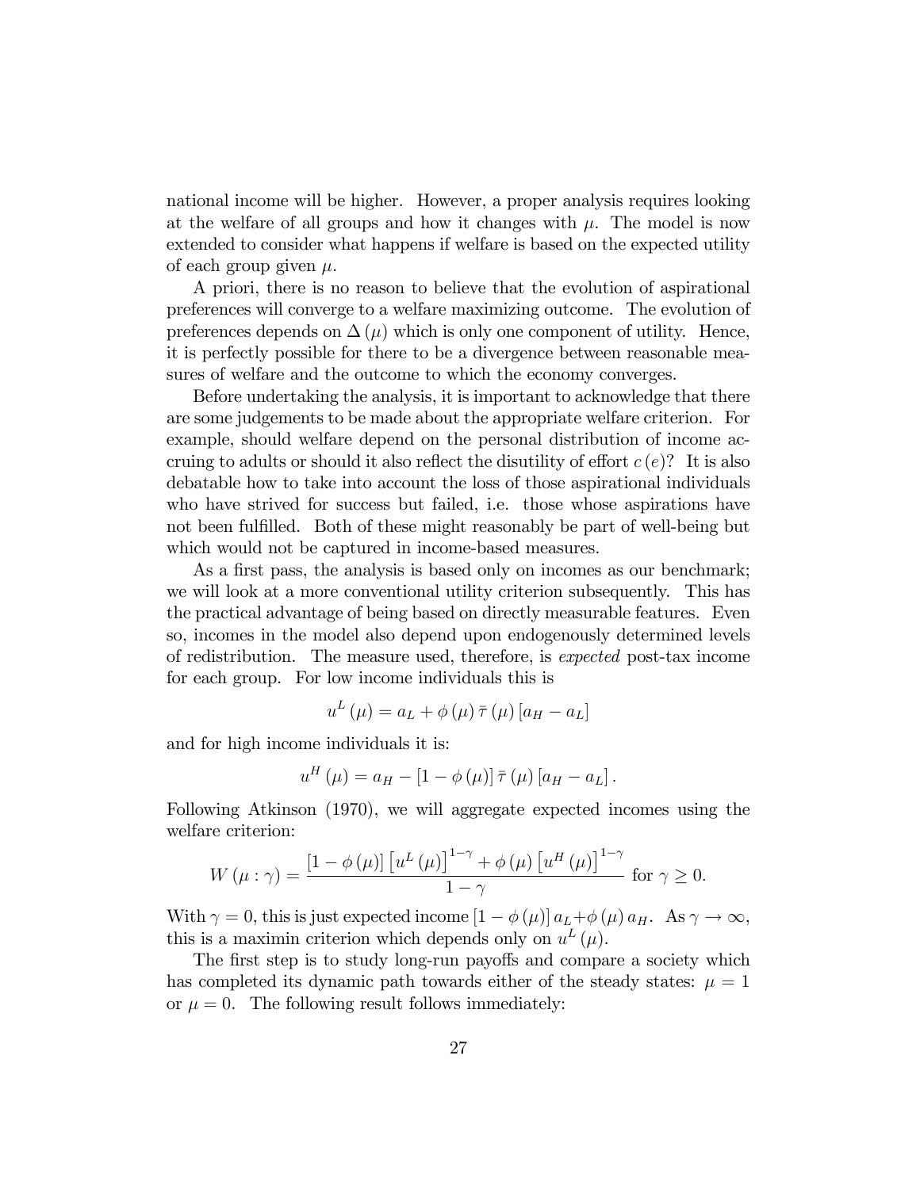national income will be higher. However, a proper analysis requires looking at the welfare of all groups and how it changes with $\mu$. The model is now extended to consider what happens if welfare is based on the expected utility of each group given $\mu$.

A priori, there is no reason to believe that the evolution of aspirational preferences will converge to a welfare maximizing outcome. The evolution of preferences depends on $\Delta(\mu)$ which is only one component of utility. Hence, it is perfectly possible for there to be a divergence between reasonable measures of welfare and the outcome to which the economy converges.

Before undertaking the analysis, it is important to acknowledge that there are some judgements to be made about the appropriate welfare criterion. For example, should welfare depend on the personal distribution of income accruing to adults or should it also reflect the disutility of effort $c(e)$? It is also debatable how to take into account the loss of those aspirational individuals who have strived for success but failed, i.e. those whose aspirations have not been fulfilled. Both of these might reasonably be part of well-being but which would not be captured in income-based measures.

As a first pass, the analysis is based only on incomes as our benchmark; we will look at a more conventional utility criterion subsequently. This has the practical advantage of being based on directly measurable features. Even so, incomes in the model also depend upon endogenously determined levels of redistribution. The measure used, therefore, is *expected* post-tax income for each group. For low income individuals this is

$$u^L(\mu) = a_L + \phi(\mu)\,\bar{\tau}(\mu)\,[a_H - a_L]$$

and for high income individuals it is:

$$u^H(\mu) = a_H - [1 - \phi(\mu)]\,\bar{\tau}(\mu)\,[a_H - a_L].$$

Following Atkinson (1970), we will aggregate expected incomes using the welfare criterion:

$$W(\mu : \gamma) = \frac{[1 - \phi(\mu)]\left[u^L(\mu)\right]^{1-\gamma} + \phi(\mu)\left[u^H(\mu)\right]^{1-\gamma}}{1-\gamma} \text{ for } \gamma \geq 0.$$

With $\gamma = 0$, this is just expected income $[1 - \phi(\mu)]\,a_L + \phi(\mu)\,a_H$. As $\gamma \to \infty$, this is a maximin criterion which depends only on $u^L(\mu)$.

The first step is to study long-run payoffs and compare a society which has completed its dynamic path towards either of the steady states: $\mu = 1$ or $\mu = 0$. The following result follows immediately: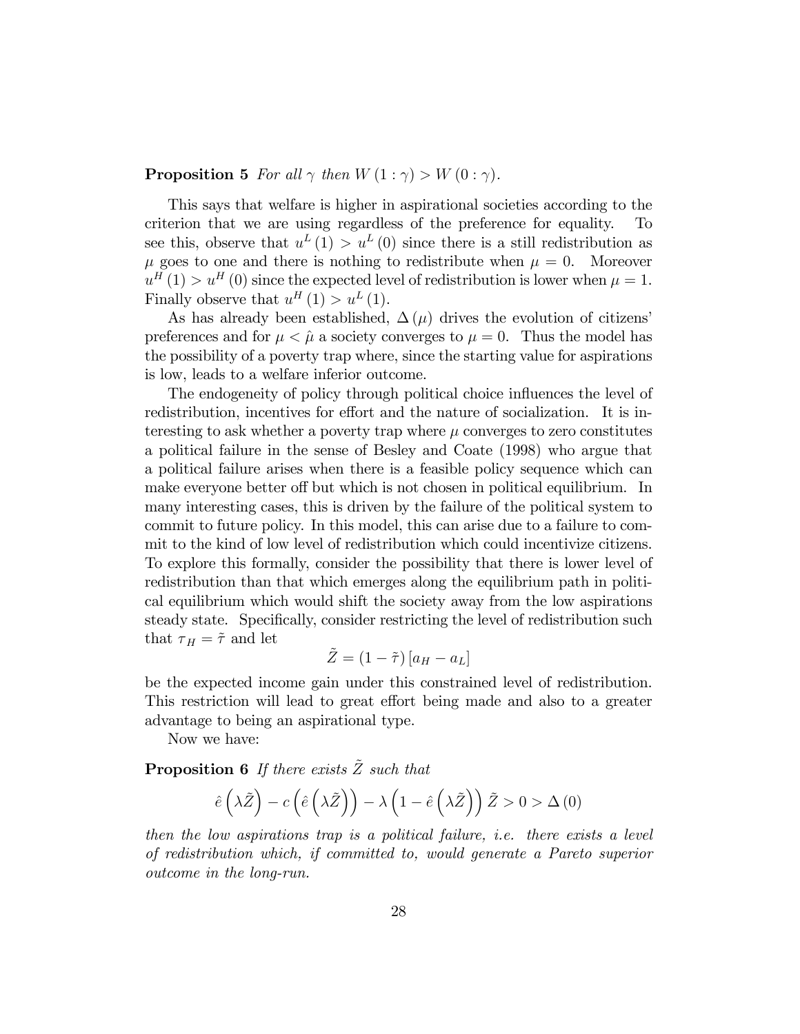**Proposition 5** *For all $\gamma$ then $W(1:\gamma) > W(0:\gamma)$.*

This says that welfare is higher in aspirational societies according to the criterion that we are using regardless of the preference for equality. To see this, observe that $u^L(1) > u^L(0)$ since there is a still redistribution as $\mu$ goes to one and there is nothing to redistribute when $\mu = 0$. Moreover $u^H(1) > u^H(0)$ since the expected level of redistribution is lower when $\mu = 1$. Finally observe that $u^H(1) > u^L(1)$.

As has already been established, $\Delta(\mu)$ drives the evolution of citizens' preferences and for $\mu < \hat{\mu}$ a society converges to $\mu = 0$. Thus the model has the possibility of a poverty trap where, since the starting value for aspirations is low, leads to a welfare inferior outcome.

The endogeneity of policy through political choice influences the level of redistribution, incentives for effort and the nature of socialization. It is interesting to ask whether a poverty trap where $\mu$ converges to zero constitutes a political failure in the sense of Besley and Coate (1998) who argue that a political failure arises when there is a feasible policy sequence which can make everyone better off but which is not chosen in political equilibrium. In many interesting cases, this is driven by the failure of the political system to commit to future policy. In this model, this can arise due to a failure to commit to the kind of low level of redistribution which could incentivize citizens. To explore this formally, consider the possibility that there is lower level of redistribution than that which emerges along the equilibrium path in political equilibrium which would shift the society away from the low aspirations steady state. Specifically, consider restricting the level of redistribution such that $\tau_H = \tilde{\tau}$ and let

$$\tilde{Z} = (1 - \tilde{\tau})[a_H - a_L]$$

be the expected income gain under this constrained level of redistribution. This restriction will lead to great effort being made and also to a greater advantage to being an aspirational type.

Now we have:

**Proposition 6** *If there exists $\tilde{Z}$ such that*

$$\hat{e}\left(\lambda\tilde{Z}\right) - c\left(\hat{e}\left(\lambda\tilde{Z}\right)\right) - \lambda\left(1 - \hat{e}\left(\lambda\tilde{Z}\right)\right)\tilde{Z} > 0 > \Delta(0)$$

*then the low aspirations trap is a political failure, i.e. there exists a level of redistribution which, if committed to, would generate a Pareto superior outcome in the long-run.*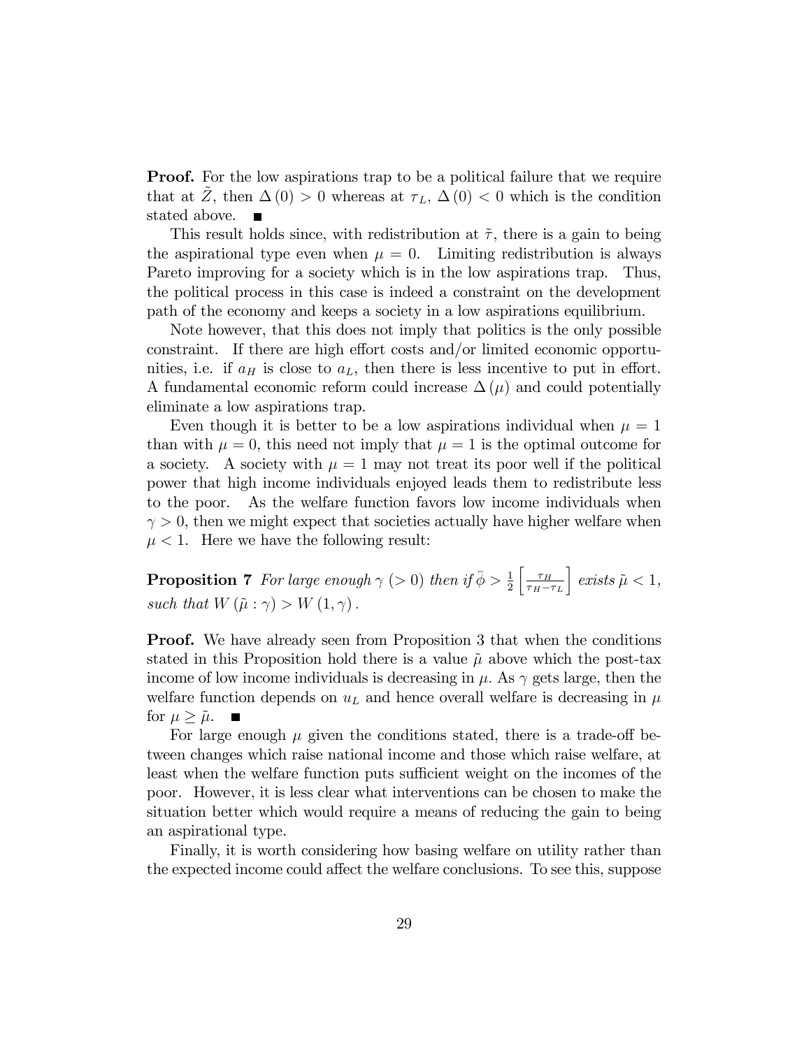**Proof.** For the low aspirations trap to be a political failure that we require that at $\tilde{Z}$, then $\Delta(0) > 0$ whereas at $\tau_L$, $\Delta(0) < 0$ which is the condition stated above. ■

This result holds since, with redistribution at $\tilde{\tau}$, there is a gain to being the aspirational type even when $\mu = 0$. Limiting redistribution is always Pareto improving for a society which is in the low aspirations trap. Thus, the political process in this case is indeed a constraint on the development path of the economy and keeps a society in a low aspirations equilibrium.

Note however, that this does not imply that politics is the only possible constraint. If there are high effort costs and/or limited economic opportunities, i.e. if $a_H$ is close to $a_L$, then there is less incentive to put in effort. A fundamental economic reform could increase $\Delta(\mu)$ and could potentially eliminate a low aspirations trap.

Even though it is better to be a low aspirations individual when $\mu = 1$ than with $\mu = 0$, this need not imply that $\mu = 1$ is the optimal outcome for a society. A society with $\mu = 1$ may not treat its poor well if the political power that high income individuals enjoyed leads them to redistribute less to the poor. As the welfare function favors low income individuals when $\gamma > 0$, then we might expect that societies actually have higher welfare when $\mu < 1$. Here we have the following result:

**Proposition 7** *For large enough $\gamma$ $(> 0)$ then if $\bar{\phi} > \frac{1}{2}\left[\frac{\tau_H}{\tau_H - \tau_L}\right]$ exists $\tilde{\mu} < 1$, such that $W(\tilde{\mu} : \gamma) > W(1, \gamma)$.*

**Proof.** We have already seen from Proposition 3 that when the conditions stated in this Proposition hold there is a value $\tilde{\mu}$ above which the post-tax income of low income individuals is decreasing in $\mu$. As $\gamma$ gets large, then the welfare function depends on $u_L$ and hence overall welfare is decreasing in $\mu$ for $\mu \geq \tilde{\mu}$. ■

For large enough $\mu$ given the conditions stated, there is a trade-off between changes which raise national income and those which raise welfare, at least when the welfare function puts sufficient weight on the incomes of the poor. However, it is less clear what interventions can be chosen to make the situation better which would require a means of reducing the gain to being an aspirational type.

Finally, it is worth considering how basing welfare on utility rather than the expected income could affect the welfare conclusions. To see this, suppose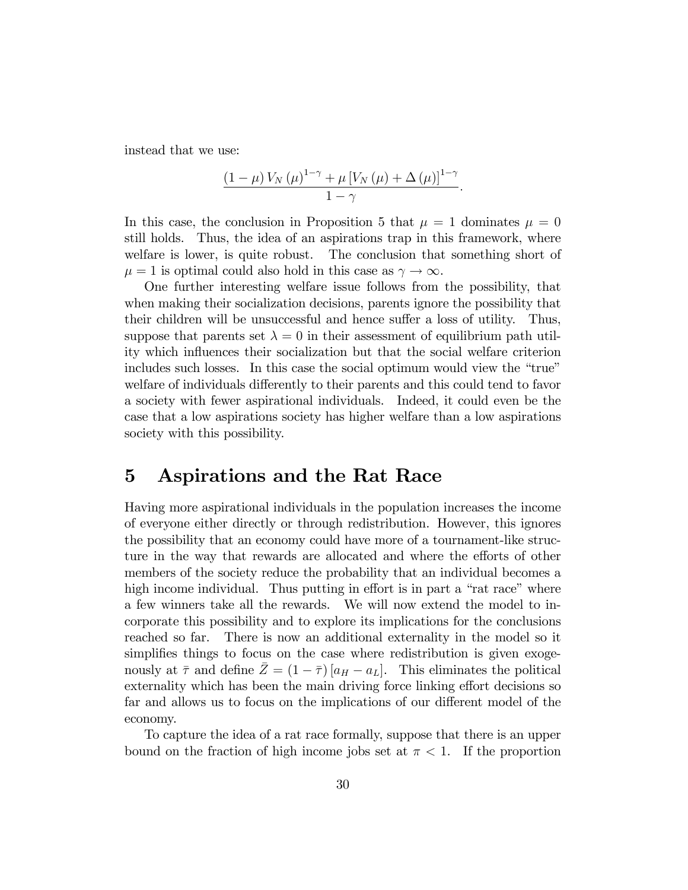instead that we use:

$$\frac{(1-\mu) V_N(\mu)^{1-\gamma} + \mu [V_N(\mu) + \Delta(\mu)]^{1-\gamma}}{1-\gamma}.$$

In this case, the conclusion in Proposition 5 that $\mu = 1$ dominates $\mu = 0$ still holds. Thus, the idea of an aspirations trap in this framework, where welfare is lower, is quite robust. The conclusion that something short of $\mu = 1$ is optimal could also hold in this case as $\gamma \to \infty$.

One further interesting welfare issue follows from the possibility, that when making their socialization decisions, parents ignore the possibility that their children will be unsuccessful and hence suffer a loss of utility. Thus, suppose that parents set $\lambda = 0$ in their assessment of equilibrium path utility which influences their socialization but that the social welfare criterion includes such losses. In this case the social optimum would view the "true" welfare of individuals differently to their parents and this could tend to favor a society with fewer aspirational individuals. Indeed, it could even be the case that a low aspirations society has higher welfare than a low aspirations society with this possibility.

# 5 Aspirations and the Rat Race

Having more aspirational individuals in the population increases the income of everyone either directly or through redistribution. However, this ignores the possibility that an economy could have more of a tournament-like structure in the way that rewards are allocated and where the efforts of other members of the society reduce the probability that an individual becomes a high income individual. Thus putting in effort is in part a "rat race" where a few winners take all the rewards. We will now extend the model to incorporate this possibility and to explore its implications for the conclusions reached so far. There is now an additional externality in the model so it simplifies things to focus on the case where redistribution is given exogenously at $\bar{\tau}$ and define $\bar{Z} = (1-\bar{\tau})[a_H - a_L]$. This eliminates the political externality which has been the main driving force linking effort decisions so far and allows us to focus on the implications of our different model of the economy.

To capture the idea of a rat race formally, suppose that there is an upper bound on the fraction of high income jobs set at $\pi < 1$. If the proportion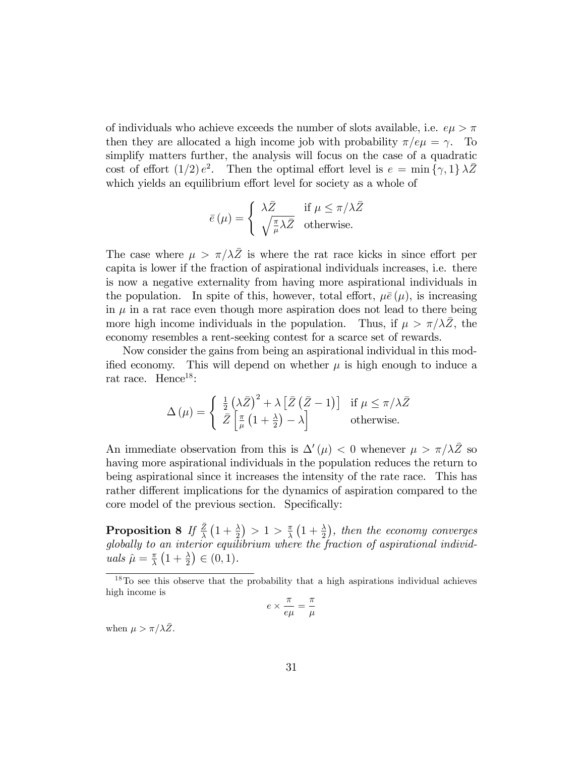of individuals who achieve exceeds the number of slots available, i.e. $e\mu > \pi$ then they are allocated a high income job with probability $\pi/e\mu = \gamma$. To simplify matters further, the analysis will focus on the case of a quadratic cost of effort $(1/2)\,e^2$. Then the optimal effort level is $e = \min\{\gamma, 1\}\,\lambda\bar{Z}$ which yields an equilibrium effort level for society as a whole of

$$\bar{e}(\mu) = \begin{cases} \lambda\bar{Z} & \text{if } \mu \leq \pi/\lambda\bar{Z} \\ \sqrt{\frac{\pi}{\mu}\lambda\bar{Z}} & \text{otherwise.} \end{cases}$$

The case where $\mu > \pi/\lambda\bar{Z}$ is where the rat race kicks in since effort per capita is lower if the fraction of aspirational individuals increases, i.e. there is now a negative externality from having more aspirational individuals in the population. In spite of this, however, total effort, $\mu\bar{e}(\mu)$, is increasing in $\mu$ in a rat race even though more aspiration does not lead to there being more high income individuals in the population. Thus, if $\mu > \pi/\lambda\bar{Z}$, the economy resembles a rent-seeking contest for a scarce set of rewards.

Now consider the gains from being an aspirational individual in this modified economy. This will depend on whether $\mu$ is high enough to induce a rat race. Hence[18]:

$$\Delta(\mu) = \begin{cases} \frac{1}{2}\left(\lambda\bar{Z}\right)^2 + \lambda\left[\bar{Z}\left(\bar{Z}-1\right)\right] & \text{if } \mu \leq \pi/\lambda\bar{Z} \\ \bar{Z}\left[\frac{\pi}{\mu}\left(1+\frac{\lambda}{2}\right) - \lambda\right] & \text{otherwise.} \end{cases}$$

An immediate observation from this is $\Delta'(\mu) < 0$ whenever $\mu > \pi/\lambda\bar{Z}$ so having more aspirational individuals in the population reduces the return to being aspirational since it increases the intensity of the rate race. This has rather different implications for the dynamics of aspiration compared to the core model of the previous section. Specifically:

**Proposition 8** *If $\frac{\bar{Z}}{\lambda}\left(1+\frac{\lambda}{2}\right) > 1 > \frac{\pi}{\lambda}\left(1+\frac{\lambda}{2}\right)$, then the economy converges globally to an interior equilibrium where the fraction of aspirational individuals $\hat{\mu} = \frac{\pi}{\lambda}\left(1+\frac{\lambda}{2}\right) \in (0,1)$.*

---

[18] To see this observe that the probability that a high aspirations individual achieves high income is

$$e \times \frac{\pi}{e\mu} = \frac{\pi}{\mu}$$

when $\mu > \pi/\lambda\bar{Z}$.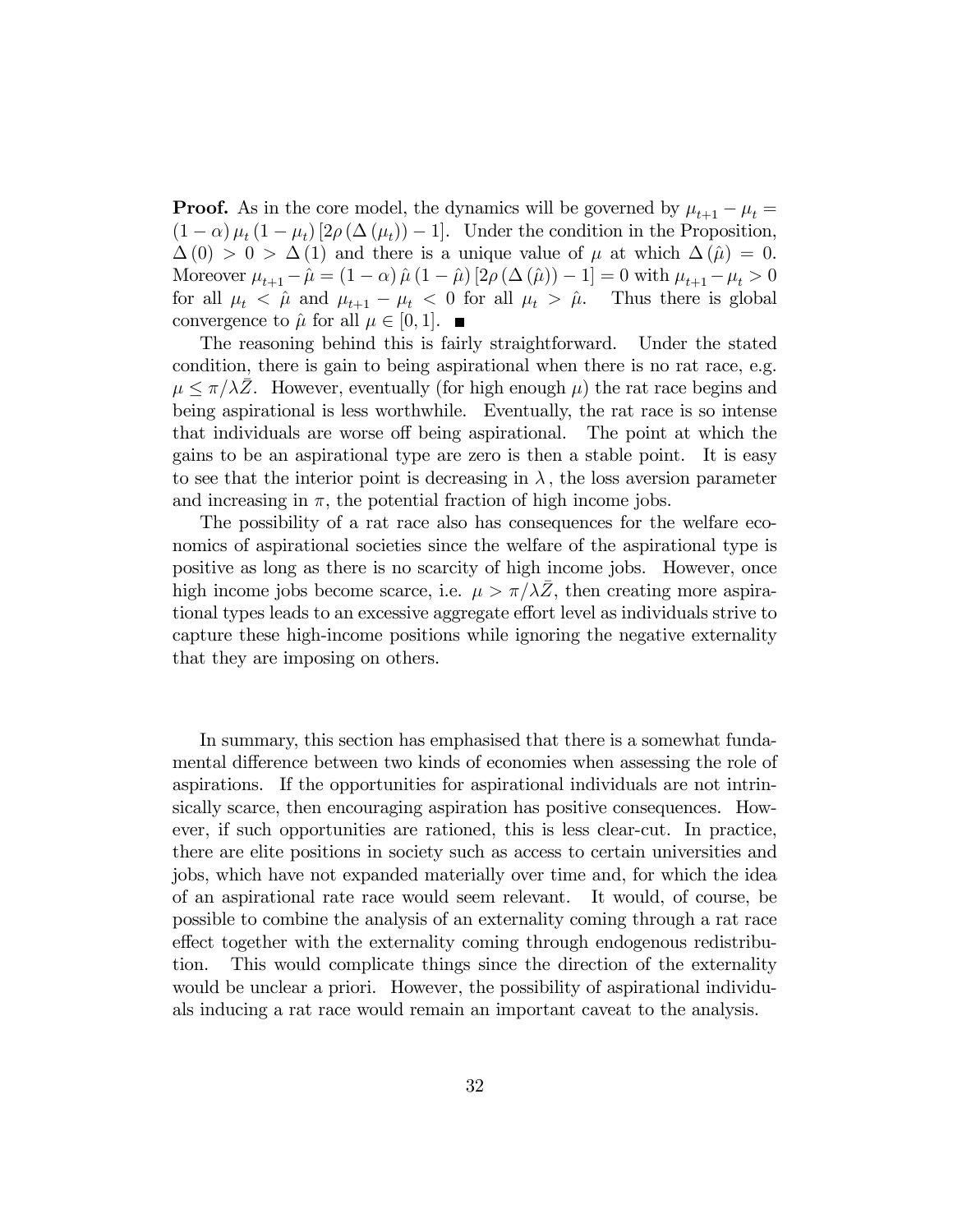**Proof.** As in the core model, the dynamics will be governed by $\mu_{t+1} - \mu_t = (1-\alpha)\,\mu_t\,(1-\mu_t)\,[2\rho\,(\Delta\,(\mu_t)) - 1]$. Under the condition in the Proposition, $\Delta\,(0) > 0 > \Delta\,(1)$ and there is a unique value of $\mu$ at which $\Delta\,(\hat{\mu}) = 0$. Moreover $\mu_{t+1} - \hat{\mu} = (1-\alpha)\,\hat{\mu}\,(1-\hat{\mu})\,[2\rho\,(\Delta\,(\hat{\mu})) - 1] = 0$ with $\mu_{t+1} - \mu_t > 0$ for all $\mu_t < \hat{\mu}$ and $\mu_{t+1} - \mu_t < 0$ for all $\mu_t > \hat{\mu}$. Thus there is global convergence to $\hat{\mu}$ for all $\mu \in [0,1]$. ■

The reasoning behind this is fairly straightforward. Under the stated condition, there is gain to being aspirational when there is no rat race, e.g. $\mu \leq \pi/\lambda\bar{Z}$. However, eventually (for high enough $\mu$) the rat race begins and being aspirational is less worthwhile. Eventually, the rat race is so intense that individuals are worse off being aspirational. The point at which the gains to be an aspirational type are zero is then a stable point. It is easy to see that the interior point is decreasing in $\lambda$, the loss aversion parameter and increasing in $\pi$, the potential fraction of high income jobs.

The possibility of a rat race also has consequences for the welfare economics of aspirational societies since the welfare of the aspirational type is positive as long as there is no scarcity of high income jobs. However, once high income jobs become scarce, i.e. $\mu > \pi/\lambda\bar{Z}$, then creating more aspirational types leads to an excessive aggregate effort level as individuals strive to capture these high-income positions while ignoring the negative externality that they are imposing on others.

In summary, this section has emphasised that there is a somewhat fundamental difference between two kinds of economies when assessing the role of aspirations. If the opportunities for aspirational individuals are not intrinsically scarce, then encouraging aspiration has positive consequences. However, if such opportunities are rationed, this is less clear-cut. In practice, there are elite positions in society such as access to certain universities and jobs, which have not expanded materially over time and, for which the idea of an aspirational rate race would seem relevant. It would, of course, be possible to combine the analysis of an externality coming through a rat race effect together with the externality coming through endogenous redistribution. This would complicate things since the direction of the externality would be unclear a priori. However, the possibility of aspirational individuals inducing a rat race would remain an important caveat to the analysis.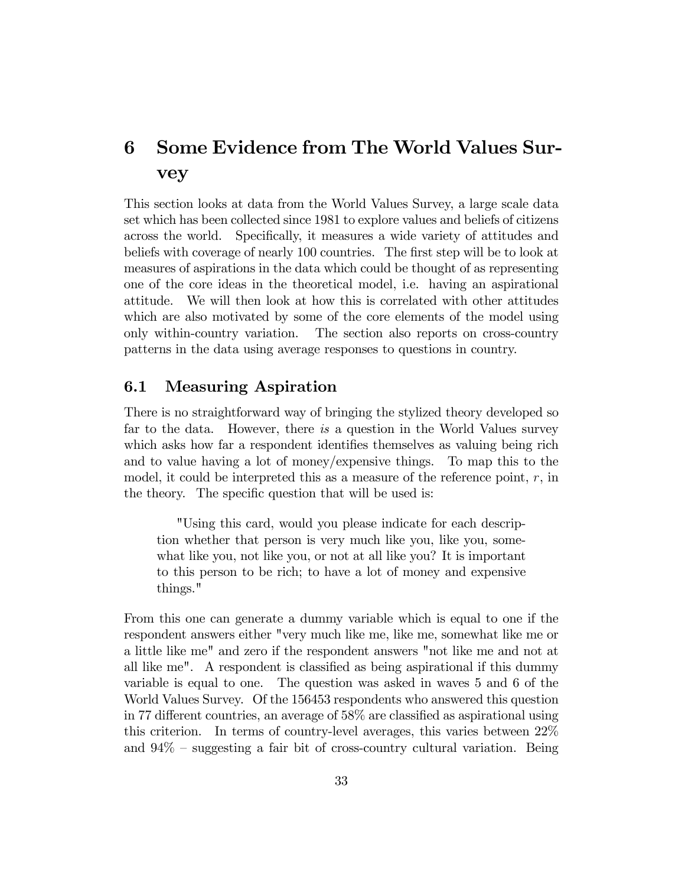# 6 Some Evidence from The World Values Survey

This section looks at data from the World Values Survey, a large scale data set which has been collected since 1981 to explore values and beliefs of citizens across the world. Specifically, it measures a wide variety of attitudes and beliefs with coverage of nearly 100 countries. The first step will be to look at measures of aspirations in the data which could be thought of as representing one of the core ideas in the theoretical model, i.e. having an aspirational attitude. We will then look at how this is correlated with other attitudes which are also motivated by some of the core elements of the model using only within-country variation. The section also reports on cross-country patterns in the data using average responses to questions in country.

## 6.1 Measuring Aspiration

There is no straightforward way of bringing the stylized theory developed so far to the data. However, there *is* a question in the World Values survey which asks how far a respondent identifies themselves as valuing being rich and to value having a lot of money/expensive things. To map this to the model, it could be interpreted this as a measure of the reference point, $r$, in the theory. The specific question that will be used is:

> "Using this card, would you please indicate for each description whether that person is very much like you, like you, somewhat like you, not like you, or not at all like you? It is important to this person to be rich; to have a lot of money and expensive things."

From this one can generate a dummy variable which is equal to one if the respondent answers either "very much like me, like me, somewhat like me or a little like me" and zero if the respondent answers "not like me and not at all like me". A respondent is classified as being aspirational if this dummy variable is equal to one. The question was asked in waves 5 and 6 of the World Values Survey. Of the 156453 respondents who answered this question in 77 different countries, an average of 58% are classified as aspirational using this criterion. In terms of country-level averages, this varies between 22% and 94% – suggesting a fair bit of cross-country cultural variation. Being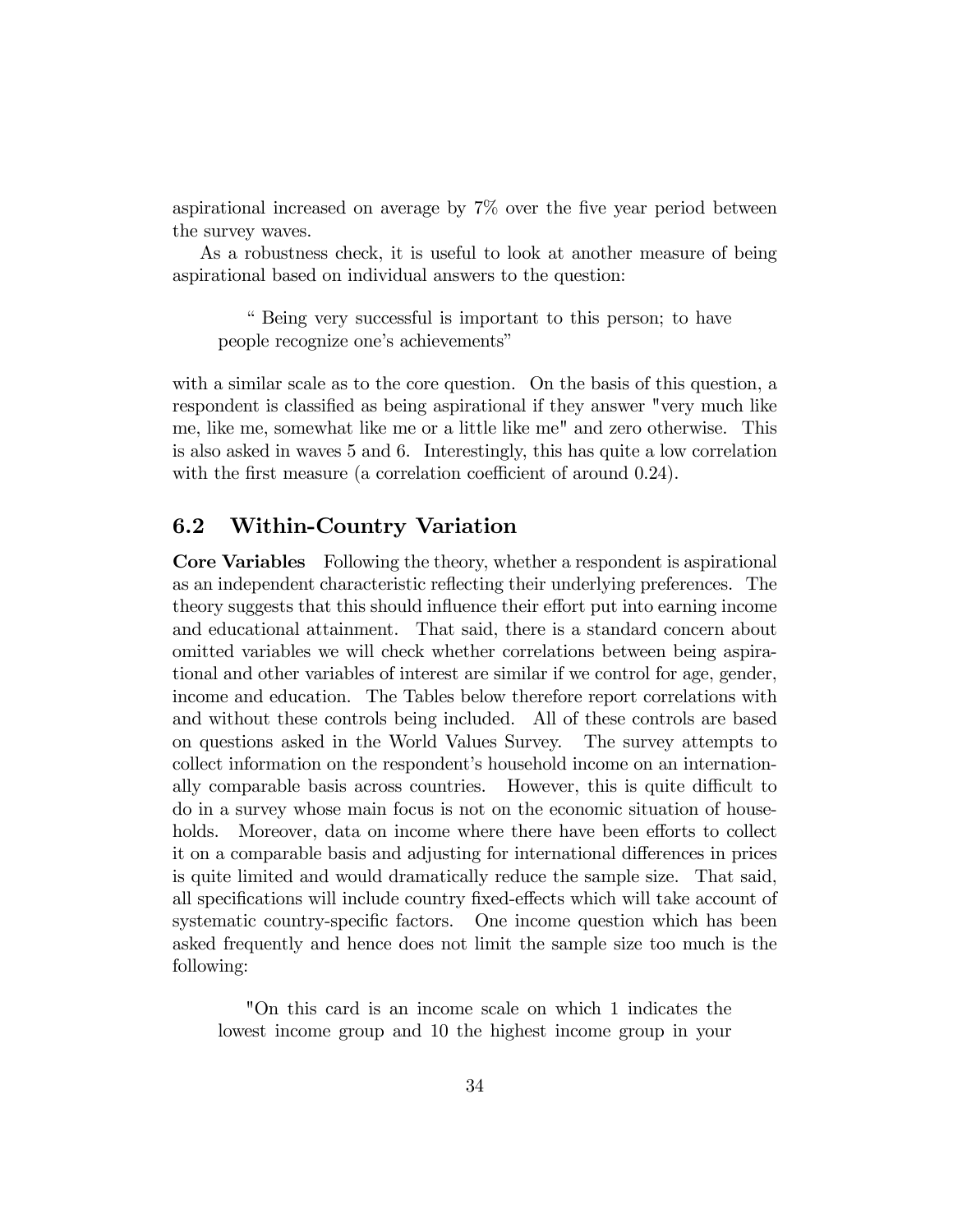aspirational increased on average by 7% over the five year period between the survey waves.

As a robustness check, it is useful to look at another measure of being aspirational based on individual answers to the question:

> " Being very successful is important to this person; to have people recognize one's achievements"

with a similar scale as to the core question. On the basis of this question, a respondent is classified as being aspirational if they answer "very much like me, like me, somewhat like me or a little like me" and zero otherwise. This is also asked in waves 5 and 6. Interestingly, this has quite a low correlation with the first measure (a correlation coefficient of around 0.24).

## 6.2 Within-Country Variation

**Core Variables** Following the theory, whether a respondent is aspirational as an independent characteristic reflecting their underlying preferences. The theory suggests that this should influence their effort put into earning income and educational attainment. That said, there is a standard concern about omitted variables we will check whether correlations between being aspirational and other variables of interest are similar if we control for age, gender, income and education. The Tables below therefore report correlations with and without these controls being included. All of these controls are based on questions asked in the World Values Survey. The survey attempts to collect information on the respondent's household income on an internationally comparable basis across countries. However, this is quite difficult to do in a survey whose main focus is not on the economic situation of households. Moreover, data on income where there have been efforts to collect it on a comparable basis and adjusting for international differences in prices is quite limited and would dramatically reduce the sample size. That said, all specifications will include country fixed-effects which will take account of systematic country-specific factors. One income question which has been asked frequently and hence does not limit the sample size too much is the following:

> "On this card is an income scale on which 1 indicates the lowest income group and 10 the highest income group in your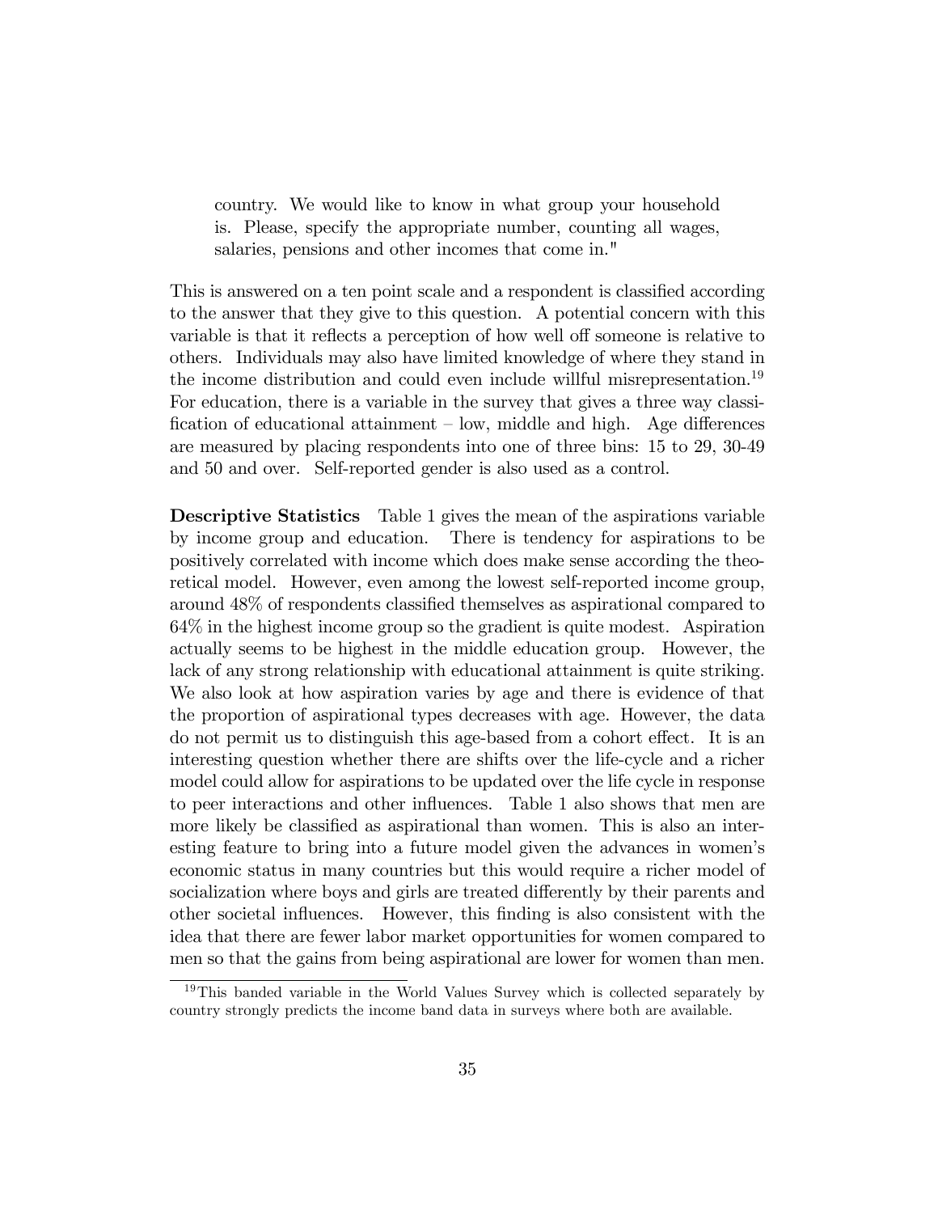country. We would like to know in what group your household is. Please, specify the appropriate number, counting all wages, salaries, pensions and other incomes that come in."

This is answered on a ten point scale and a respondent is classified according to the answer that they give to this question. A potential concern with this variable is that it reflects a perception of how well off someone is relative to others. Individuals may also have limited knowledge of where they stand in the income distribution and could even include willful misrepresentation.[19] For education, there is a variable in the survey that gives a three way classification of educational attainment – low, middle and high. Age differences are measured by placing respondents into one of three bins: 15 to 29, 30-49 and 50 and over. Self-reported gender is also used as a control.

**Descriptive Statistics** Table 1 gives the mean of the aspirations variable by income group and education. There is tendency for aspirations to be positively correlated with income which does make sense according the theoretical model. However, even among the lowest self-reported income group, around 48% of respondents classified themselves as aspirational compared to 64% in the highest income group so the gradient is quite modest. Aspiration actually seems to be highest in the middle education group. However, the lack of any strong relationship with educational attainment is quite striking. We also look at how aspiration varies by age and there is evidence of that the proportion of aspirational types decreases with age. However, the data do not permit us to distinguish this age-based from a cohort effect. It is an interesting question whether there are shifts over the life-cycle and a richer model could allow for aspirations to be updated over the life cycle in response to peer interactions and other influences. Table 1 also shows that men are more likely be classified as aspirational than women. This is also an interesting feature to bring into a future model given the advances in women's economic status in many countries but this would require a richer model of socialization where boys and girls are treated differently by their parents and other societal influences. However, this finding is also consistent with the idea that there are fewer labor market opportunities for women compared to men so that the gains from being aspirational are lower for women than men.

[19] This banded variable in the World Values Survey which is collected separately by country strongly predicts the income band data in surveys where both are available.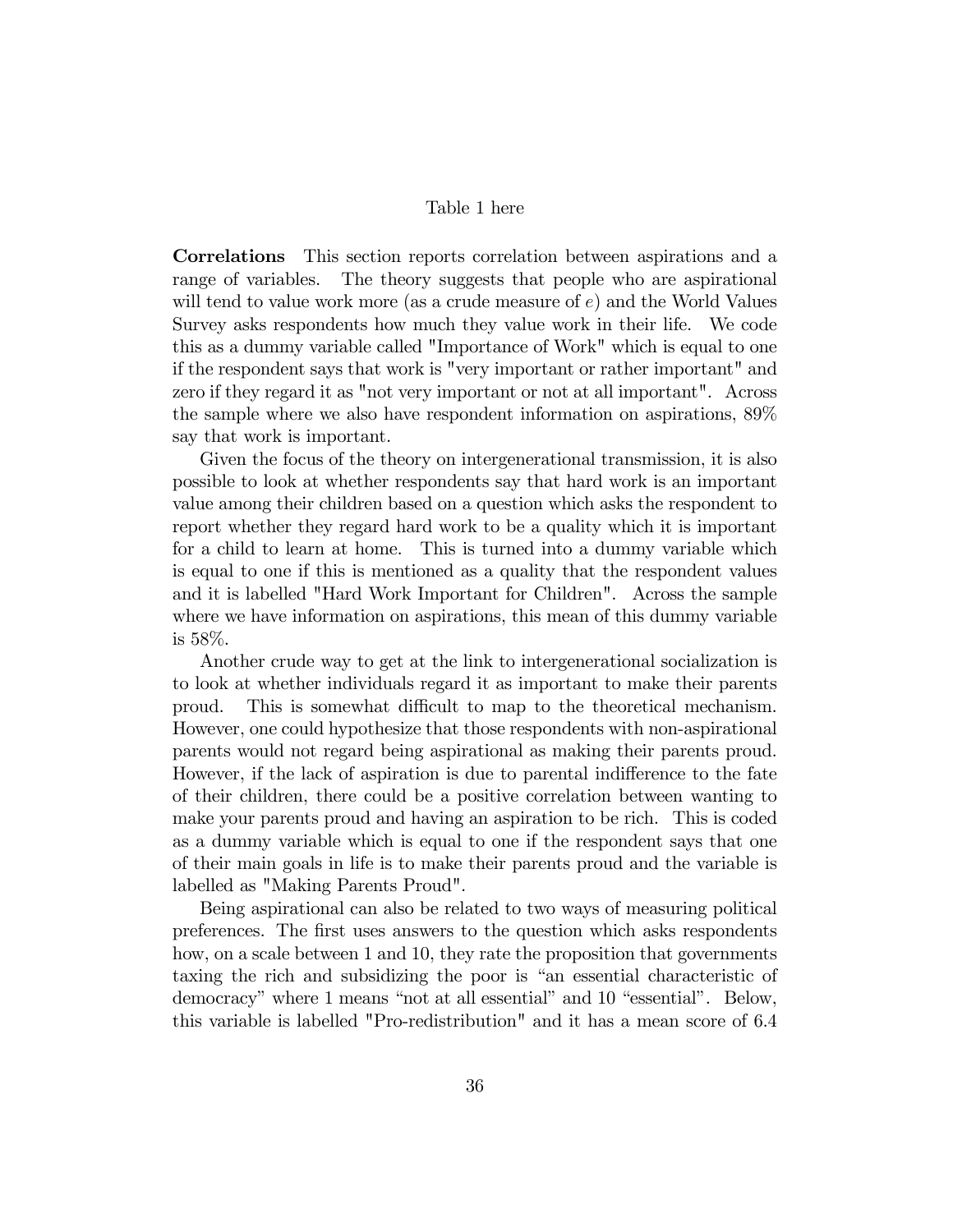Table 1 here

**Correlations** This section reports correlation between aspirations and a range of variables. The theory suggests that people who are aspirational will tend to value work more (as a crude measure of $e$) and the World Values Survey asks respondents how much they value work in their life. We code this as a dummy variable called "Importance of Work" which is equal to one if the respondent says that work is "very important or rather important" and zero if they regard it as "not very important or not at all important". Across the sample where we also have respondent information on aspirations, 89% say that work is important.

Given the focus of the theory on intergenerational transmission, it is also possible to look at whether respondents say that hard work is an important value among their children based on a question which asks the respondent to report whether they regard hard work to be a quality which it is important for a child to learn at home. This is turned into a dummy variable which is equal to one if this is mentioned as a quality that the respondent values and it is labelled "Hard Work Important for Children". Across the sample where we have information on aspirations, this mean of this dummy variable is 58%.

Another crude way to get at the link to intergenerational socialization is to look at whether individuals regard it as important to make their parents proud. This is somewhat difficult to map to the theoretical mechanism. However, one could hypothesize that those respondents with non-aspirational parents would not regard being aspirational as making their parents proud. However, if the lack of aspiration is due to parental indifference to the fate of their children, there could be a positive correlation between wanting to make your parents proud and having an aspiration to be rich. This is coded as a dummy variable which is equal to one if the respondent says that one of their main goals in life is to make their parents proud and the variable is labelled as "Making Parents Proud".

Being aspirational can also be related to two ways of measuring political preferences. The first uses answers to the question which asks respondents how, on a scale between 1 and 10, they rate the proposition that governments taxing the rich and subsidizing the poor is "an essential characteristic of democracy" where 1 means "not at all essential" and 10 "essential". Below, this variable is labelled "Pro-redistribution" and it has a mean score of 6.4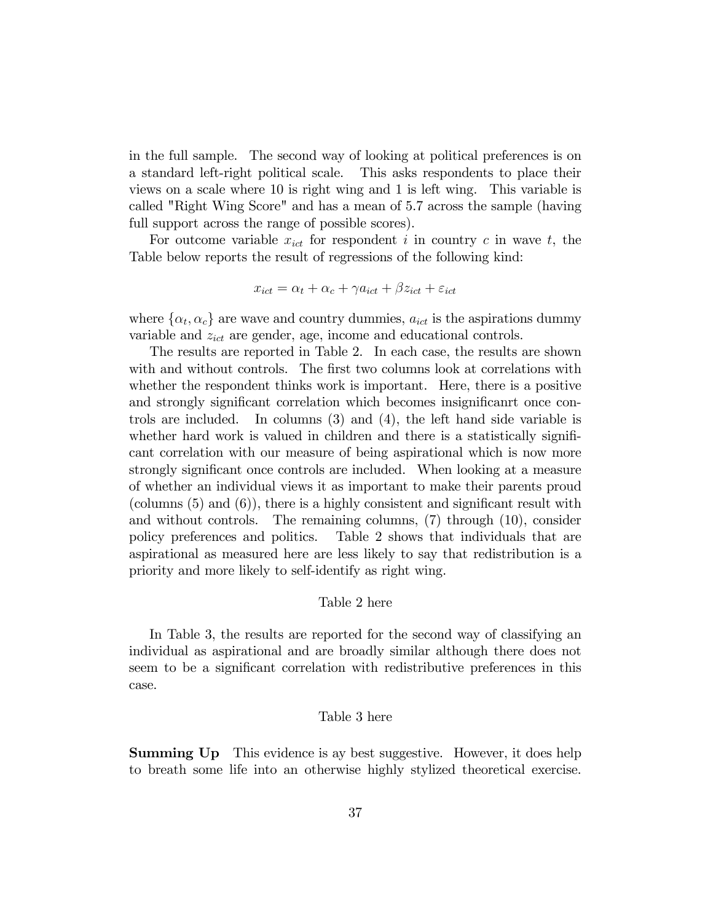in the full sample. The second way of looking at political preferences is on a standard left-right political scale. This asks respondents to place their views on a scale where 10 is right wing and 1 is left wing. This variable is called "Right Wing Score" and has a mean of 5.7 across the sample (having full support across the range of possible scores).

For outcome variable $x_{ict}$ for respondent $i$ in country $c$ in wave $t$, the Table below reports the result of regressions of the following kind:

$$x_{ict} = \alpha_t + \alpha_c + \gamma a_{ict} + \beta z_{ict} + \varepsilon_{ict}$$

where $\{\alpha_t, \alpha_c\}$ are wave and country dummies, $a_{ict}$ is the aspirations dummy variable and $z_{ict}$ are gender, age, income and educational controls.

The results are reported in Table 2. In each case, the results are shown with and without controls. The first two columns look at correlations with whether the respondent thinks work is important. Here, there is a positive and strongly significant correlation which becomes insignificanrt once controls are included. In columns (3) and (4), the left hand side variable is whether hard work is valued in children and there is a statistically significant correlation with our measure of being aspirational which is now more strongly significant once controls are included. When looking at a measure of whether an individual views it as important to make their parents proud (columns (5) and (6)), there is a highly consistent and significant result with and without controls. The remaining columns, (7) through (10), consider policy preferences and politics. Table 2 shows that individuals that are aspirational as measured here are less likely to say that redistribution is a priority and more likely to self-identify as right wing.

Table 2 here

In Table 3, the results are reported for the second way of classifying an individual as aspirational and are broadly similar although there does not seem to be a significant correlation with redistributive preferences in this case.

Table 3 here

**Summing Up** This evidence is ay best suggestive. However, it does help to breath some life into an otherwise highly stylized theoretical exercise.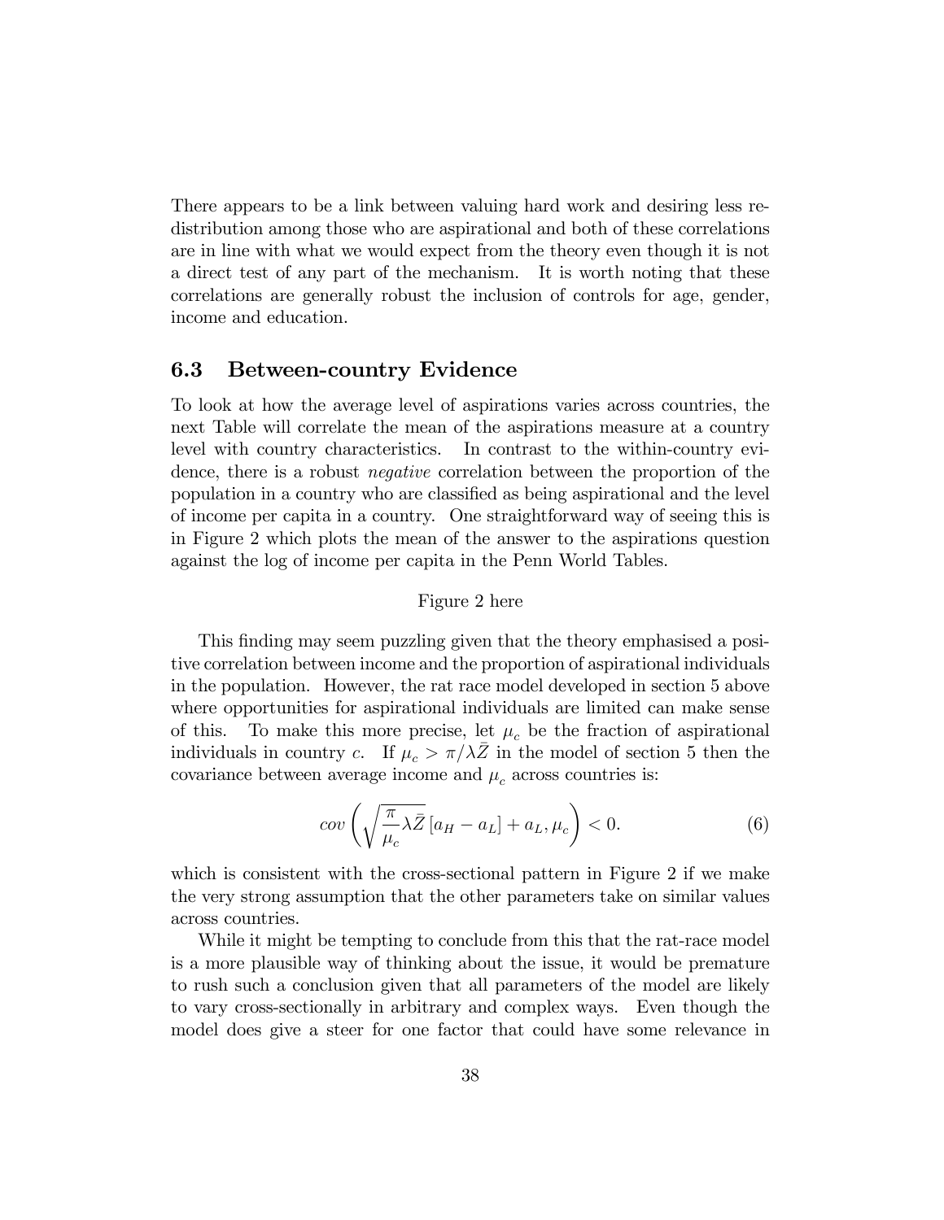There appears to be a link between valuing hard work and desiring less redistribution among those who are aspirational and both of these correlations are in line with what we would expect from the theory even though it is not a direct test of any part of the mechanism. It is worth noting that these correlations are generally robust the inclusion of controls for age, gender, income and education.

### 6.3 Between-country Evidence

To look at how the average level of aspirations varies across countries, the next Table will correlate the mean of the aspirations measure at a country level with country characteristics. In contrast to the within-country evidence, there is a robust *negative* correlation between the proportion of the population in a country who are classified as being aspirational and the level of income per capita in a country. One straightforward way of seeing this is in Figure 2 which plots the mean of the answer to the aspirations question against the log of income per capita in the Penn World Tables.

Figure 2 here

This finding may seem puzzling given that the theory emphasised a positive correlation between income and the proportion of aspirational individuals in the population. However, the rat race model developed in section 5 above where opportunities for aspirational individuals are limited can make sense of this. To make this more precise, let $\mu_c$ be the fraction of aspirational individuals in country $c$. If $\mu_c > \pi/\lambda\bar{Z}$ in the model of section 5 then the covariance between average income and $\mu_c$ across countries is:

$$cov\left(\sqrt{\frac{\pi}{\mu_c}\lambda\bar{Z}}\left[a_H - a_L\right] + a_L, \mu_c\right) < 0. \tag{6}$$

which is consistent with the cross-sectional pattern in Figure 2 if we make the very strong assumption that the other parameters take on similar values across countries.

While it might be tempting to conclude from this that the rat-race model is a more plausible way of thinking about the issue, it would be premature to rush such a conclusion given that all parameters of the model are likely to vary cross-sectionally in arbitrary and complex ways. Even though the model does give a steer for one factor that could have some relevance in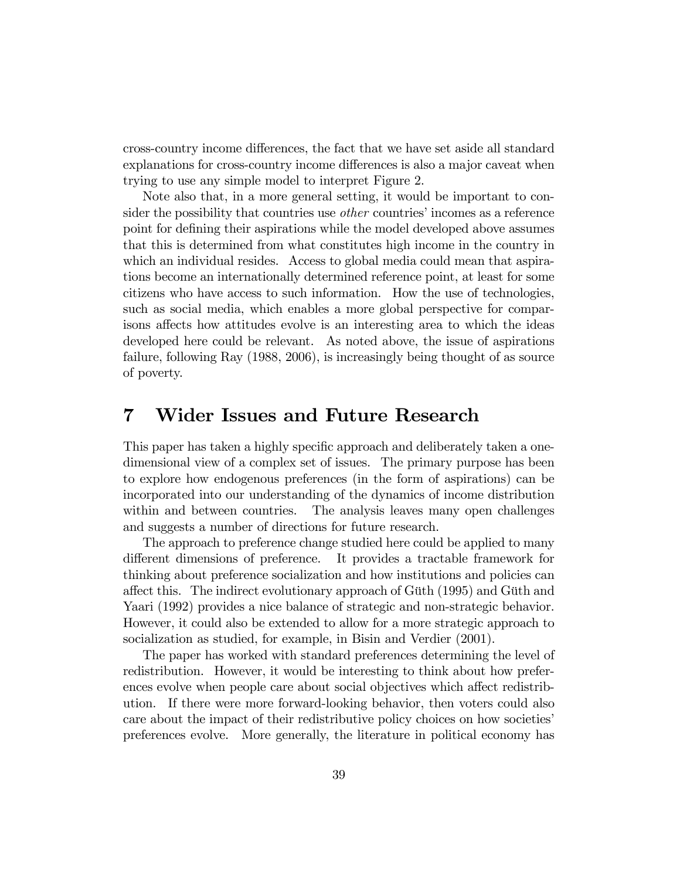cross-country income differences, the fact that we have set aside all standard explanations for cross-country income differences is also a major caveat when trying to use any simple model to interpret Figure 2.

Note also that, in a more general setting, it would be important to consider the possibility that countries use *other* countries' incomes as a reference point for defining their aspirations while the model developed above assumes that this is determined from what constitutes high income in the country in which an individual resides. Access to global media could mean that aspirations become an internationally determined reference point, at least for some citizens who have access to such information. How the use of technologies, such as social media, which enables a more global perspective for comparisons affects how attitudes evolve is an interesting area to which the ideas developed here could be relevant. As noted above, the issue of aspirations failure, following Ray (1988, 2006), is increasingly being thought of as source of poverty.

# 7 Wider Issues and Future Research

This paper has taken a highly specific approach and deliberately taken a one-dimensional view of a complex set of issues. The primary purpose has been to explore how endogenous preferences (in the form of aspirations) can be incorporated into our understanding of the dynamics of income distribution within and between countries. The analysis leaves many open challenges and suggests a number of directions for future research.

The approach to preference change studied here could be applied to many different dimensions of preference. It provides a tractable framework for thinking about preference socialization and how institutions and policies can affect this. The indirect evolutionary approach of Güth (1995) and Güth and Yaari (1992) provides a nice balance of strategic and non-strategic behavior. However, it could also be extended to allow for a more strategic approach to socialization as studied, for example, in Bisin and Verdier (2001).

The paper has worked with standard preferences determining the level of redistribution. However, it would be interesting to think about how preferences evolve when people care about social objectives which affect redistribution. If there were more forward-looking behavior, then voters could also care about the impact of their redistributive policy choices on how societies' preferences evolve. More generally, the literature in political economy has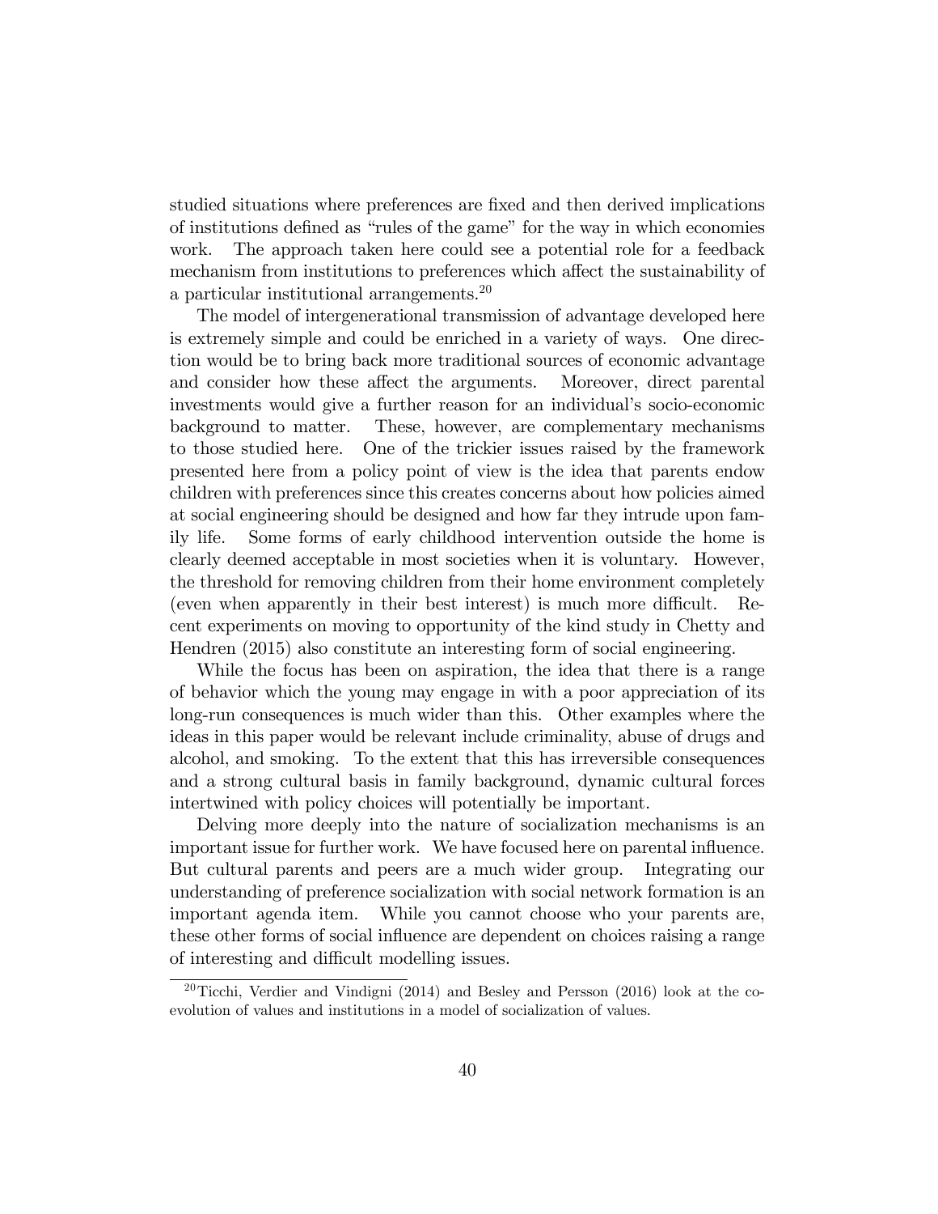studied situations where preferences are fixed and then derived implications of institutions defined as "rules of the game" for the way in which economies work. The approach taken here could see a potential role for a feedback mechanism from institutions to preferences which affect the sustainability of a particular institutional arrangements.[20]

The model of intergenerational transmission of advantage developed here is extremely simple and could be enriched in a variety of ways. One direction would be to bring back more traditional sources of economic advantage and consider how these affect the arguments. Moreover, direct parental investments would give a further reason for an individual's socio-economic background to matter. These, however, are complementary mechanisms to those studied here. One of the trickier issues raised by the framework presented here from a policy point of view is the idea that parents endow children with preferences since this creates concerns about how policies aimed at social engineering should be designed and how far they intrude upon family life. Some forms of early childhood intervention outside the home is clearly deemed acceptable in most societies when it is voluntary. However, the threshold for removing children from their home environment completely (even when apparently in their best interest) is much more difficult. Recent experiments on moving to opportunity of the kind study in Chetty and Hendren (2015) also constitute an interesting form of social engineering.

While the focus has been on aspiration, the idea that there is a range of behavior which the young may engage in with a poor appreciation of its long-run consequences is much wider than this. Other examples where the ideas in this paper would be relevant include criminality, abuse of drugs and alcohol, and smoking. To the extent that this has irreversible consequences and a strong cultural basis in family background, dynamic cultural forces intertwined with policy choices will potentially be important.

Delving more deeply into the nature of socialization mechanisms is an important issue for further work. We have focused here on parental influence. But cultural parents and peers are a much wider group. Integrating our understanding of preference socialization with social network formation is an important agenda item. While you cannot choose who your parents are, these other forms of social influence are dependent on choices raising a range of interesting and difficult modelling issues.

[20] Ticchi, Verdier and Vindigni (2014) and Besley and Persson (2016) look at the co-evolution of values and institutions in a model of socialization of values.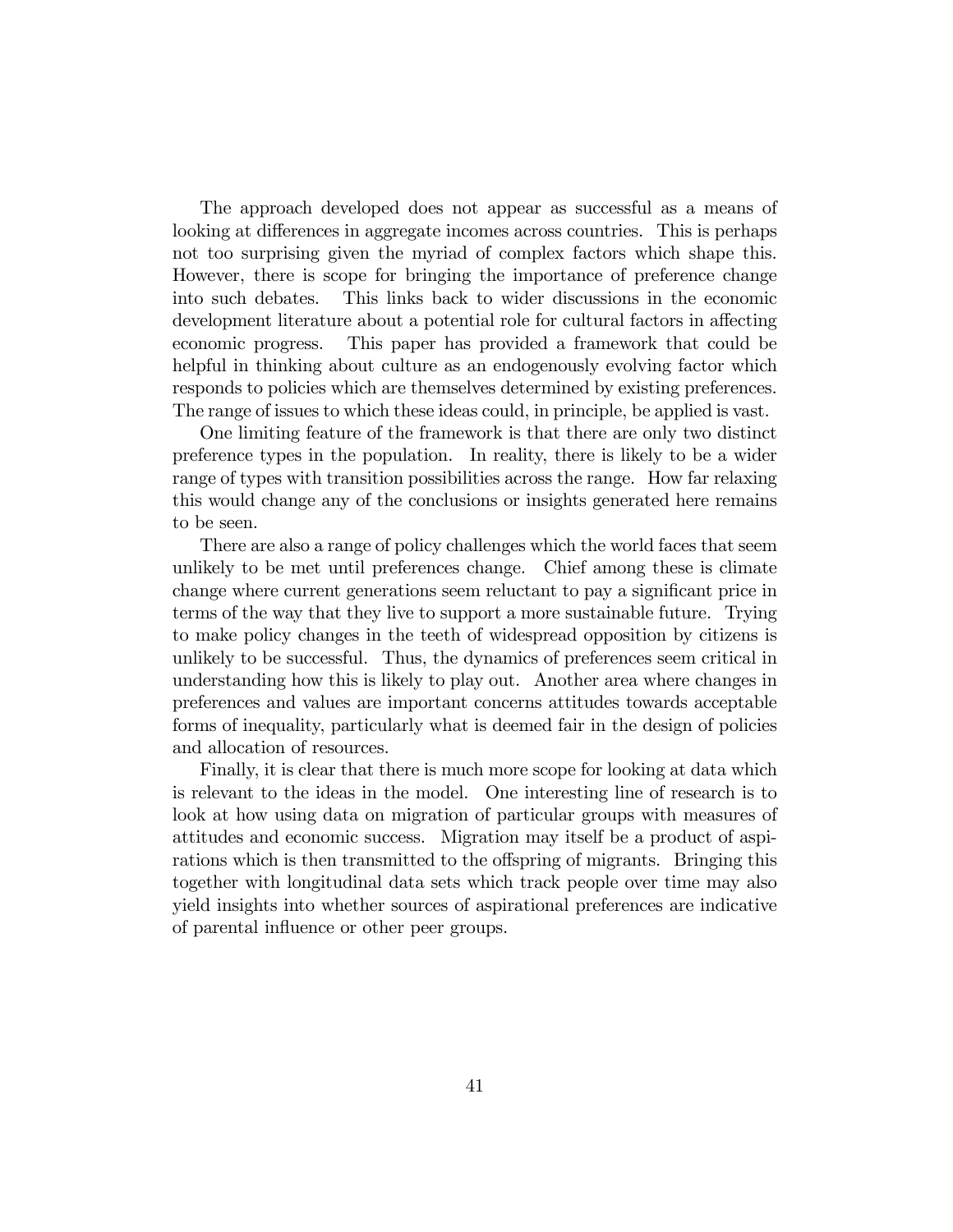The approach developed does not appear as successful as a means of looking at differences in aggregate incomes across countries. This is perhaps not too surprising given the myriad of complex factors which shape this. However, there is scope for bringing the importance of preference change into such debates. This links back to wider discussions in the economic development literature about a potential role for cultural factors in affecting economic progress. This paper has provided a framework that could be helpful in thinking about culture as an endogenously evolving factor which responds to policies which are themselves determined by existing preferences. The range of issues to which these ideas could, in principle, be applied is vast.

One limiting feature of the framework is that there are only two distinct preference types in the population. In reality, there is likely to be a wider range of types with transition possibilities across the range. How far relaxing this would change any of the conclusions or insights generated here remains to be seen.

There are also a range of policy challenges which the world faces that seem unlikely to be met until preferences change. Chief among these is climate change where current generations seem reluctant to pay a significant price in terms of the way that they live to support a more sustainable future. Trying to make policy changes in the teeth of widespread opposition by citizens is unlikely to be successful. Thus, the dynamics of preferences seem critical in understanding how this is likely to play out. Another area where changes in preferences and values are important concerns attitudes towards acceptable forms of inequality, particularly what is deemed fair in the design of policies and allocation of resources.

Finally, it is clear that there is much more scope for looking at data which is relevant to the ideas in the model. One interesting line of research is to look at how using data on migration of particular groups with measures of attitudes and economic success. Migration may itself be a product of aspirations which is then transmitted to the offspring of migrants. Bringing this together with longitudinal data sets which track people over time may also yield insights into whether sources of aspirational preferences are indicative of parental influence or other peer groups.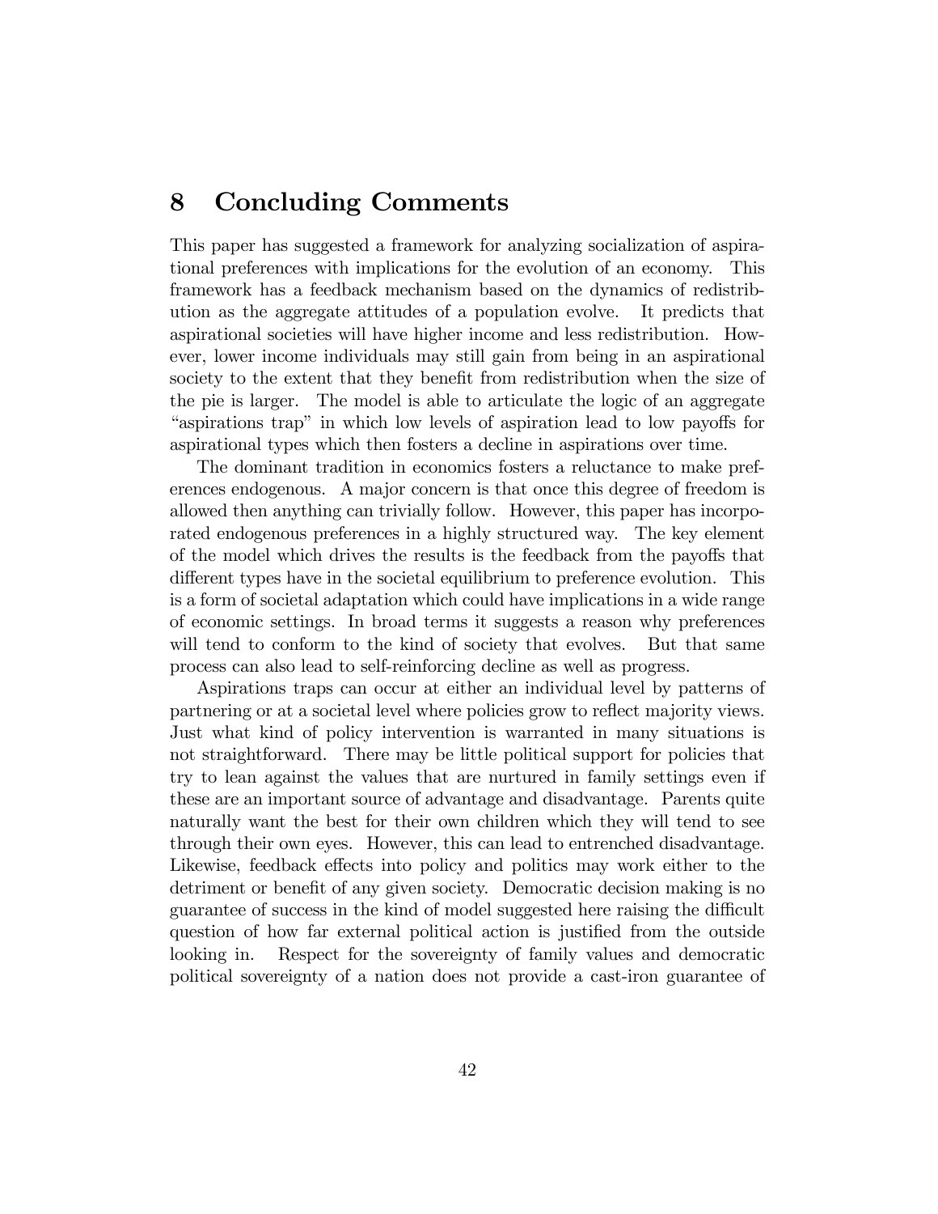# 8 Concluding Comments

This paper has suggested a framework for analyzing socialization of aspirational preferences with implications for the evolution of an economy. This framework has a feedback mechanism based on the dynamics of redistribution as the aggregate attitudes of a population evolve. It predicts that aspirational societies will have higher income and less redistribution. However, lower income individuals may still gain from being in an aspirational society to the extent that they benefit from redistribution when the size of the pie is larger. The model is able to articulate the logic of an aggregate "aspirations trap" in which low levels of aspiration lead to low payoffs for aspirational types which then fosters a decline in aspirations over time.

The dominant tradition in economics fosters a reluctance to make preferences endogenous. A major concern is that once this degree of freedom is allowed then anything can trivially follow. However, this paper has incorporated endogenous preferences in a highly structured way. The key element of the model which drives the results is the feedback from the payoffs that different types have in the societal equilibrium to preference evolution. This is a form of societal adaptation which could have implications in a wide range of economic settings. In broad terms it suggests a reason why preferences will tend to conform to the kind of society that evolves. But that same process can also lead to self-reinforcing decline as well as progress.

Aspirations traps can occur at either an individual level by patterns of partnering or at a societal level where policies grow to reflect majority views. Just what kind of policy intervention is warranted in many situations is not straightforward. There may be little political support for policies that try to lean against the values that are nurtured in family settings even if these are an important source of advantage and disadvantage. Parents quite naturally want the best for their own children which they will tend to see through their own eyes. However, this can lead to entrenched disadvantage. Likewise, feedback effects into policy and politics may work either to the detriment or benefit of any given society. Democratic decision making is no guarantee of success in the kind of model suggested here raising the difficult question of how far external political action is justified from the outside looking in. Respect for the sovereignty of family values and democratic political sovereignty of a nation does not provide a cast-iron guarantee of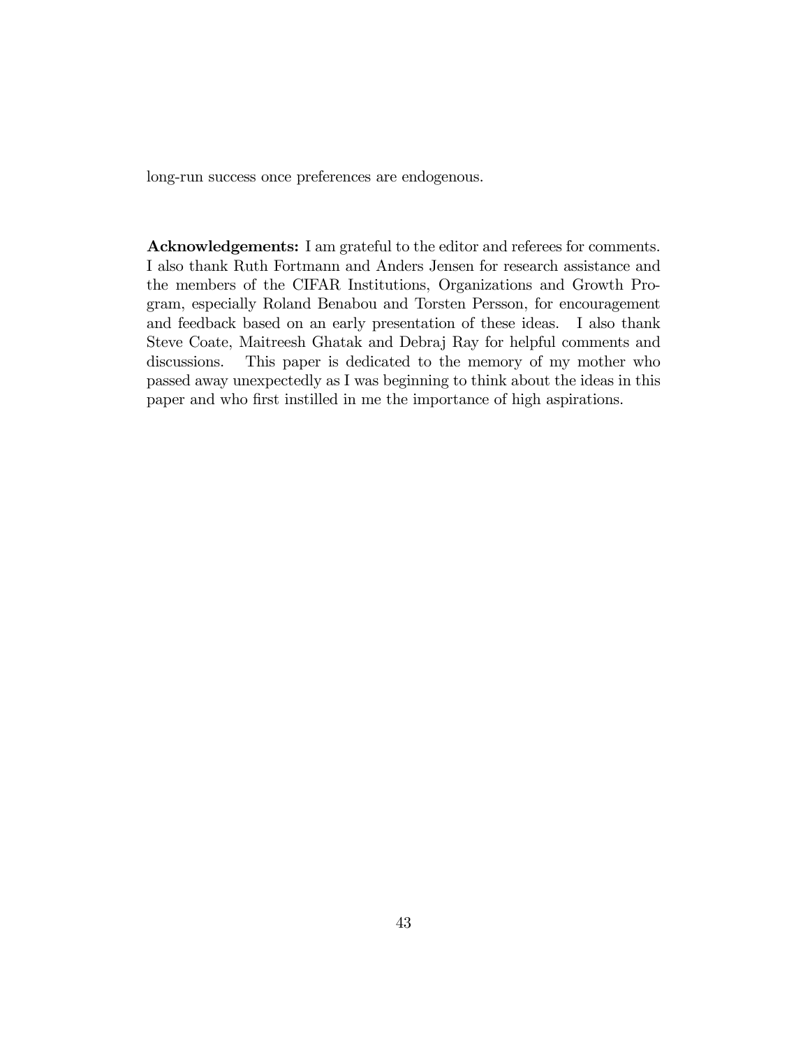long-run success once preferences are endogenous.

**Acknowledgements:** I am grateful to the editor and referees for comments. I also thank Ruth Fortmann and Anders Jensen for research assistance and the members of the CIFAR Institutions, Organizations and Growth Program, especially Roland Benabou and Torsten Persson, for encouragement and feedback based on an early presentation of these ideas. I also thank Steve Coate, Maitreesh Ghatak and Debraj Ray for helpful comments and discussions. This paper is dedicated to the memory of my mother who passed away unexpectedly as I was beginning to think about the ideas in this paper and who first instilled in me the importance of high aspirations.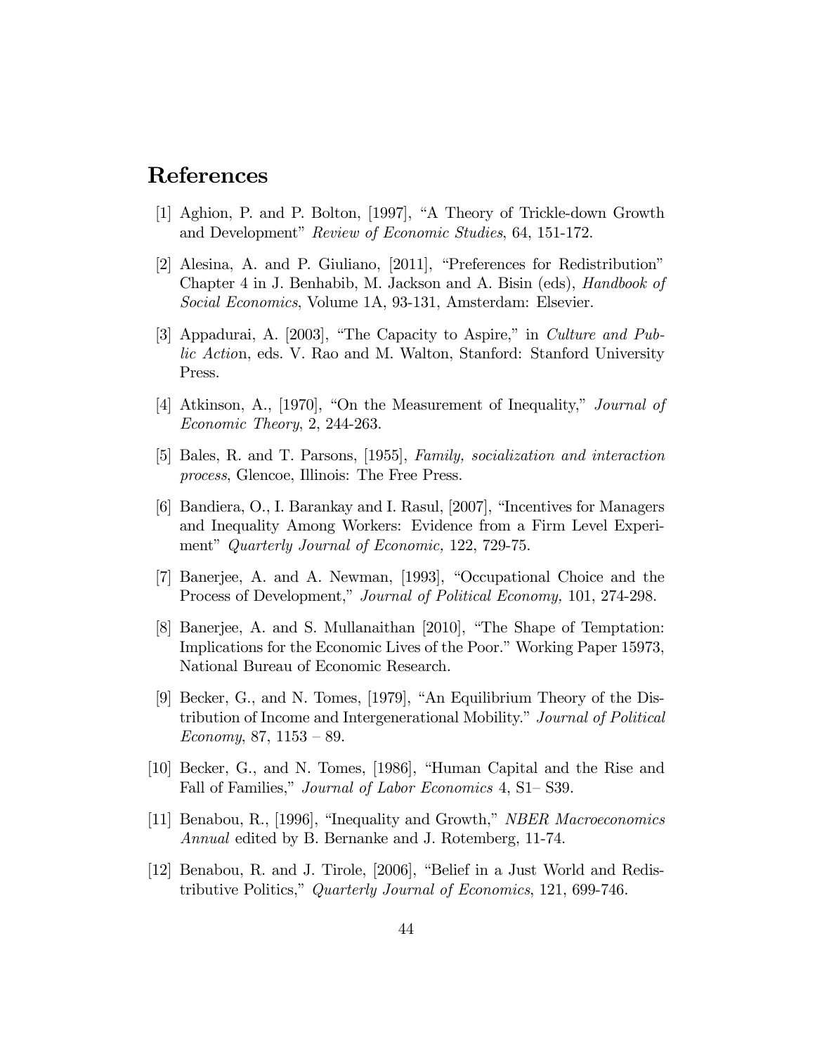# References

[1] Aghion, P. and P. Bolton, [1997], "A Theory of Trickle-down Growth and Development" *Review of Economic Studies*, 64, 151-172.

[2] Alesina, A. and P. Giuliano, [2011], "Preferences for Redistribution" Chapter 4 in J. Benhabib, M. Jackson and A. Bisin (eds), *Handbook of Social Economics*, Volume 1A, 93-131, Amsterdam: Elsevier.

[3] Appadurai, A. [2003], "The Capacity to Aspire," in *Culture and Public Actio*n, eds. V. Rao and M. Walton, Stanford: Stanford University Press.

[4] Atkinson, A., [1970], "On the Measurement of Inequality," *Journal of Economic Theory*, 2, 244-263.

[5] Bales, R. and T. Parsons, [1955], *Family, socialization and interaction process*, Glencoe, Illinois: The Free Press.

[6] Bandiera, O., I. Barankay and I. Rasul, [2007], "Incentives for Managers and Inequality Among Workers: Evidence from a Firm Level Experiment" *Quarterly Journal of Economic,* 122, 729-75.

[7] Banerjee, A. and A. Newman, [1993], "Occupational Choice and the Process of Development," *Journal of Political Economy,* 101, 274-298.

[8] Banerjee, A. and S. Mullanaithan [2010], "The Shape of Temptation: Implications for the Economic Lives of the Poor." Working Paper 15973, National Bureau of Economic Research.

[9] Becker, G., and N. Tomes, [1979], "An Equilibrium Theory of the Distribution of Income and Intergenerational Mobility." *Journal of Political Economy*, 87, 1153 – 89.

[10] Becker, G., and N. Tomes, [1986], "Human Capital and the Rise and Fall of Families," *Journal of Labor Economics* 4, S1– S39.

[11] Benabou, R., [1996], "Inequality and Growth," *NBER Macroeconomics Annual* edited by B. Bernanke and J. Rotemberg, 11-74.

[12] Benabou, R. and J. Tirole, [2006], "Belief in a Just World and Redistributive Politics," *Quarterly Journal of Economics*, 121, 699-746.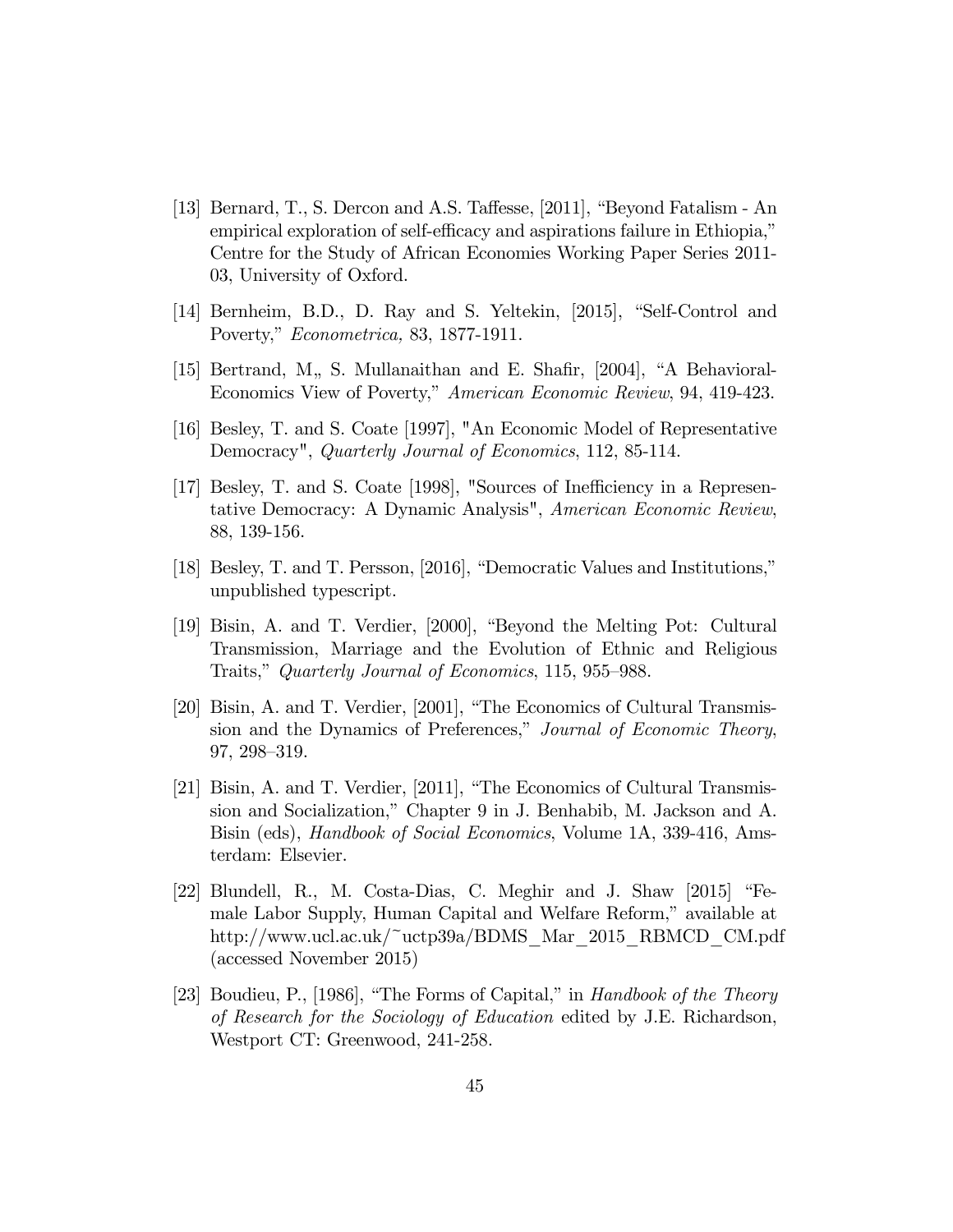[13] Bernard, T., S. Dercon and A.S. Taffesse, [2011], "Beyond Fatalism - An empirical exploration of self-efficacy and aspirations failure in Ethiopia," Centre for the Study of African Economies Working Paper Series 2011-03, University of Oxford.

[14] Bernheim, B.D., D. Ray and S. Yeltekin, [2015], "Self-Control and Poverty," *Econometrica,* 83, 1877-1911.

[15] Bertrand, M„ S. Mullanaithan and E. Shafir, [2004], "A Behavioral-Economics View of Poverty," *American Economic Review*, 94, 419-423.

[16] Besley, T. and S. Coate [1997], "An Economic Model of Representative Democracy", *Quarterly Journal of Economics*, 112, 85-114.

[17] Besley, T. and S. Coate [1998], "Sources of Inefficiency in a Representative Democracy: A Dynamic Analysis", *American Economic Review*, 88, 139-156.

[18] Besley, T. and T. Persson, [2016], "Democratic Values and Institutions," unpublished typescript.

[19] Bisin, A. and T. Verdier, [2000], "Beyond the Melting Pot: Cultural Transmission, Marriage and the Evolution of Ethnic and Religious Traits," *Quarterly Journal of Economics*, 115, 955–988.

[20] Bisin, A. and T. Verdier, [2001], "The Economics of Cultural Transmission and the Dynamics of Preferences," *Journal of Economic Theory*, 97, 298–319.

[21] Bisin, A. and T. Verdier, [2011], "The Economics of Cultural Transmission and Socialization," Chapter 9 in J. Benhabib, M. Jackson and A. Bisin (eds), *Handbook of Social Economics*, Volume 1A, 339-416, Amsterdam: Elsevier.

[22] Blundell, R., M. Costa-Dias, C. Meghir and J. Shaw [2015] "Female Labor Supply, Human Capital and Welfare Reform," available at http://www.ucl.ac.uk/~uctp39a/BDMS_Mar_2015_RBMCD_CM.pdf (accessed November 2015)

[23] Boudieu, P., [1986], "The Forms of Capital," in *Handbook of the Theory of Research for the Sociology of Education* edited by J.E. Richardson, Westport CT: Greenwood, 241-258.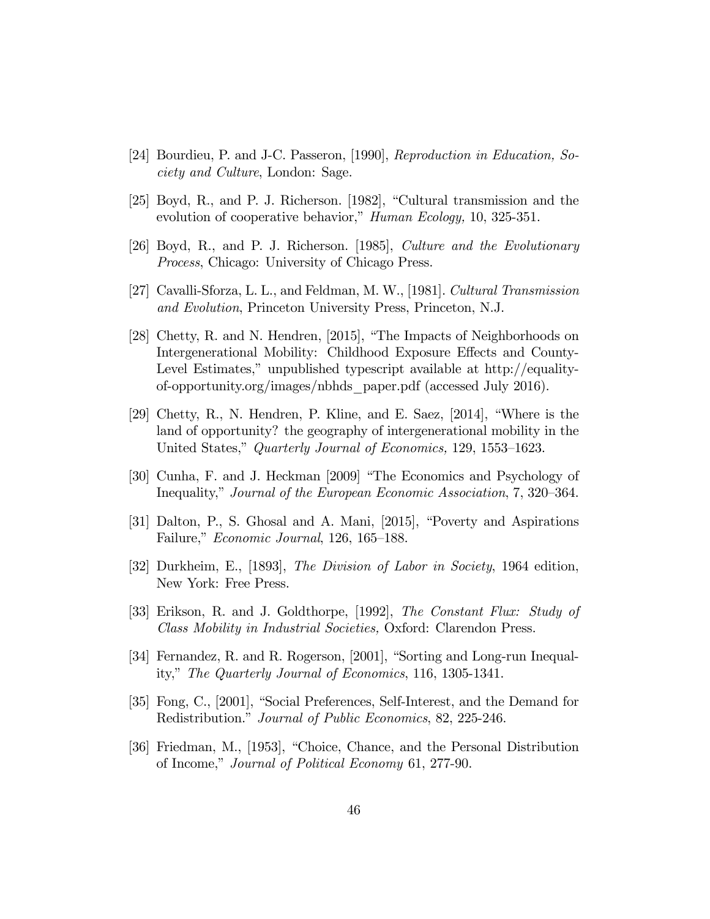[24] Bourdieu, P. and J-C. Passeron, [1990], *Reproduction in Education, Society and Culture*, London: Sage.

[25] Boyd, R., and P. J. Richerson. [1982], "Cultural transmission and the evolution of cooperative behavior," *Human Ecology,* 10, 325-351.

[26] Boyd, R., and P. J. Richerson. [1985], *Culture and the Evolutionary Process*, Chicago: University of Chicago Press.

[27] Cavalli-Sforza, L. L., and Feldman, M. W., [1981]. *Cultural Transmission and Evolution*, Princeton University Press, Princeton, N.J.

[28] Chetty, R. and N. Hendren, [2015], "The Impacts of Neighborhoods on Intergenerational Mobility: Childhood Exposure Effects and County-Level Estimates," unpublished typescript available at http://equality-of-opportunity.org/images/nbhds_paper.pdf (accessed July 2016).

[29] Chetty, R., N. Hendren, P. Kline, and E. Saez, [2014], "Where is the land of opportunity? the geography of intergenerational mobility in the United States," *Quarterly Journal of Economics,* 129, 1553–1623.

[30] Cunha, F. and J. Heckman [2009] "The Economics and Psychology of Inequality," *Journal of the European Economic Association*, 7, 320–364.

[31] Dalton, P., S. Ghosal and A. Mani, [2015], "Poverty and Aspirations Failure," *Economic Journal*, 126, 165–188.

[32] Durkheim, E., [1893], *The Division of Labor in Society*, 1964 edition, New York: Free Press.

[33] Erikson, R. and J. Goldthorpe, [1992], *The Constant Flux: Study of Class Mobility in Industrial Societies,* Oxford: Clarendon Press.

[34] Fernandez, R. and R. Rogerson, [2001], "Sorting and Long-run Inequality," *The Quarterly Journal of Economics*, 116, 1305-1341.

[35] Fong, C., [2001], "Social Preferences, Self-Interest, and the Demand for Redistribution." *Journal of Public Economics*, 82, 225-246.

[36] Friedman, M., [1953], "Choice, Chance, and the Personal Distribution of Income," *Journal of Political Economy* 61, 277-90.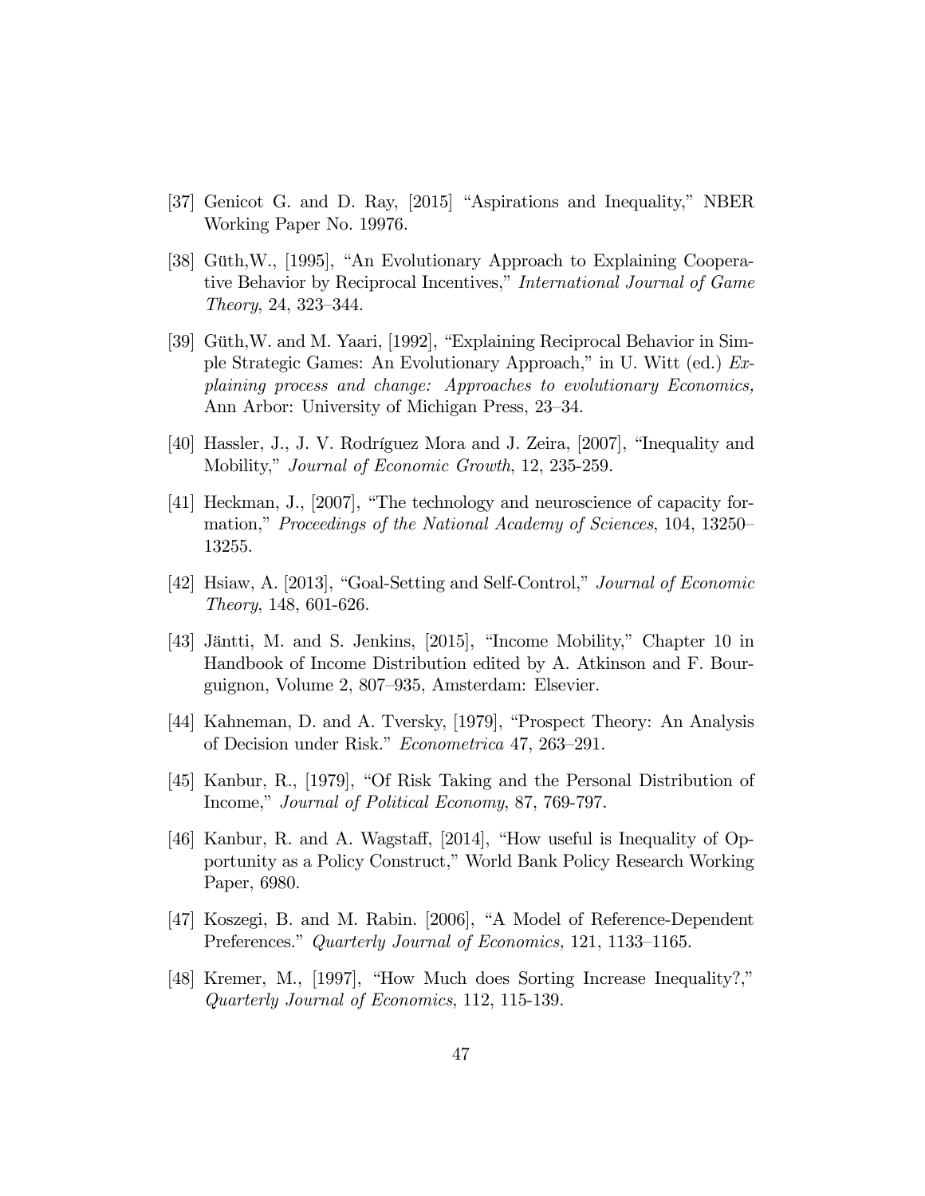[37] Genicot G. and D. Ray, [2015] "Aspirations and Inequality," NBER Working Paper No. 19976.

[38] Güth,W., [1995], "An Evolutionary Approach to Explaining Cooperative Behavior by Reciprocal Incentives," *International Journal of Game Theory*, 24, 323–344.

[39] Güth,W. and M. Yaari, [1992], "Explaining Reciprocal Behavior in Simple Strategic Games: An Evolutionary Approach," in U. Witt (ed.) *Explaining process and change: Approaches to evolutionary Economics,* Ann Arbor: University of Michigan Press, 23–34.

[40] Hassler, J., J. V. Rodríguez Mora and J. Zeira, [2007], "Inequality and Mobility," *Journal of Economic Growth*, 12, 235-259.

[41] Heckman, J., [2007], "The technology and neuroscience of capacity formation," *Proceedings of the National Academy of Sciences*, 104, 13250–13255.

[42] Hsiaw, A. [2013], "Goal-Setting and Self-Control," *Journal of Economic Theory*, 148, 601-626.

[43] Jäntti, M. and S. Jenkins, [2015], "Income Mobility," Chapter 10 in Handbook of Income Distribution edited by A. Atkinson and F. Bourguignon, Volume 2, 807–935, Amsterdam: Elsevier.

[44] Kahneman, D. and A. Tversky, [1979], "Prospect Theory: An Analysis of Decision under Risk." *Econometrica* 47, 263–291.

[45] Kanbur, R., [1979], "Of Risk Taking and the Personal Distribution of Income," *Journal of Political Economy*, 87, 769-797.

[46] Kanbur, R. and A. Wagstaff, [2014], "How useful is Inequality of Opportunity as a Policy Construct," World Bank Policy Research Working Paper, 6980.

[47] Koszegi, B. and M. Rabin. [2006], "A Model of Reference-Dependent Preferences." *Quarterly Journal of Economics,* 121, 1133–1165.

[48] Kremer, M., [1997], "How Much does Sorting Increase Inequality?," *Quarterly Journal of Economics*, 112, 115-139.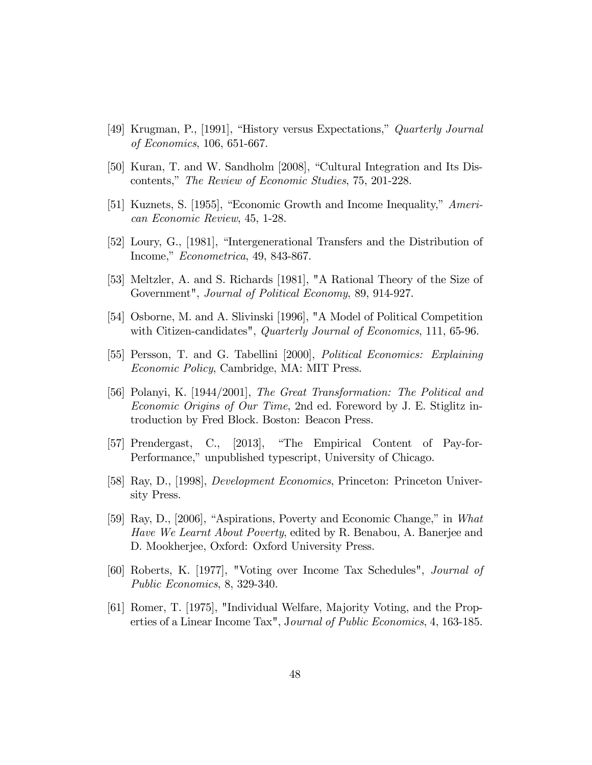[49] Krugman, P., [1991], "History versus Expectations," *Quarterly Journal of Economics*, 106, 651-667.

[50] Kuran, T. and W. Sandholm [2008], "Cultural Integration and Its Discontents," *The Review of Economic Studies*, 75, 201-228.

[51] Kuznets, S. [1955], "Economic Growth and Income Inequality," *American Economic Review*, 45, 1-28.

[52] Loury, G., [1981], "Intergenerational Transfers and the Distribution of Income," *Econometrica*, 49, 843-867.

[53] Meltzler, A. and S. Richards [1981], "A Rational Theory of the Size of Government", *Journal of Political Economy*, 89, 914-927.

[54] Osborne, M. and A. Slivinski [1996], "A Model of Political Competition with Citizen-candidates", *Quarterly Journal of Economics*, 111, 65-96.

[55] Persson, T. and G. Tabellini [2000], *Political Economics: Explaining Economic Policy*, Cambridge, MA: MIT Press.

[56] Polanyi, K. [1944/2001], *The Great Transformation: The Political and Economic Origins of Our Time*, 2nd ed. Foreword by J. E. Stiglitz introduction by Fred Block. Boston: Beacon Press.

[57] Prendergast, C., [2013], "The Empirical Content of Pay-for-Performance," unpublished typescript, University of Chicago.

[58] Ray, D., [1998], *Development Economics*, Princeton: Princeton University Press.

[59] Ray, D., [2006], "Aspirations, Poverty and Economic Change," in *What Have We Learnt About Poverty*, edited by R. Benabou, A. Banerjee and D. Mookherjee, Oxford: Oxford University Press.

[60] Roberts, K. [1977], "Voting over Income Tax Schedules", *Journal of Public Economics*, 8, 329-340.

[61] Romer, T. [1975], "Individual Welfare, Majority Voting, and the Properties of a Linear Income Tax", J*ournal of Public Economics*, 4, 163-185.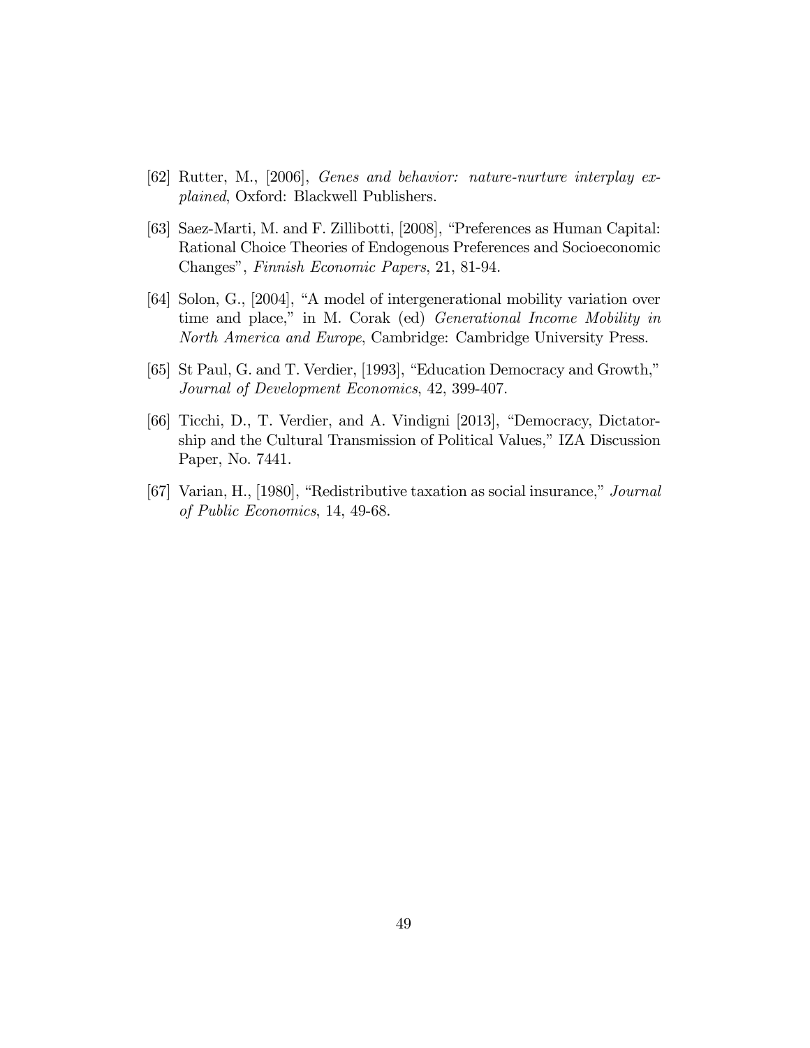[62] Rutter, M., [2006], *Genes and behavior: nature-nurture interplay explained*, Oxford: Blackwell Publishers.

[63] Saez-Marti, M. and F. Zillibotti, [2008], "Preferences as Human Capital: Rational Choice Theories of Endogenous Preferences and Socioeconomic Changes", *Finnish Economic Papers*, 21, 81-94.

[64] Solon, G., [2004], "A model of intergenerational mobility variation over time and place," in M. Corak (ed) *Generational Income Mobility in North America and Europe*, Cambridge: Cambridge University Press.

[65] St Paul, G. and T. Verdier, [1993], "Education Democracy and Growth," *Journal of Development Economics*, 42, 399-407.

[66] Ticchi, D., T. Verdier, and A. Vindigni [2013], "Democracy, Dictatorship and the Cultural Transmission of Political Values," IZA Discussion Paper, No. 7441.

[67] Varian, H., [1980], "Redistributive taxation as social insurance," *Journal of Public Economics*, 14, 49-68.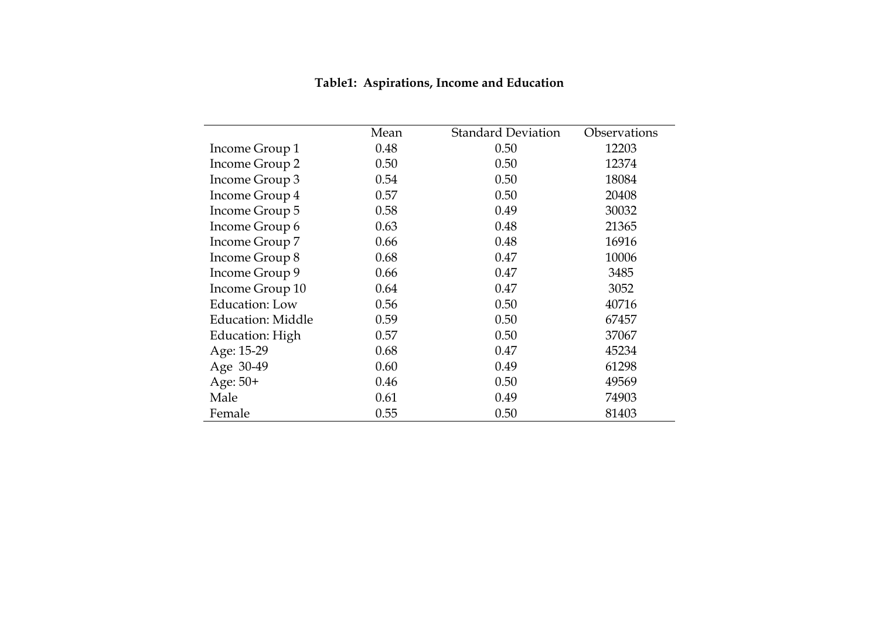**Table1: Aspirations, Income and Education**

| | Mean | Standard Deviation | Observations |
|---|---|---|---|
| Income Group 1 | 0.48 | 0.50 | 12203 |
| Income Group 2 | 0.50 | 0.50 | 12374 |
| Income Group 3 | 0.54 | 0.50 | 18084 |
| Income Group 4 | 0.57 | 0.50 | 20408 |
| Income Group 5 | 0.58 | 0.49 | 30032 |
| Income Group 6 | 0.63 | 0.48 | 21365 |
| Income Group 7 | 0.66 | 0.48 | 16916 |
| Income Group 8 | 0.68 | 0.47 | 10006 |
| Income Group 9 | 0.66 | 0.47 | 3485 |
| Income Group 10 | 0.64 | 0.47 | 3052 |
| Education: Low | 0.56 | 0.50 | 40716 |
| Education: Middle | 0.59 | 0.50 | 67457 |
| Education: High | 0.57 | 0.50 | 37067 |
| Age: 15-29 | 0.68 | 0.47 | 45234 |
| Age 30-49 | 0.60 | 0.49 | 61298 |
| Age: 50+ | 0.46 | 0.50 | 49569 |
| Male | 0.61 | 0.49 | 74903 |
| Female | 0.55 | 0.50 | 81403 |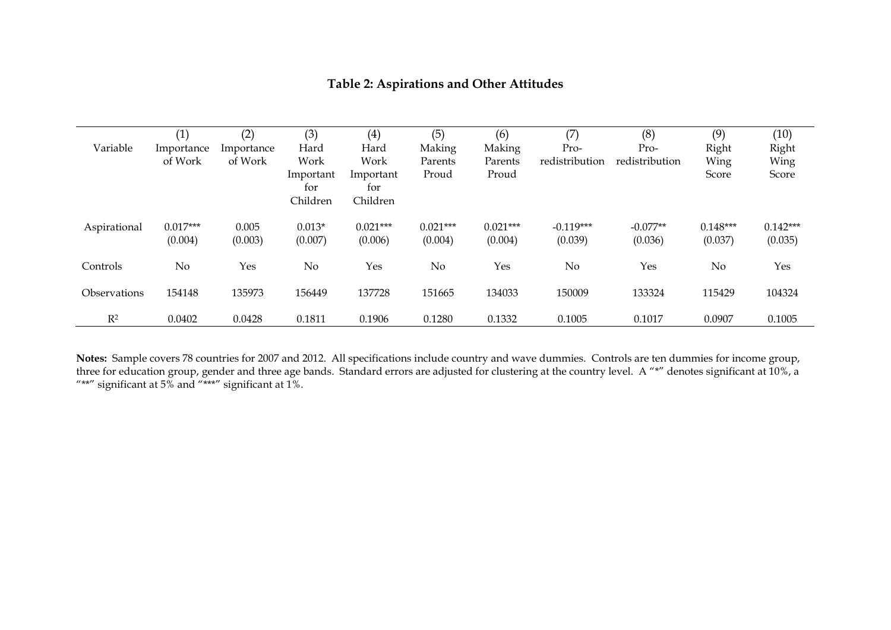**Table 2: Aspirations and Other Attitudes**

| Variable | (1) Importance of Work | (2) Importance of Work | (3) Hard Work Important for Children | (4) Hard Work Important for Children | (5) Making Parents Proud | (6) Making Parents Proud | (7) Pro-redistribution | (8) Pro-redistribution | (9) Right Wing Score | (10) Right Wing Score |
|---|---|---|---|---|---|---|---|---|---|---|
| Aspirational | 0.017*** | 0.005 | 0.013* | 0.021*** | 0.021*** | 0.021*** | -0.119*** | -0.077** | 0.148*** | 0.142*** |
| | (0.004) | (0.003) | (0.007) | (0.006) | (0.004) | (0.004) | (0.039) | (0.036) | (0.037) | (0.035) |
| Controls | No | Yes | No | Yes | No | Yes | No | Yes | No | Yes |
| Observations | 154148 | 135973 | 156449 | 137728 | 151665 | 134033 | 150009 | 133324 | 115429 | 104324 |
| $R^2$ | 0.0402 | 0.0428 | 0.1811 | 0.1906 | 0.1280 | 0.1332 | 0.1005 | 0.1017 | 0.0907 | 0.1005 |

**Notes:** Sample covers 78 countries for 2007 and 2012. All specifications include country and wave dummies. Controls are ten dummies for income group, three for education group, gender and three age bands. Standard errors are adjusted for clustering at the country level. A "*" denotes significant at 10%, a "**" significant at 5% and "***" significant at 1%.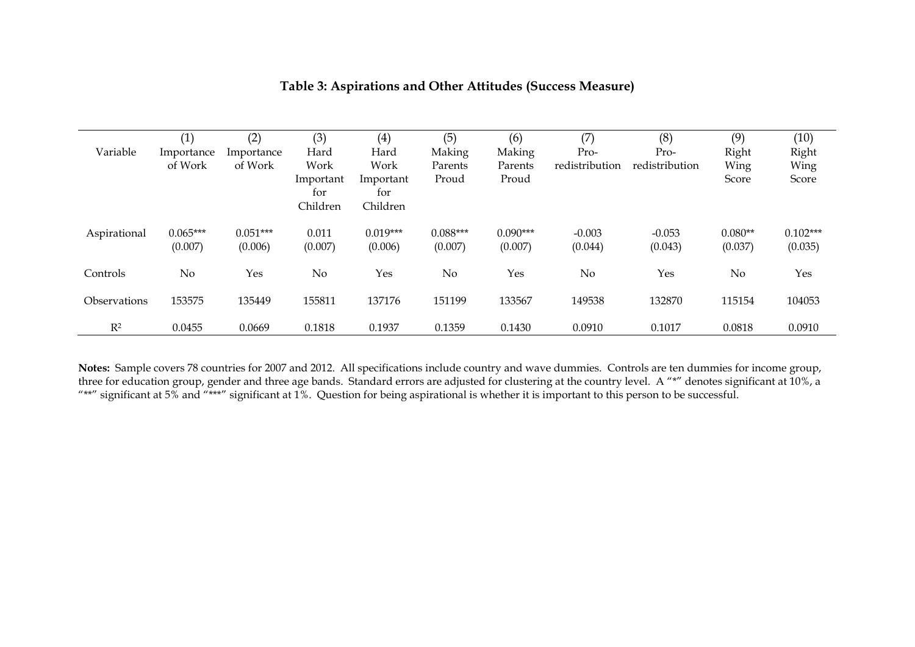## Table 3: Aspirations and Other Attitudes (Success Measure)

| Variable | (1) Importance of Work | (2) Importance of Work | (3) Hard Work Important for Children | (4) Hard Work Important for Children | (5) Making Parents Proud | (6) Making Parents Proud | (7) Pro-redistribution | (8) Pro-redistribution | (9) Right Wing Score | (10) Right Wing Score |
|---|---|---|---|---|---|---|---|---|---|---|
| Aspirational | 0.065*** | 0.051*** | 0.011 | 0.019*** | 0.088*** | 0.090*** | -0.003 | -0.053 | 0.080** | 0.102*** |
| | (0.007) | (0.006) | (0.007) | (0.006) | (0.007) | (0.007) | (0.044) | (0.043) | (0.037) | (0.035) |
| Controls | No | Yes | No | Yes | No | Yes | No | Yes | No | Yes |
| Observations | 153575 | 135449 | 155811 | 137176 | 151199 | 133567 | 149538 | 132870 | 115154 | 104053 |
| $R^2$ | 0.0455 | 0.0669 | 0.1818 | 0.1937 | 0.1359 | 0.1430 | 0.0910 | 0.1017 | 0.0818 | 0.0910 |

**Notes:** Sample covers 78 countries for 2007 and 2012. All specifications include country and wave dummies. Controls are ten dummies for income group, three for education group, gender and three age bands. Standard errors are adjusted for clustering at the country level. A "*" denotes significant at 10%, a "**" significant at 5% and "***" significant at 1%. Question for being aspirational is whether it is important to this person to be successful.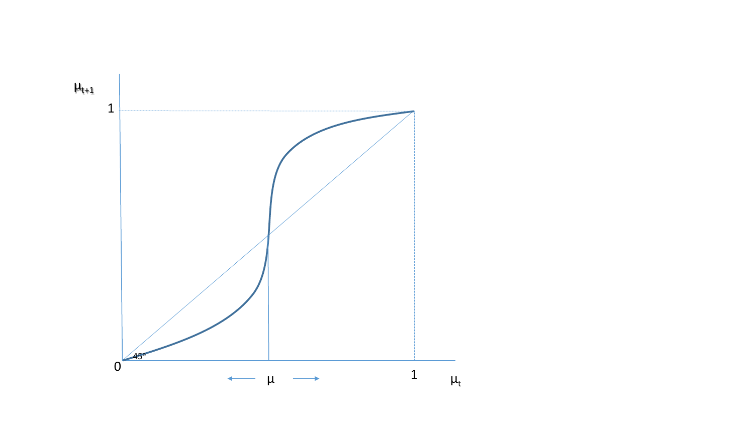$\mu_{t+1}$

1

0

45°

$\mu$

1

$\mu_t$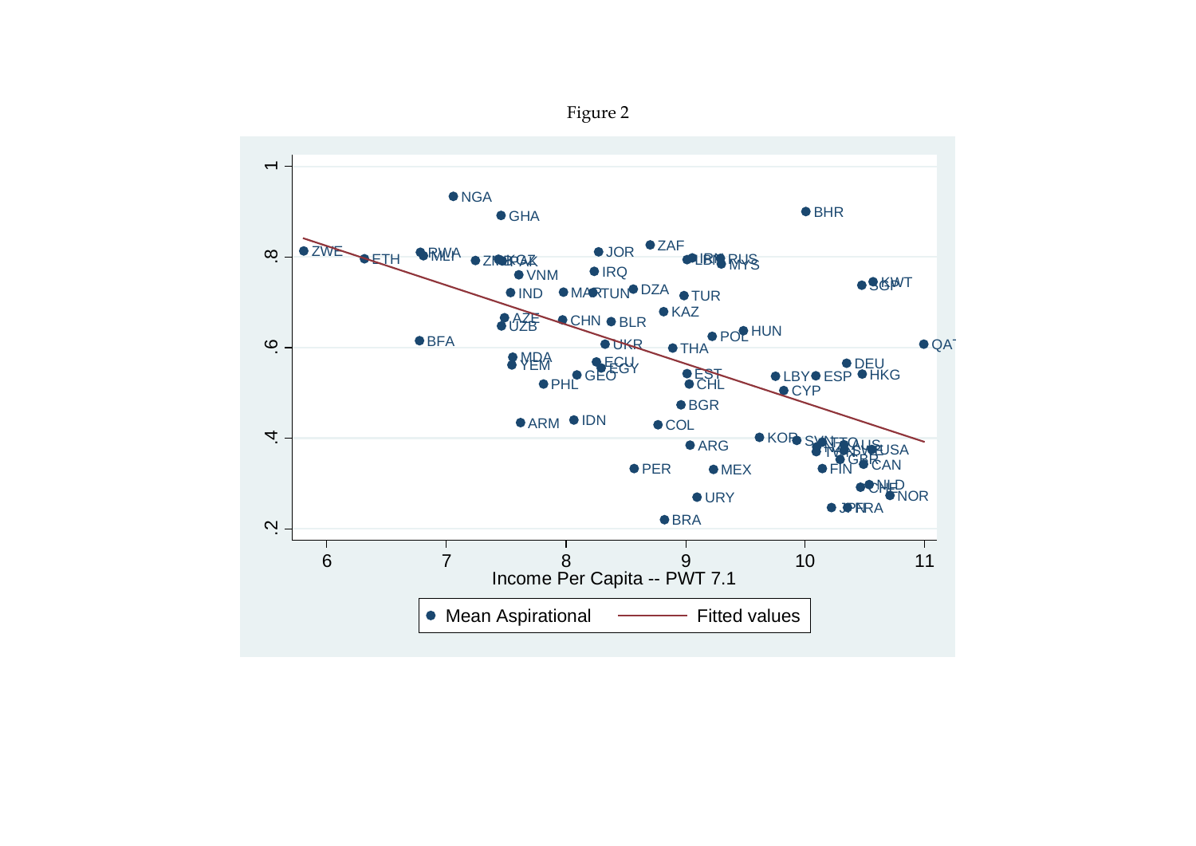Figure 2

1
.8
.6
.4
.2

6
7
8
9
10
11

Income Per Capita -- PWT 7.1

NGA
GHA
BHR
ZWE
ETH
RWA
MLI
ZMB
MOZ
PAK
JOR
ZAF
IRN
LBN
RUS
MYS
VNM
IRQ
IND
MAR
TUN
DZA
TUR
KWT
SGP
AZE
UZB
CHN
BLR
KAZ
POL
HUN
BFA
UKR
THA
QAT
MDA
YEM
ECU
EGY
GEO
PHL
EST
CHL
LBY
ESP
DEU
HKG
CYP
BGR
ARM
IDN
COL
KOR
SVN
ITA
AUS
USA
TWN
SWE
GBR
CAN
ARG
PER
MEX
FIN
NLD
CHE
NOR
URY
JPN
FRA
BRA

Mean Aspirational
Fitted values